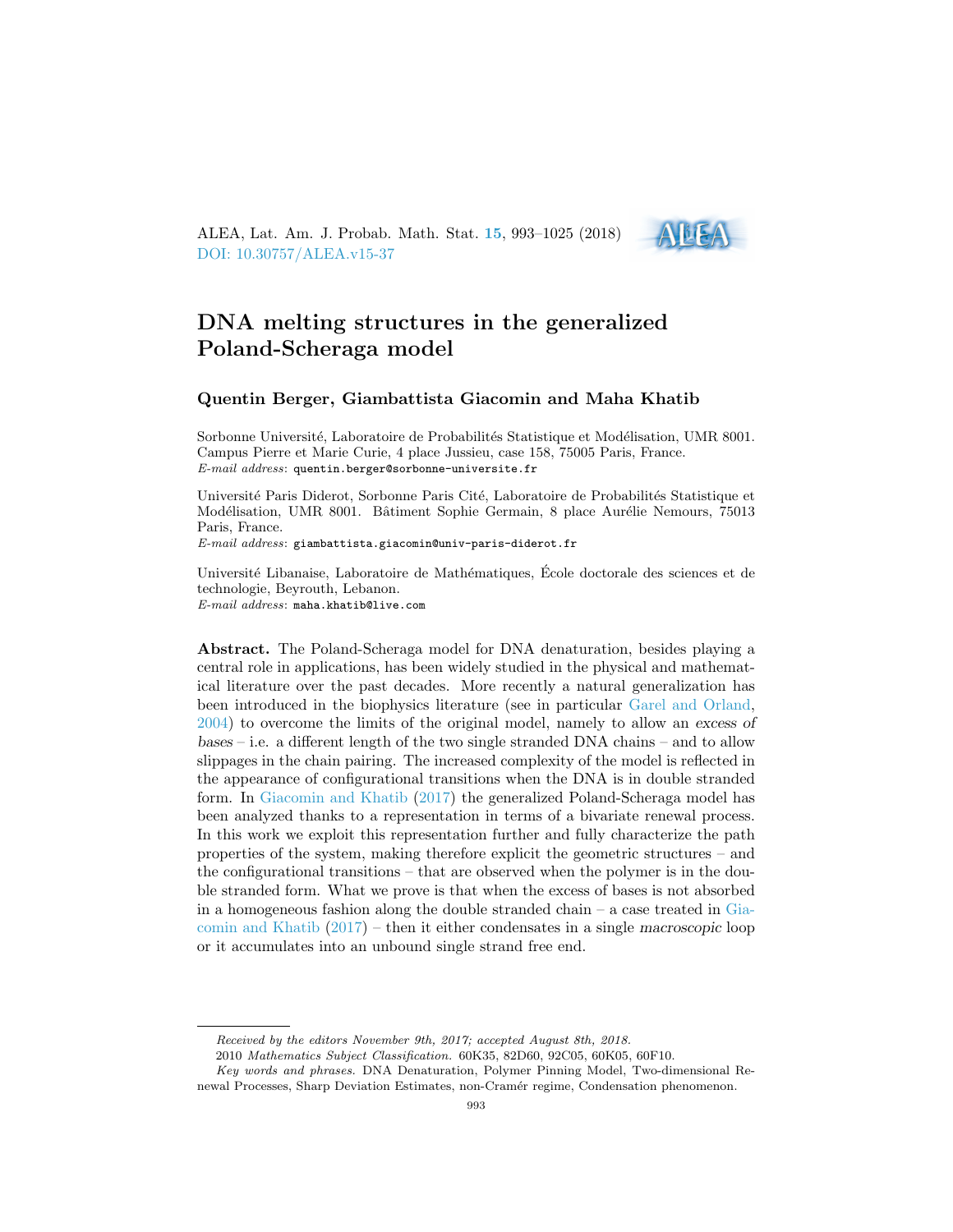# DNA melting structures in the generalized Poland-Scheraga model

**Quentin Berger, Giambattista Giacomin and Maha Khatib**

Sorbonne Université, Laboratoire de Probabilités Statistique et Modélisation, UMR 8001. Campus Pierre et Marie Curie, 4 place Jussieu, case 158, 75005 Paris, France.
*E-mail address*: quentin.berger@sorbonne-universite.fr

Université Paris Diderot, Sorbonne Paris Cité, Laboratoire de Probabilités Statistique et Modélisation, UMR 8001. Bâtiment Sophie Germain, 8 place Aurélie Nemours, 75013 Paris, France.
*E-mail address*: giambattista.giacomin@univ-paris-diderot.fr

Université Libanaise, Laboratoire de Mathématiques, École doctorale des sciences et de technologie, Beyrouth, Lebanon.
*E-mail address*: maha.khatib@live.com

**Abstract.** The Poland-Scheraga model for DNA denaturation, besides playing a central role in applications, has been widely studied in the physical and mathematical literature over the past decades. More recently a natural generalization has been introduced in the biophysics literature (see in particular Garel and Orland, 2004) to overcome the limits of the original model, namely to allow an *excess of bases* – i.e. a different length of the two single stranded DNA chains – and to allow slippages in the chain pairing. The increased complexity of the model is reflected in the appearance of configurational transitions when the DNA is in double stranded form. In Giacomin and Khatib (2017) the generalized Poland-Scheraga model has been analyzed thanks to a representation in terms of a bivariate renewal process. In this work we exploit this representation further and fully characterize the path properties of the system, making therefore explicit the geometric structures – and the configurational transitions – that are observed when the polymer is in the double stranded form. What we prove is that when the excess of bases is not absorbed in a homogeneous fashion along the double stranded chain – a case treated in Giacomin and Khatib (2017) – then it either condensates in a single *macroscopic* loop or it accumulates into an unbound single strand free end.

---

*Received by the editors November 9th, 2017; accepted August 8th, 2018.*

2010 *Mathematics Subject Classification.* 60K35, 82D60, 92C05, 60K05, 60F10.

*Key words and phrases.* DNA Denaturation, Polymer Pinning Model, Two-dimensional Renewal Processes, Sharp Deviation Estimates, non-Cramér regime, Condensation phenomenon.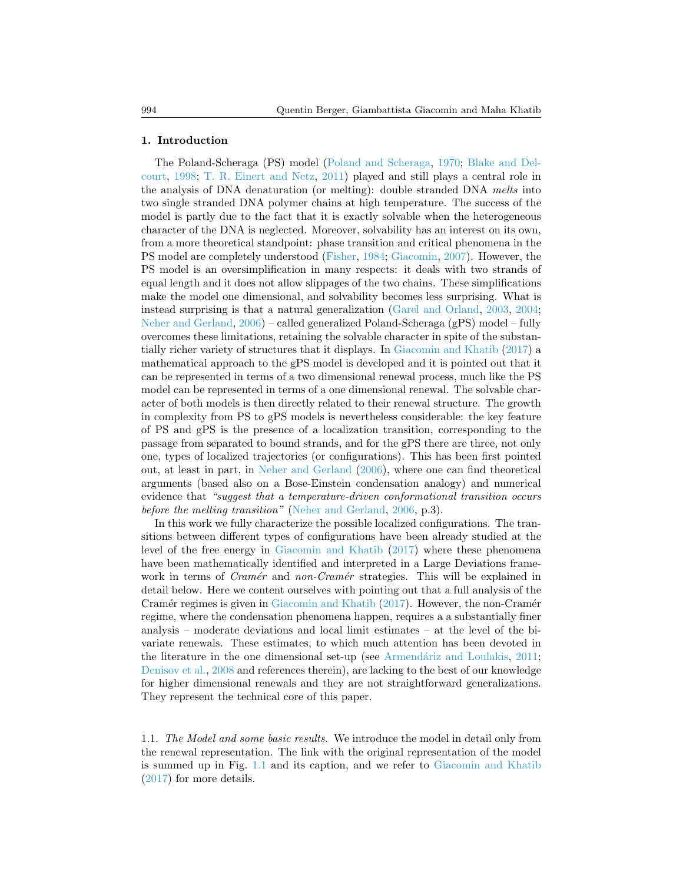## 1. Introduction

The Poland-Scheraga (PS) model (Poland and Scheraga, 1970; Blake and Delcourt, 1998; T. R. Einert and Netz, 2011) played and still plays a central role in the analysis of DNA denaturation (or melting): double stranded DNA *melts* into two single stranded DNA polymer chains at high temperature. The success of the model is partly due to the fact that it is exactly solvable when the heterogeneous character of the DNA is neglected. Moreover, solvability has an interest on its own, from a more theoretical standpoint: phase transition and critical phenomena in the PS model are completely understood (Fisher, 1984; Giacomin, 2007). However, the PS model is an oversimplification in many respects: it deals with two strands of equal length and it does not allow slippages of the two chains. These simplifications make the model one dimensional, and solvability becomes less surprising. What is instead surprising is that a natural generalization (Garel and Orland, 2003, 2004; Neher and Gerland, 2006) – called generalized Poland-Scheraga (gPS) model – fully overcomes these limitations, retaining the solvable character in spite of the substantially richer variety of structures that it displays. In Giacomin and Khatib (2017) a mathematical approach to the gPS model is developed and it is pointed out that it can be represented in terms of a two dimensional renewal process, much like the PS model can be represented in terms of a one dimensional renewal. The solvable character of both models is then directly related to their renewal structure. The growth in complexity from PS to gPS models is nevertheless considerable: the key feature of PS and gPS is the presence of a localization transition, corresponding to the passage from separated to bound strands, and for the gPS there are three, not only one, types of localized trajectories (or configurations). This has been first pointed out, at least in part, in Neher and Gerland (2006), where one can find theoretical arguments (based also on a Bose-Einstein condensation analogy) and numerical evidence that *"suggest that a temperature-driven conformational transition occurs before the melting transition"* (Neher and Gerland, 2006, p.3).

In this work we fully characterize the possible localized configurations. The transitions between different types of configurations have been already studied at the level of the free energy in Giacomin and Khatib (2017) where these phenomena have been mathematically identified and interpreted in a Large Deviations framework in terms of *Cramér* and *non-Cramér* strategies. This will be explained in detail below. Here we content ourselves with pointing out that a full analysis of the Cramér regimes is given in Giacomin and Khatib (2017). However, the non-Cramér regime, where the condensation phenomena happen, requires a a substantially finer analysis – moderate deviations and local limit estimates – at the level of the bivariate renewals. These estimates, to which much attention has been devoted in the literature in the one dimensional set-up (see Armendáriz and Loulakis, 2011; Denisov et al., 2008 and references therein), are lacking to the best of our knowledge for higher dimensional renewals and they are not straightforward generalizations. They represent the technical core of this paper.

1.1. *The Model and some basic results.* We introduce the model in detail only from the renewal representation. The link with the original representation of the model is summed up in Fig. 1.1 and its caption, and we refer to Giacomin and Khatib (2017) for more details.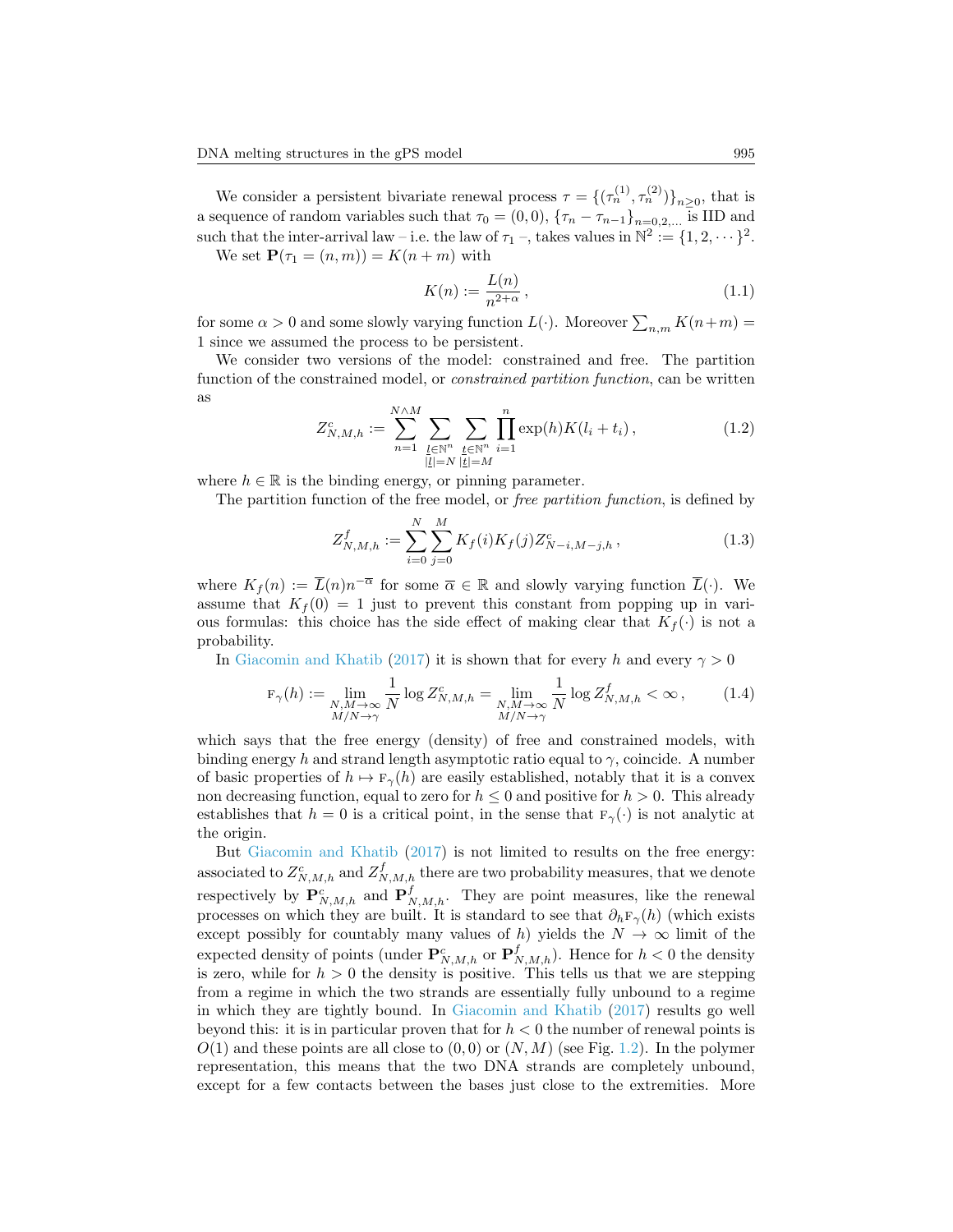We consider a persistent bivariate renewal process $\tau = \{(\tau_n^{(1)}, \tau_n^{(2)})\}_{n\geq 0}$, that is a sequence of random variables such that $\tau_0 = (0,0)$, $\{\tau_n - \tau_{n-1}\}_{n=0,2,\dots}$ is IID and such that the inter-arrival law – i.e. the law of $\tau_1$ –, takes values in $\mathbb{N}^2 := \{1, 2, \cdots\}^2$.

We set $\mathbf{P}(\tau_1 = (n,m)) = K(n+m)$ with

$$K(n) := \frac{L(n)}{n^{2+\alpha}}\,, \tag{1.1}$$

for some $\alpha > 0$ and some slowly varying function $L(\cdot)$. Moreover $\sum_{n,m} K(n+m) = 1$ since we assumed the process to be persistent.

We consider two versions of the model: constrained and free. The partition function of the constrained model, or *constrained partition function*, can be written as

$$Z^c_{N,M,h} := \sum_{n=1}^{N\wedge M} \sum_{\substack{\underline{l}\in\mathbb{N}^n \\ |\underline{l}|=N}} \sum_{\substack{\underline{t}\in\mathbb{N}^n \\ |\underline{t}|=M}} \prod_{i=1}^{n} \exp(h) K(l_i + t_i)\,, \tag{1.2}$$

where $h \in \mathbb{R}$ is the binding energy, or pinning parameter.

The partition function of the free model, or *free partition function*, is defined by

$$Z^f_{N,M,h} := \sum_{i=0}^{N} \sum_{j=0}^{M} K_f(i) K_f(j) Z^c_{N-i,M-j,h}\,, \tag{1.3}$$

where $K_f(n) := \overline{L}(n) n^{-\overline{\alpha}}$ for some $\overline{\alpha} \in \mathbb{R}$ and slowly varying function $\overline{L}(\cdot)$. We assume that $K_f(0) = 1$ just to prevent this constant from popping up in various formulas: this choice has the side effect of making clear that $K_f(\cdot)$ is not a probability.

In Giacomin and Khatib (2017) it is shown that for every $h$ and every $\gamma > 0$

$$\textsc{f}_\gamma(h) := \lim_{\substack{N,M\to\infty \\ M/N\to\gamma}} \frac{1}{N} \log Z^c_{N,M,h} = \lim_{\substack{N,M\to\infty \\ M/N\to\gamma}} \frac{1}{N} \log Z^f_{N,M,h} < \infty\,, \tag{1.4}$$

which says that the free energy (density) of free and constrained models, with binding energy $h$ and strand length asymptotic ratio equal to $\gamma$, coincide. A number of basic properties of $h \mapsto \textsc{f}_\gamma(h)$ are easily established, notably that it is a convex non decreasing function, equal to zero for $h \leq 0$ and positive for $h > 0$. This already establishes that $h = 0$ is a critical point, in the sense that $\textsc{f}_\gamma(\cdot)$ is not analytic at the origin.

But Giacomin and Khatib (2017) is not limited to results on the free energy: associated to $Z^c_{N,M,h}$ and $Z^f_{N,M,h}$ there are two probability measures, that we denote respectively by $\mathbf{P}^c_{N,M,h}$ and $\mathbf{P}^f_{N,M,h}$. They are point measures, like the renewal processes on which they are built. It is standard to see that $\partial_h \textsc{f}_\gamma(h)$ (which exists except possibly for countably many values of $h$) yields the $N \to \infty$ limit of the expected density of points (under $\mathbf{P}^c_{N,M,h}$ or $\mathbf{P}^f_{N,M,h}$). Hence for $h < 0$ the density is zero, while for $h > 0$ the density is positive. This tells us that we are stepping from a regime in which the two strands are essentially fully unbound to a regime in which they are tightly bound. In Giacomin and Khatib (2017) results go well beyond this: it is in particular proven that for $h < 0$ the number of renewal points is $O(1)$ and these points are all close to $(0,0)$ or $(N,M)$ (see Fig. 1.2). In the polymer representation, this means that the two DNA strands are completely unbound, except for a few contacts between the bases just close to the extremities. More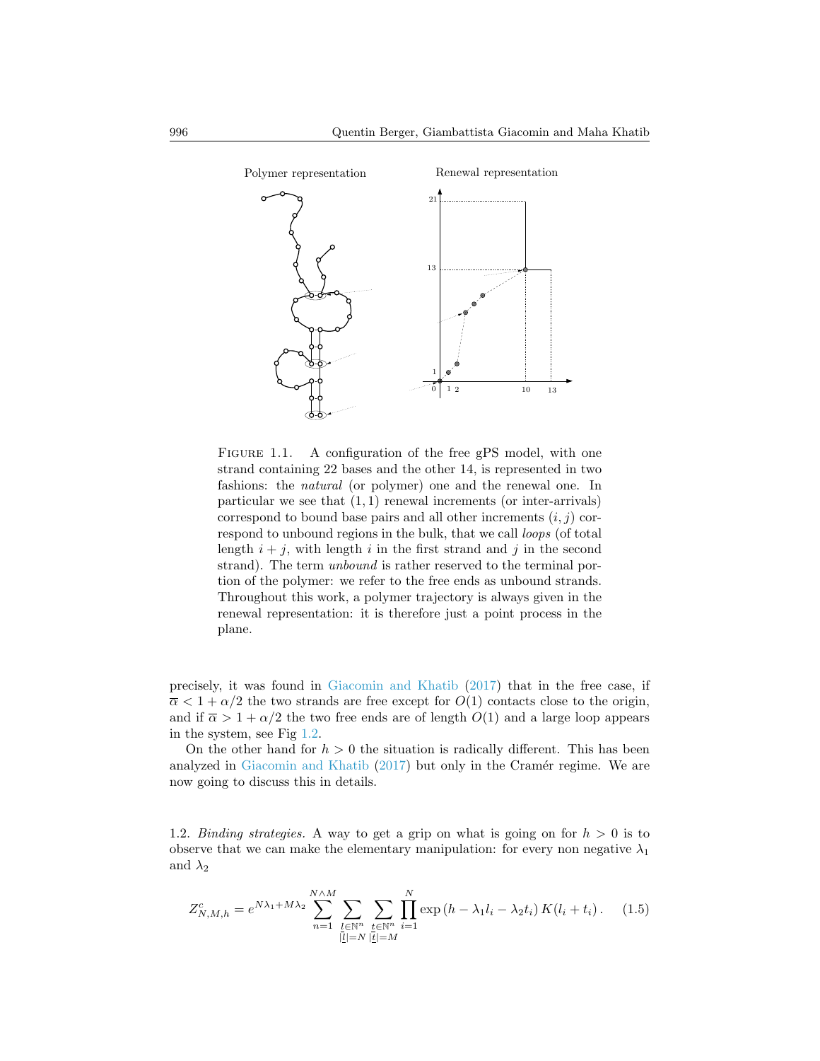Polymer representation

Renewal representation

FIGURE 1.1. A configuration of the free gPS model, with one strand containing 22 bases and the other 14, is represented in two fashions: the *natural* (or polymer) one and the renewal one. In particular we see that $(1,1)$ renewal increments (or inter-arrivals) correspond to bound base pairs and all other increments $(i,j)$ correspond to unbound regions in the bulk, that we call *loops* (of total length $i+j$, with length $i$ in the first strand and $j$ in the second strand). The term *unbound* is rather reserved to the terminal portion of the polymer: we refer to the free ends as unbound strands. Throughout this work, a polymer trajectory is always given in the renewal representation: it is therefore just a point process in the plane.

precisely, it was found in Giacomin and Khatib (2017) that in the free case, if $\overline{\alpha} < 1 + \alpha/2$ the two strands are free except for $O(1)$ contacts close to the origin, and if $\overline{\alpha} > 1 + \alpha/2$ the two free ends are of length $O(1)$ and a large loop appears in the system, see Fig 1.2.

On the other hand for $h > 0$ the situation is radically different. This has been analyzed in Giacomin and Khatib (2017) but only in the Cramér regime. We are now going to discuss this in details.

1.2. *Binding strategies.* A way to get a grip on what is going on for $h > 0$ is to observe that we can make the elementary manipulation: for every non negative $\lambda_1$ and $\lambda_2$

$$Z^c_{N,M,h} = e^{N\lambda_1 + M\lambda_2} \sum_{n=1}^{N \wedge M} \sum_{\substack{\underline{l} \in \mathbb{N}^n \\ |\underline{l}| = N}} \sum_{\substack{\underline{t} \in \mathbb{N}^n \\ |\underline{t}| = M}} \prod_{i=1}^{N} \exp\left(h - \lambda_1 l_i - \lambda_2 t_i\right) K(l_i + t_i) \,. \tag{1.5}$$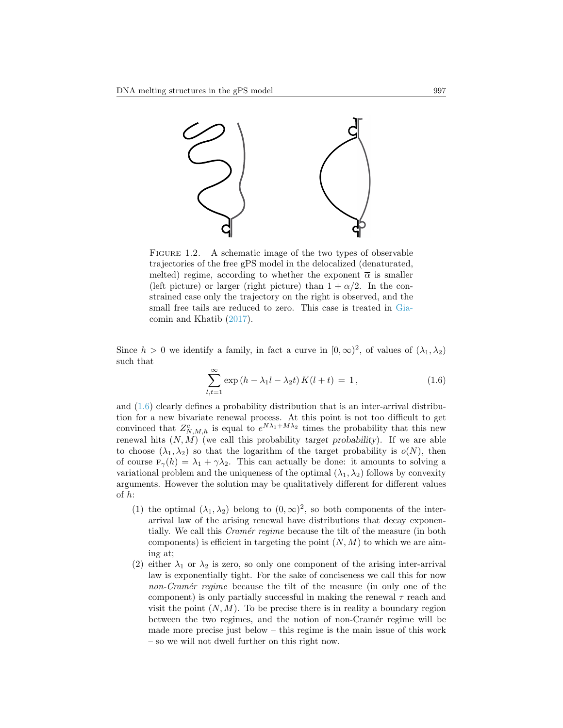Figure 1.2. A schematic image of the two types of observable trajectories of the free gPS model in the delocalized (denaturated, melted) regime, according to whether the exponent $\overline{\alpha}$ is smaller (left picture) or larger (right picture) than $1 + \alpha/2$. In the constrained case only the trajectory on the right is observed, and the small free tails are reduced to zero. This case is treated in Giacomin and Khatib (2017).

Since $h > 0$ we identify a family, in fact a curve in $[0, \infty)^2$, of values of $(\lambda_1, \lambda_2)$ such that

$$\sum_{l,t=1}^{\infty} \exp\left(h - \lambda_1 l - \lambda_2 t\right) K(l+t) \,=\, 1\,, \tag{1.6}$$

and (1.6) clearly defines a probability distribution that is an inter-arrival distribution for a new bivariate renewal process. At this point is not too difficult to get convinced that $Z^c_{N,M,h}$ is equal to $e^{N\lambda_1 + M\lambda_2}$ times the probability that this new renewal hits $(N, M)$ (we call this probability *target probability*). If we are able to choose $(\lambda_1, \lambda_2)$ so that the logarithm of the target probability is $o(N)$, then of course $\textsc{f}_\gamma(h) = \lambda_1 + \gamma\lambda_2$. This can actually be done: it amounts to solving a variational problem and the uniqueness of the optimal $(\lambda_1, \lambda_2)$ follows by convexity arguments. However the solution may be qualitatively different for different values of $h$:

1. the optimal $(\lambda_1, \lambda_2)$ belong to $(0, \infty)^2$, so both components of the inter-arrival law of the arising renewal have distributions that decay exponentially. We call this *Cramér regime* because the tilt of the measure (in both components) is efficient in targeting the point $(N, M)$ to which we are aiming at;
2. either $\lambda_1$ or $\lambda_2$ is zero, so only one component of the arising inter-arrival law is exponentially tight. For the sake of conciseness we call this for now *non-Cramér regime* because the tilt of the measure (in only one of the component) is only partially successful in making the renewal $\tau$ reach and visit the point $(N, M)$. To be precise there is in reality a boundary region between the two regimes, and the notion of non-Cramér regime will be made more precise just below – this regime is the main issue of this work – so we will not dwell further on this right now.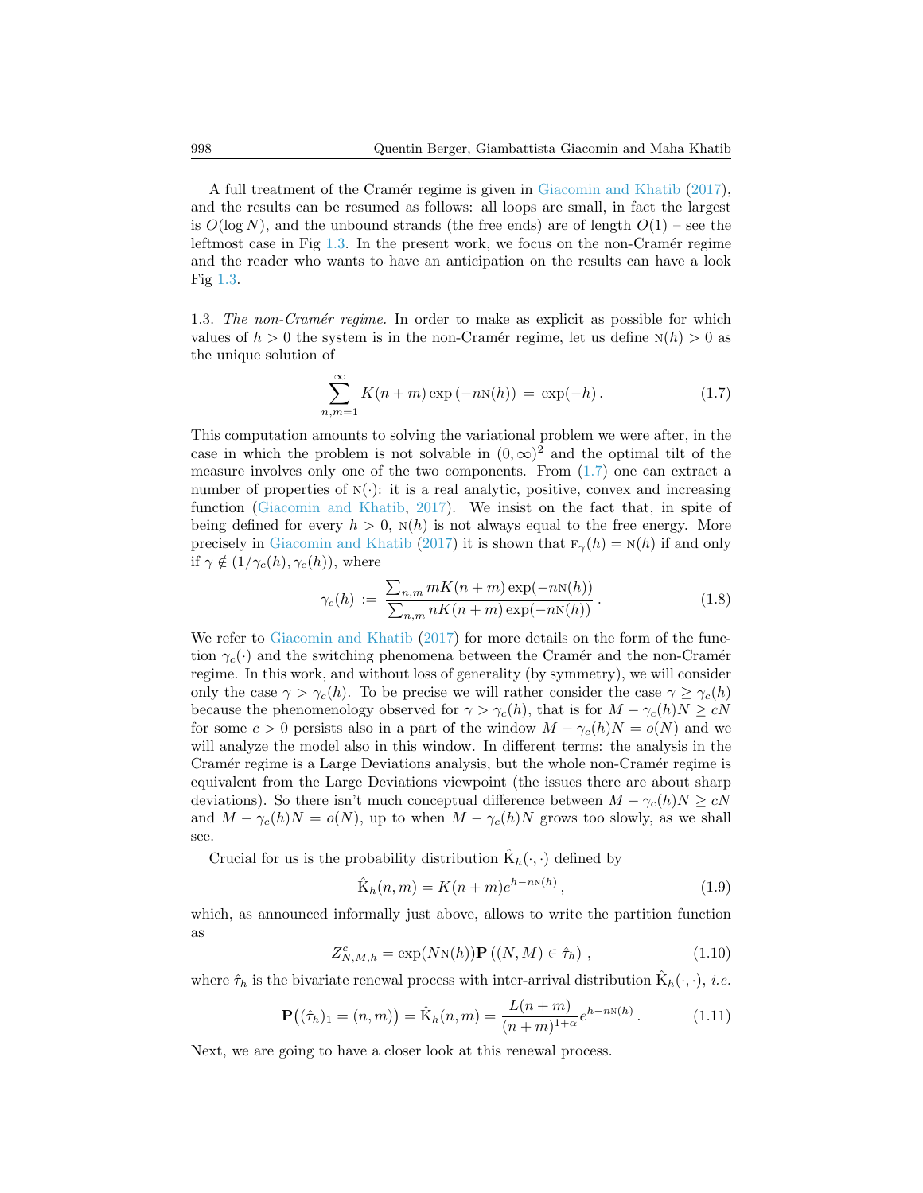A full treatment of the Cramér regime is given in Giacomin and Khatib (2017), and the results can be resumed as follows: all loops are small, in fact the largest is $O(\log N)$, and the unbound strands (the free ends) are of length $O(1)$ – see the leftmost case in Fig 1.3. In the present work, we focus on the non-Cramér regime and the reader who wants to have an anticipation on the results can have a look Fig 1.3.

1.3. *The non-Cramér regime.* In order to make as explicit as possible for which values of $h > 0$ the system is in the non-Cramér regime, let us define $\textsc{n}(h) > 0$ as the unique solution of

$$\sum_{n,m=1}^{\infty} K(n+m)\exp\left(-n\textsc{n}(h)\right) \,=\, \exp(-h)\,. \tag{1.7}$$

This computation amounts to solving the variational problem we were after, in the case in which the problem is not solvable in $(0,\infty)^2$ and the optimal tilt of the measure involves only one of the two components. From (1.7) one can extract a number of properties of $\textsc{n}(\cdot)$: it is a real analytic, positive, convex and increasing function (Giacomin and Khatib, 2017). We insist on the fact that, in spite of being defined for every $h > 0$, $\textsc{n}(h)$ is not always equal to the free energy. More precisely in Giacomin and Khatib (2017) it is shown that $\textsc{f}_\gamma(h) = \textsc{n}(h)$ if and only if $\gamma \notin (1/\gamma_c(h), \gamma_c(h))$, where

$$\gamma_c(h) \,:=\, \frac{\sum_{n,m} mK(n+m)\exp(-n\textsc{n}(h))}{\sum_{n,m} nK(n+m)\exp(-n\textsc{n}(h))}\,. \tag{1.8}$$

We refer to Giacomin and Khatib (2017) for more details on the form of the function $\gamma_c(\cdot)$ and the switching phenomena between the Cramér and the non-Cramér regime. In this work, and without loss of generality (by symmetry), we will consider only the case $\gamma > \gamma_c(h)$. To be precise we will rather consider the case $\gamma \geq \gamma_c(h)$ because the phenomenology observed for $\gamma > \gamma_c(h)$, that is for $M - \gamma_c(h)N \geq cN$ for some $c > 0$ persists also in a part of the window $M - \gamma_c(h)N = o(N)$ and we will analyze the model also in this window. In different terms: the analysis in the Cramér regime is a Large Deviations analysis, but the whole non-Cramér regime is equivalent from the Large Deviations viewpoint (the issues there are about sharp deviations). So there isn't much conceptual difference between $M - \gamma_c(h)N \geq cN$ and $M - \gamma_c(h)N = o(N)$, up to when $M - \gamma_c(h)N$ grows too slowly, as we shall see.

Crucial for us is the probability distribution $\hat{\textsc{k}}_h(\cdot,\cdot)$ defined by

$$\hat{\textsc{k}}_h(n,m) = K(n+m)e^{h-n\textsc{n}(h)}\,, \tag{1.9}$$

which, as announced informally just above, allows to write the partition function as

$$Z^c_{N,M,h} = \exp(N\textsc{n}(h))\mathbf{P}\left((N,M) \in \hat{\tau}_h\right)\,, \tag{1.10}$$

where $\hat{\tau}_h$ is the bivariate renewal process with inter-arrival distribution $\hat{\textsc{k}}_h(\cdot,\cdot)$, *i.e.*

$$\mathbf{P}\big((\hat{\tau}_h)_1 = (n,m)\big) = \hat{\textsc{k}}_h(n,m) = \frac{L(n+m)}{(n+m)^{1+\alpha}}e^{h-n\textsc{n}(h)}\,. \tag{1.11}$$

Next, we are going to have a closer look at this renewal process.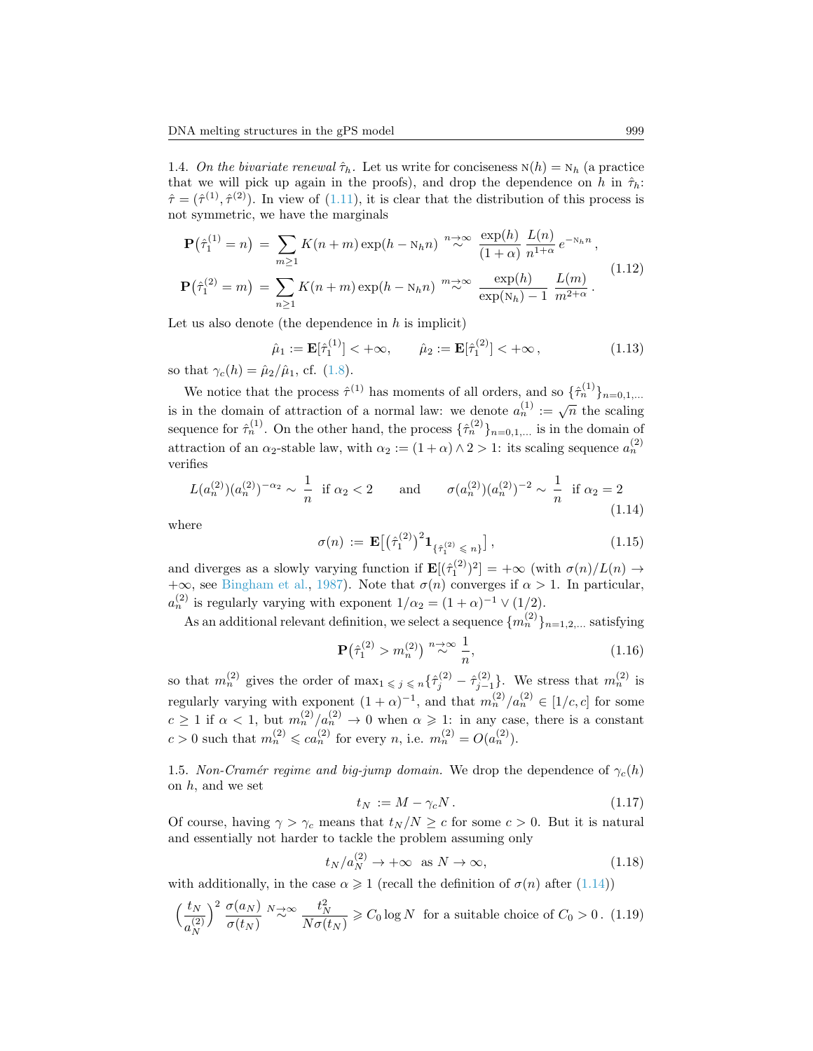1.4. *On the bivariate renewal* $\hat\tau_h$. Let us write for conciseness $\mathrm{N}(h) = \mathrm{N}_h$ (a practice that we will pick up again in the proofs), and drop the dependence on $h$ in $\hat\tau_h$: $\hat\tau = (\hat\tau^{(1)}, \hat\tau^{(2)})$. In view of (1.11), it is clear that the distribution of this process is not symmetric, we have the marginals

$$
\begin{aligned}
\mathbf{P}\big(\hat\tau_1^{(1)} = n\big) &= \sum_{m\geq 1} K(n+m)\exp(h - \mathrm{N}_h n) \overset{n\to\infty}{\sim} \frac{\exp(h)}{(1+\alpha)}\,\frac{L(n)}{n^{1+\alpha}}\,e^{-\mathrm{N}_h n}\,,\\
\mathbf{P}\big(\hat\tau_1^{(2)} = m\big) &= \sum_{n\geq 1} K(n+m)\exp(h - \mathrm{N}_h n) \overset{m\to\infty}{\sim} \frac{\exp(h)}{\exp(\mathrm{N}_h)-1}\,\frac{L(m)}{m^{2+\alpha}}\,.
\end{aligned}
\tag{1.12}
$$

Let us also denote (the dependence in $h$ is implicit)

$$
\hat\mu_1 := \mathbf{E}[\hat\tau_1^{(1)}] < +\infty, \qquad \hat\mu_2 := \mathbf{E}[\hat\tau_1^{(2)}] < +\infty\,, \tag{1.13}
$$

so that $\gamma_c(h) = \hat\mu_2/\hat\mu_1$, cf. (1.8).

We notice that the process $\hat\tau^{(1)}$ has moments of all orders, and so $\{\hat\tau_n^{(1)}\}_{n=0,1,\ldots}$ is in the domain of attraction of a normal law: we denote $a_n^{(1)} := \sqrt{n}$ the scaling sequence for $\hat\tau_n^{(1)}$. On the other hand, the process $\{\hat\tau_n^{(2)}\}_{n=0,1,\ldots}$ is in the domain of attraction of an $\alpha_2$-stable law, with $\alpha_2 := (1+\alpha)\wedge 2 > 1$: its scaling sequence $a_n^{(2)}$ verifies

$$
L(a_n^{(2)})(a_n^{(2)})^{-\alpha_2} \sim \frac{1}{n} \ \text{ if } \alpha_2 < 2 \qquad \text{and} \qquad \sigma(a_n^{(2)})(a_n^{(2)})^{-2} \sim \frac{1}{n} \ \text{ if } \alpha_2 = 2 \tag{1.14}
$$

where

$$
\sigma(n) := \mathbf{E}\big[\big(\hat\tau_1^{(2)}\big)^2 \mathbf{1}_{\{\hat\tau_1^{(2)} \leqslant n\}}\big]\,, \tag{1.15}
$$

and diverges as a slowly varying function if $\mathbf{E}[(\hat\tau_1^{(2)})^2] = +\infty$ (with $\sigma(n)/L(n) \to +\infty$, see Bingham et al., 1987). Note that $\sigma(n)$ converges if $\alpha > 1$. In particular, $a_n^{(2)}$ is regularly varying with exponent $1/\alpha_2 = (1+\alpha)^{-1} \vee (1/2)$.

As an additional relevant definition, we select a sequence $\{m_n^{(2)}\}_{n=1,2,\ldots}$ satisfying

$$
\mathbf{P}\big(\hat\tau_1^{(2)} > m_n^{(2)}\big) \overset{n\to\infty}{\sim} \frac{1}{n}, \tag{1.16}
$$

so that $m_n^{(2)}$ gives the order of $\max_{1\leqslant j\leqslant n}\{\hat\tau_j^{(2)} - \hat\tau_{j-1}^{(2)}\}$. We stress that $m_n^{(2)}$ is regularly varying with exponent $(1+\alpha)^{-1}$, and that $m_n^{(2)}/a_n^{(2)} \in [1/c, c]$ for some $c \geq 1$ if $\alpha < 1$, but $m_n^{(2)}/a_n^{(2)} \to 0$ when $\alpha \geqslant 1$: in any case, there is a constant $c > 0$ such that $m_n^{(2)} \leqslant c a_n^{(2)}$ for every $n$, i.e. $m_n^{(2)} = O(a_n^{(2)})$.

1.5. *Non-Cramér regime and big-jump domain.* We drop the dependence of $\gamma_c(h)$ on $h$, and we set

$$
t_N := M - \gamma_c N\,. \tag{1.17}
$$

Of course, having $\gamma > \gamma_c$ means that $t_N/N \geq c$ for some $c > 0$. But it is natural and essentially not harder to tackle the problem assuming only

$$
t_N/a_N^{(2)} \to +\infty \ \text{ as } N \to \infty, \tag{1.18}
$$

with additionally, in the case $\alpha \geqslant 1$ (recall the definition of $\sigma(n)$ after (1.14))

$$
\Big(\frac{t_N}{a_N^{(2)}}\Big)^2 \frac{\sigma(a_N)}{\sigma(t_N)} \overset{N\to\infty}{\sim} \frac{t_N^2}{N\sigma(t_N)} \geqslant C_0 \log N \ \text{ for a suitable choice of } C_0 > 0\,. \tag{1.19}
$$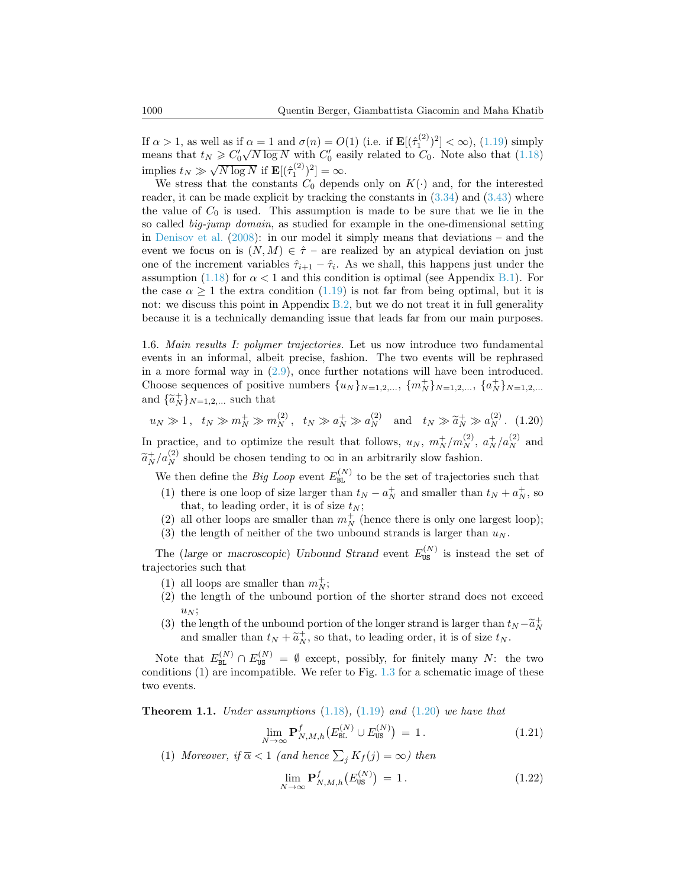If $\alpha > 1$, as well as if $\alpha = 1$ and $\sigma(n) = O(1)$ (i.e. if $\mathbf{E}[(\hat{\tau}_1^{(2)})^2] < \infty$), (1.19) simply means that $t_N \geqslant C_0' \sqrt{N \log N}$ with $C_0'$ easily related to $C_0$. Note also that (1.18) implies $t_N \gg \sqrt{N \log N}$ if $\mathbf{E}[(\hat{\tau}_1^{(2)})^2] = \infty$.

We stress that the constants $C_0$ depends only on $K(\cdot)$ and, for the interested reader, it can be made explicit by tracking the constants in (3.34) and (3.43) where the value of $C_0$ is used. This assumption is made to be sure that we lie in the so called *big-jump domain*, as studied for example in the one-dimensional setting in Denisov et al. (2008): in our model it simply means that deviations – and the event we focus on is $(N, M) \in \hat{\tau}$ – are realized by an atypical deviation on just one of the increment variables $\hat{\tau}_{i+1} - \hat{\tau}_i$. As we shall, this happens just under the assumption (1.18) for $\alpha < 1$ and this condition is optimal (see Appendix B.1). For the case $\alpha \geq 1$ the extra condition (1.19) is not far from being optimal, but it is not: we discuss this point in Appendix B.2, but we do not treat it in full generality because it is a technically demanding issue that leads far from our main purposes.

1.6. *Main results I: polymer trajectories.* Let us now introduce two fundamental events in an informal, albeit precise, fashion. The two events will be rephrased in a more formal way in (2.9), once further notations will have been introduced. Choose sequences of positive numbers $\{u_N\}_{N=1,2,\ldots}$, $\{m_N^+\}_{N=1,2,\ldots}$, $\{a_N^+\}_{N=1,2,\ldots}$ and $\{\widetilde{a}_N^+\}_{N=1,2,\ldots}$ such that

$$u_N \gg 1\,, \quad t_N \gg m_N^+ \gg m_N^{(2)}\,, \quad t_N \gg a_N^+ \gg a_N^{(2)} \quad \text{and} \quad t_N \gg \widetilde{a}_N^+ \gg a_N^{(2)}\,. \tag{1.20}$$

In practice, and to optimize the result that follows, $u_N$, $m_N^+/m_N^{(2)}$, $a_N^+/a_N^{(2)}$ and $\widetilde{a}_N^+/a_N^{(2)}$ should be chosen tending to $\infty$ in an arbitrarily slow fashion.

We then define the *Big Loop* event $E_{\mathtt{BL}}^{(N)}$ to be the set of trajectories such that

1. there is one loop of size larger than $t_N - a_N^+$ and smaller than $t_N + a_N^+$, so that, to leading order, it is of size $t_N$;
2. all other loops are smaller than $m_N^+$ (hence there is only one largest loop);
3. the length of neither of the two unbound strands is larger than $u_N$.

The (*large* or *macroscopic*) *Unbound Strand* event $E_{\mathtt{US}}^{(N)}$ is instead the set of trajectories such that

1. all loops are smaller than $m_N^+$;
2. the length of the unbound portion of the shorter strand does not exceed $u_N$;
3. the length of the unbound portion of the longer strand is larger than $t_N - \widetilde{a}_N^+$ and smaller than $t_N + \widetilde{a}_N^+$, so that, to leading order, it is of size $t_N$.

Note that $E_{\mathtt{BL}}^{(N)} \cap E_{\mathtt{US}}^{(N)} = \emptyset$ except, possibly, for finitely many $N$: the two conditions (1) are incompatible. We refer to Fig. 1.3 for a schematic image of these two events.

**Theorem 1.1.** *Under assumptions* (1.18)*,* (1.19) *and* (1.20) *we have that*

$$\lim_{N \to \infty} \mathbf{P}_{N,M,h}^f \big( E_{\mathtt{BL}}^{(N)} \cup E_{\mathtt{US}}^{(N)} \big) \,=\, 1\,. \tag{1.21}$$

(1) *Moreover, if $\overline{\alpha} < 1$ (and hence $\sum_j K_f(j) = \infty$) then*

$$\lim_{N \to \infty} \mathbf{P}_{N,M,h}^f \big( E_{\mathtt{US}}^{(N)} \big) \,=\, 1\,. \tag{1.22}$$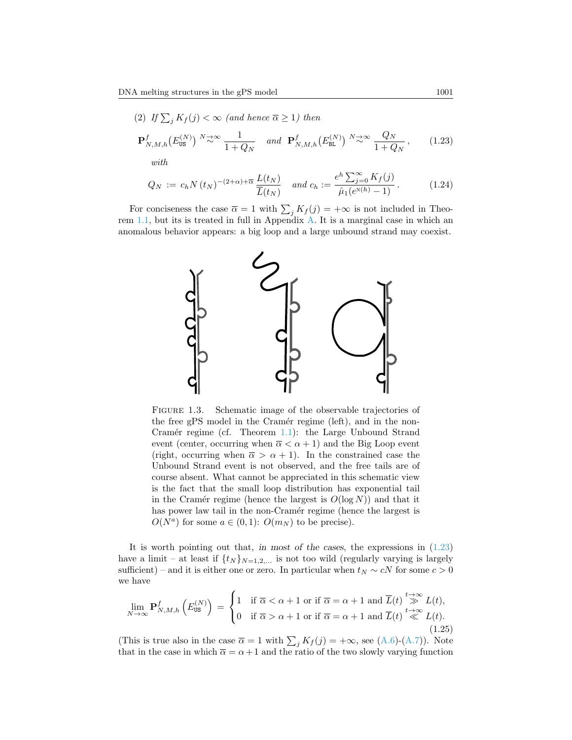(2) *If* $\sum_j K_f(j) < \infty$ *(and hence* $\overline{\alpha} \geq 1$*) then*

$$\mathbf{P}^f_{N,M,h}\big(E^{(N)}_{\mathtt{US}}\big) \overset{N\to\infty}{\sim} \frac{1}{1+Q_N} \quad \textit{and} \quad \mathbf{P}^f_{N,M,h}\big(E^{(N)}_{\mathtt{BL}}\big) \overset{N\to\infty}{\sim} \frac{Q_N}{1+Q_N}, \tag{1.23}$$

*with*

$$Q_N := c_h N\,(t_N)^{-(2+\alpha)+\overline{\alpha}}\,\frac{L(t_N)}{\overline{L}(t_N)} \quad \textit{and} \quad c_h := \frac{e^h \sum_{j=0}^{\infty} K_f(j)}{\hat{\mu}_1(e^{\mathtt{N}(h)}-1)}. \tag{1.24}$$

For conciseness the case $\overline{\alpha} = 1$ with $\sum_j K_f(j) = +\infty$ is not included in Theorem 1.1, but its is treated in full in Appendix A. It is a marginal case in which an anomalous behavior appears: a big loop and a large unbound strand may coexist.

FIGURE 1.3. Schematic image of the observable trajectories of the free gPS model in the Cramér regime (left), and in the non-Cramér regime (cf. Theorem 1.1): the Large Unbound Strand event (center, occurring when $\overline{\alpha} < \alpha + 1$) and the Big Loop event (right, occurring when $\overline{\alpha} > \alpha + 1$). In the constrained case the Unbound Strand event is not observed, and the free tails are of course absent. What cannot be appreciated in this schematic view is the fact that the small loop distribution has exponential tail in the Cramér regime (hence the largest is $O(\log N)$) and that it has power law tail in the non-Cramér regime (hence the largest is $O(N^a)$ for some $a \in (0,1)$: $O(m_N)$ to be precise).

It is worth pointing out that, *in most of the cases*, the expressions in (1.23) have a limit – at least if $\{t_N\}_{N=1,2,\ldots}$ is not too wild (regularly varying is largely sufficient) – and it is either one or zero. In particular when $t_N \sim cN$ for some $c > 0$ we have

$$\lim_{N\to\infty} \mathbf{P}^f_{N,M,h}\left(E^{(N)}_{\mathtt{US}}\right) = \begin{cases} 1 & \text{if } \overline{\alpha} < \alpha+1 \text{ or if } \overline{\alpha} = \alpha+1 \text{ and } \overline{L}(t) \overset{t\to\infty}{\gg} L(t), \\ 0 & \text{if } \overline{\alpha} > \alpha+1 \text{ or if } \overline{\alpha} = \alpha+1 \text{ and } \overline{L}(t) \overset{t\to\infty}{\ll} L(t). \end{cases} \tag{1.25}$$

(This is true also in the case $\overline{\alpha} = 1$ with $\sum_j K_f(j) = +\infty$, see (A.6)-(A.7)). Note that in the case in which $\overline{\alpha} = \alpha + 1$ and the ratio of the two slowly varying function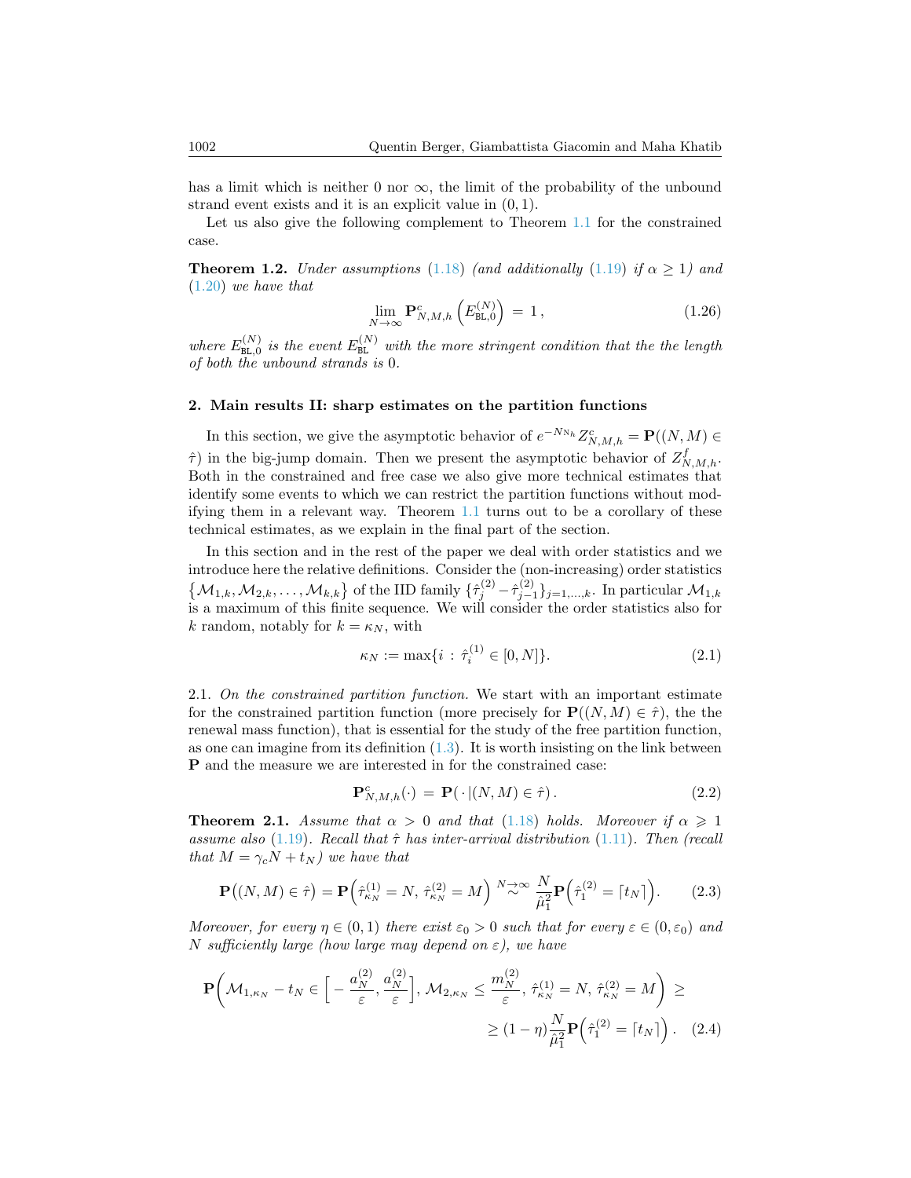has a limit which is neither 0 nor $\infty$, the limit of the probability of the unbound strand event exists and it is an explicit value in $(0,1)$.

Let us also give the following complement to Theorem 1.1 for the constrained case.

**Theorem 1.2.** *Under assumptions* (1.18) *(and additionally* (1.19) *if* $\alpha \ge 1$*) and* (1.20) *we have that*

$$\lim_{N\to\infty} \mathbf{P}^c_{N,M,h}\left(E^{(N)}_{\mathtt{BL},0}\right) \,=\, 1\,, \tag{1.26}$$

*where* $E^{(N)}_{\mathtt{BL},0}$ *is the event* $E^{(N)}_{\mathtt{BL}}$ *with the more stringent condition that the the length of both the unbound strands is* 0*.*

## 2. Main results II: sharp estimates on the partition functions

In this section, we give the asymptotic behavior of $e^{-N\mathrm{N}_h} Z^c_{N,M,h} = \mathbf{P}((N,M) \in \hat\tau)$ in the big-jump domain. Then we present the asymptotic behavior of $Z^f_{N,M,h}$. Both in the constrained and free case we also give more technical estimates that identify some events to which we can restrict the partition functions without modifying them in a relevant way. Theorem 1.1 turns out to be a corollary of these technical estimates, as we explain in the final part of the section.

In this section and in the rest of the paper we deal with order statistics and we introduce here the relative definitions. Consider the (non-increasing) order statistics $\{\mathcal{M}_{1,k}, \mathcal{M}_{2,k}, \ldots, \mathcal{M}_{k,k}\}$ of the IID family $\{\hat\tau^{(2)}_j - \hat\tau^{(2)}_{j-1}\}_{j=1,\ldots,k}$. In particular $\mathcal{M}_{1,k}$ is a maximum of this finite sequence. We will consider the order statistics also for $k$ random, notably for $k = \kappa_N$, with

$$\kappa_N := \max\{i \,:\, \hat\tau^{(1)}_i \in [0,N]\}. \tag{2.1}$$

2.1. *On the constrained partition function.* We start with an important estimate for the constrained partition function (more precisely for $\mathbf{P}((N,M) \in \hat\tau)$, the the renewal mass function), that is essential for the study of the free partition function, as one can imagine from its definition (1.3). It is worth insisting on the link between $\mathbf{P}$ and the measure we are interested in for the constrained case:

$$\mathbf{P}^c_{N,M,h}(\cdot) \,=\, \mathbf{P}(\,\cdot\,|(N,M) \in \hat\tau)\,. \tag{2.2}$$

**Theorem 2.1.** *Assume that* $\alpha > 0$ *and that* (1.18) *holds. Moreover if* $\alpha \geqslant 1$ *assume also* (1.19)*. Recall that* $\hat\tau$ *has inter-arrival distribution* (1.11)*. Then (recall that* $M = \gamma_c N + t_N$*) we have that*

$$\mathbf{P}\Big((N,M) \in \hat\tau\Big) = \mathbf{P}\Big(\hat\tau^{(1)}_{\kappa_N} = N,\, \hat\tau^{(2)}_{\kappa_N} = M\Big) \stackrel{N\to\infty}{\sim} \frac{N}{\hat\mu_1^2}\mathbf{P}\Big(\hat\tau^{(2)}_1 = \lceil t_N \rceil\Big). \tag{2.3}$$

*Moreover, for every* $\eta \in (0,1)$ *there exist* $\varepsilon_0 > 0$ *such that for every* $\varepsilon \in (0,\varepsilon_0)$ *and* $N$ *sufficiently large (how large may depend on* $\varepsilon$*), we have*

$$\mathbf{P}\bigg(\mathcal{M}_{1,\kappa_N} - t_N \in \Big[-\frac{a^{(2)}_N}{\varepsilon}, \frac{a^{(2)}_N}{\varepsilon}\Big],\, \mathcal{M}_{2,\kappa_N} \le \frac{m^{(2)}_N}{\varepsilon},\, \hat\tau^{(1)}_{\kappa_N} = N,\, \hat\tau^{(2)}_{\kappa_N} = M\bigg) \,\ge \\ \ge (1-\eta)\frac{N}{\hat\mu_1^2}\mathbf{P}\Big(\hat\tau^{(2)}_1 = \lceil t_N \rceil\Big)\,. \tag{2.4}$$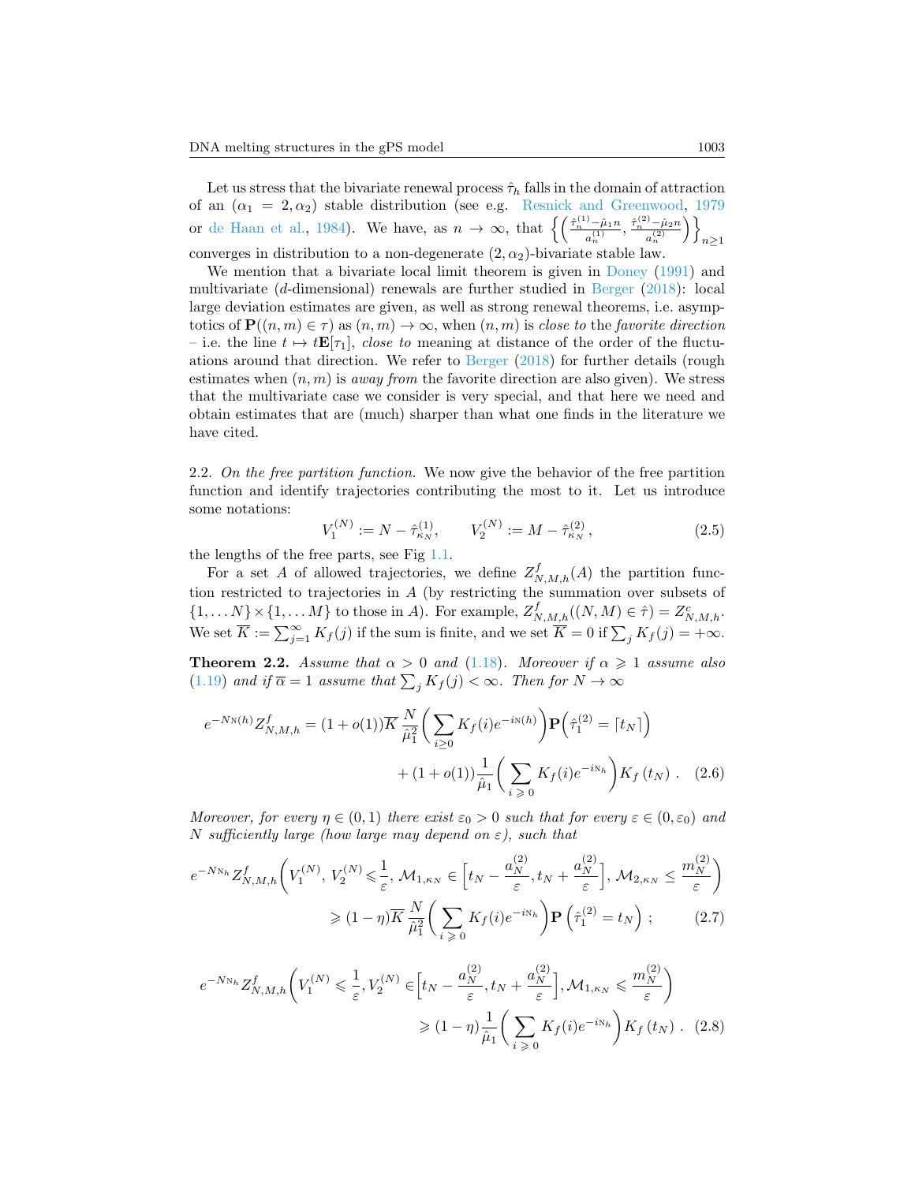Let us stress that the bivariate renewal process $\hat\tau_h$ falls in the domain of attraction of an $(\alpha_1 = 2, \alpha_2)$ stable distribution (see e.g. Resnick and Greenwood, 1979 or de Haan et al., 1984). We have, as $n \to \infty$, that $\left\{ \left( \frac{\hat\tau_n^{(1)} - \hat\mu_1 n}{a_n^{(1)}}, \frac{\hat\tau_n^{(2)} - \hat\mu_2 n}{a_n^{(2)}} \right) \right\}_{n \geq 1}$ converges in distribution to a non-degenerate $(2, \alpha_2)$-bivariate stable law.

We mention that a bivariate local limit theorem is given in Doney (1991) and multivariate ($d$-dimensional) renewals are further studied in Berger (2018): local large deviation estimates are given, as well as strong renewal theorems, i.e. asymptotics of $\mathbf{P}((n,m) \in \tau)$ as $(n,m) \to \infty$, when $(n,m)$ is *close to* the *favorite direction* – i.e. the line $t \mapsto t\mathbf{E}[\tau_1]$, *close to* meaning at distance of the order of the fluctuations around that direction. We refer to Berger (2018) for further details (rough estimates when $(n,m)$ is *away from* the favorite direction are also given). We stress that the multivariate case we consider is very special, and that here we need and obtain estimates that are (much) sharper than what one finds in the literature we have cited.

2.2. *On the free partition function.* We now give the behavior of the free partition function and identify trajectories contributing the most to it. Let us introduce some notations:

$$V_1^{(N)} := N - \hat\tau_{\kappa_N}^{(1)}, \qquad V_2^{(N)} := M - \hat\tau_{\kappa_N}^{(2)}, \tag{2.5}$$

the lengths of the free parts, see Fig 1.1.

For a set $A$ of allowed trajectories, we define $Z_{N,M,h}^f(A)$ the partition function restricted to trajectories in $A$ (by restricting the summation over subsets of $\{1, \dots N\} \times \{1, \dots M\}$ to those in $A$). For example, $Z_{N,M,h}^f((N,M) \in \hat\tau) = Z_{N,M,h}^c$. We set $\overline{K} := \sum_{j=1}^{\infty} K_f(j)$ if the sum is finite, and we set $\overline{K} = 0$ if $\sum_j K_f(j) = +\infty$.

**Theorem 2.2.** *Assume that $\alpha > 0$ and (1.18). Moreover if $\alpha \geqslant 1$ assume also (1.19) and if $\overline{\alpha} = 1$ assume that $\sum_j K_f(j) < \infty$. Then for $N \to \infty$*

$$e^{-N\mathtt{N}(h)} Z_{N,M,h}^f = (1 + o(1)) \overline{K} \, \frac{N}{\hat\mu_1^2} \bigg( \sum_{i \geq 0} K_f(i) e^{-i\mathtt{N}(h)} \bigg) \mathbf{P}\Big( \hat\tau_1^{(2)} = \lceil t_N \rceil \Big) + (1 + o(1)) \frac{1}{\hat\mu_1} \bigg( \sum_{i \geqslant 0} K_f(i) e^{-i\mathtt{N}_h} \bigg) K_f(t_N) \, . \tag{2.6}$$

*Moreover, for every $\eta \in (0,1)$ there exist $\varepsilon_0 > 0$ such that for every $\varepsilon \in (0, \varepsilon_0)$ and $N$ sufficiently large (how large may depend on $\varepsilon$), such that*

$$e^{-N\mathtt{N}_h} Z_{N,M,h}^f \bigg( V_1^{(N)}, V_2^{(N)} \leqslant \frac{1}{\varepsilon}, \mathcal{M}_{1,\kappa_N} \in \Big[ t_N - \frac{a_N^{(2)}}{\varepsilon}, t_N + \frac{a_N^{(2)}}{\varepsilon} \Big], \mathcal{M}_{2,\kappa_N} \leq \frac{m_N^{(2)}}{\varepsilon} \bigg) \geqslant (1 - \eta) \overline{K} \, \frac{N}{\hat\mu_1^2} \bigg( \sum_{i \geqslant 0} K_f(i) e^{-i\mathtt{N}_h} \bigg) \mathbf{P}\left( \hat\tau_1^{(2)} = t_N \right) ; \tag{2.7}$$

$$e^{-N\mathtt{N}_h} Z_{N,M,h}^f \bigg( V_1^{(N)} \leqslant \frac{1}{\varepsilon}, V_2^{(N)} \in \Big[ t_N - \frac{a_N^{(2)}}{\varepsilon}, t_N + \frac{a_N^{(2)}}{\varepsilon} \Big], \mathcal{M}_{1,\kappa_N} \leqslant \frac{m_N^{(2)}}{\varepsilon} \bigg) \geqslant (1 - \eta) \frac{1}{\hat\mu_1} \bigg( \sum_{i \geqslant 0} K_f(i) e^{-i\mathtt{N}_h} \bigg) K_f(t_N) \, . \tag{2.8}$$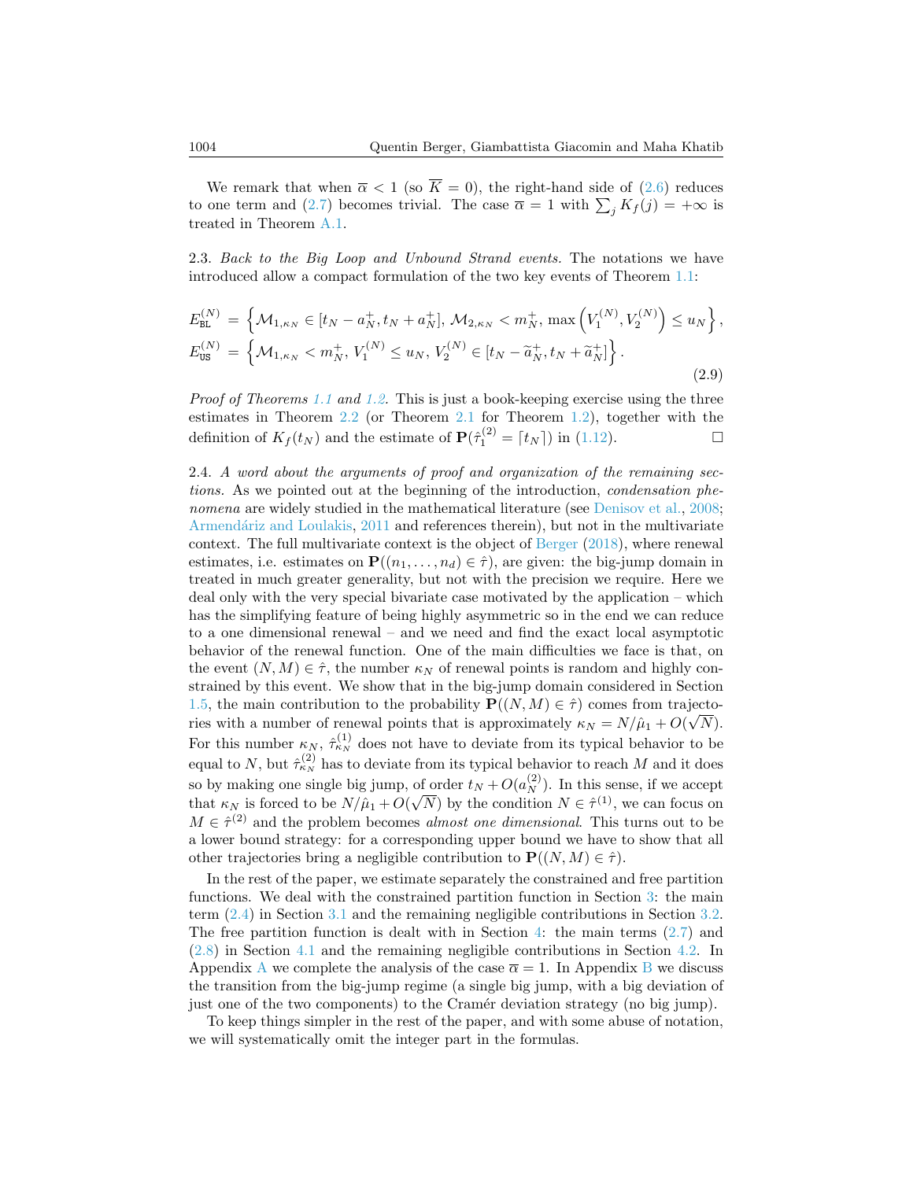We remark that when $\overline{\alpha} < 1$ (so $\overline{K} = 0$), the right-hand side of (2.6) reduces to one term and (2.7) becomes trivial. The case $\overline{\alpha} = 1$ with $\sum_j K_f(j) = +\infty$ is treated in Theorem A.1.

2.3. *Back to the Big Loop and Unbound Strand events.* The notations we have introduced allow a compact formulation of the two key events of Theorem 1.1:

$$
\begin{aligned}
E_{\mathtt{BL}}^{(N)} &= \left\{ \mathcal{M}_{1,\kappa_N} \in [t_N - a_N^+, t_N + a_N^+],\, \mathcal{M}_{2,\kappa_N} < m_N^+,\, \max\left(V_1^{(N)}, V_2^{(N)}\right) \le u_N \right\}, \\
E_{\mathtt{US}}^{(N)} &= \left\{ \mathcal{M}_{1,\kappa_N} < m_N^+,\, V_1^{(N)} \le u_N,\, V_2^{(N)} \in [t_N - \widetilde{a}_N^+, t_N + \widetilde{a}_N^+] \right\}.
\end{aligned}
\tag{2.9}
$$

*Proof of Theorems 1.1 and 1.2.* This is just a book-keeping exercise using the three estimates in Theorem 2.2 (or Theorem 2.1 for Theorem 1.2), together with the definition of $K_f(t_N)$ and the estimate of $\mathbf{P}(\hat{\tau}_1^{(2)} = \lceil t_N \rceil)$ in (1.12). □

2.4. *A word about the arguments of proof and organization of the remaining sections.* As we pointed out at the beginning of the introduction, *condensation phenomena* are widely studied in the mathematical literature (see Denisov et al., 2008; Armendáriz and Loulakis, 2011 and references therein), but not in the multivariate context. The full multivariate context is the object of Berger (2018), where renewal estimates, i.e. estimates on $\mathbf{P}((n_1, \ldots, n_d) \in \hat{\tau})$, are given: the big-jump domain in treated in much greater generality, but not with the precision we require. Here we deal only with the very special bivariate case motivated by the application – which has the simplifying feature of being highly asymmetric so in the end we can reduce to a one dimensional renewal – and we need and find the exact local asymptotic behavior of the renewal function. One of the main difficulties we face is that, on the event $(N, M) \in \hat{\tau}$, the number $\kappa_N$ of renewal points is random and highly constrained by this event. We show that in the big-jump domain considered in Section 1.5, the main contribution to the probability $\mathbf{P}((N, M) \in \hat{\tau})$ comes from trajectories with a number of renewal points that is approximately $\kappa_N = N/\hat{\mu}_1 + O(\sqrt{N})$. For this number $\kappa_N$, $\hat{\tau}_{\kappa_N}^{(1)}$ does not have to deviate from its typical behavior to be equal to $N$, but $\hat{\tau}_{\kappa_N}^{(2)}$ has to deviate from its typical behavior to reach $M$ and it does so by making one single big jump, of order $t_N + O(a_N^{(2)})$. In this sense, if we accept that $\kappa_N$ is forced to be $N/\hat{\mu}_1 + O(\sqrt{N})$ by the condition $N \in \hat{\tau}^{(1)}$, we can focus on $M \in \hat{\tau}^{(2)}$ and the problem becomes *almost one dimensional*. This turns out to be a lower bound strategy: for a corresponding upper bound we have to show that all other trajectories bring a negligible contribution to $\mathbf{P}((N, M) \in \hat{\tau})$.

In the rest of the paper, we estimate separately the constrained and free partition functions. We deal with the constrained partition function in Section 3: the main term (2.4) in Section 3.1 and the remaining negligible contributions in Section 3.2. The free partition function is dealt with in Section 4: the main terms (2.7) and (2.8) in Section 4.1 and the remaining negligible contributions in Section 4.2. In Appendix A we complete the analysis of the case $\overline{\alpha} = 1$. In Appendix B we discuss the transition from the big-jump regime (a single big jump, with a big deviation of just one of the two components) to the Cramér deviation strategy (no big jump).

To keep things simpler in the rest of the paper, and with some abuse of notation, we will systematically omit the integer part in the formulas.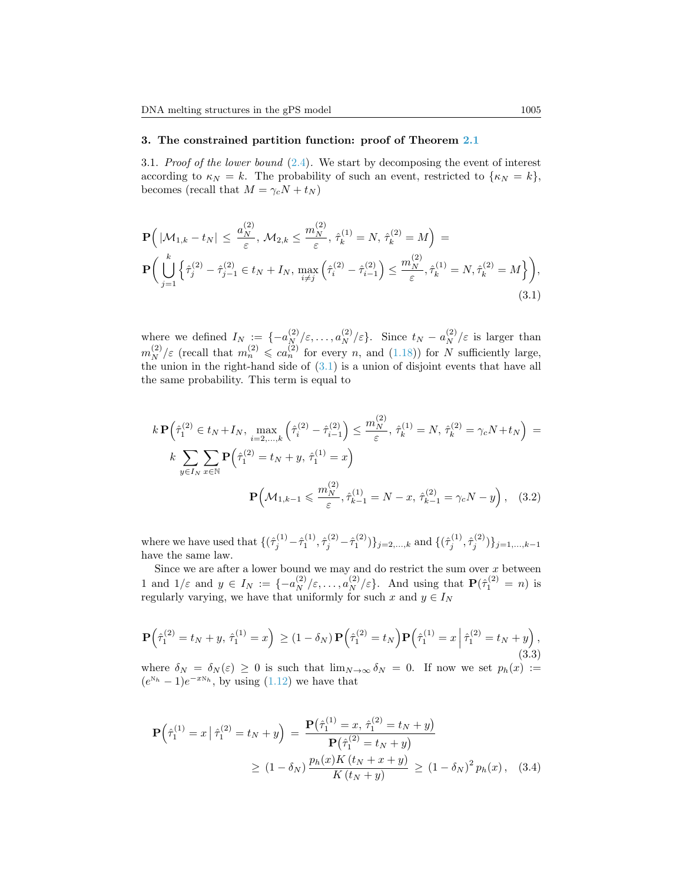## 3. The constrained partition function: proof of Theorem 2.1

3.1. *Proof of the lower bound* (2.4). We start by decomposing the event of interest according to $\kappa_N = k$. The probability of such an event, restricted to $\{\kappa_N = k\}$, becomes (recall that $M = \gamma_c N + t_N$)

$$
\begin{aligned}
&\mathbf{P}\Big( |\mathcal{M}_{1,k} - t_N| \le \frac{a_N^{(2)}}{\varepsilon},\, \mathcal{M}_{2,k} \le \frac{m_N^{(2)}}{\varepsilon},\, \hat\tau_k^{(1)} = N,\, \hat\tau_k^{(2)} = M \Big) = \\
&\mathbf{P}\Big( \bigcup_{j=1}^{k} \Big\{ \hat\tau_j^{(2)} - \hat\tau_{j-1}^{(2)} \in t_N + I_N,\, \max_{i \neq j} \left( \hat\tau_i^{(2)} - \hat\tau_{i-1}^{(2)} \right) \le \frac{m_N^{(2)}}{\varepsilon}, \hat\tau_k^{(1)} = N, \hat\tau_k^{(2)} = M \Big\} \Big),
\end{aligned}
\tag{3.1}
$$

where we defined $I_N := \{-a_N^{(2)}/\varepsilon, \ldots, a_N^{(2)}/\varepsilon\}$. Since $t_N - a_N^{(2)}/\varepsilon$ is larger than $m_N^{(2)}/\varepsilon$ (recall that $m_n^{(2)} \leqslant c a_n^{(2)}$ for every $n$, and (1.18)) for $N$ sufficiently large, the union in the right-hand side of (3.1) is a union of disjoint events that have all the same probability. This term is equal to

$$
\begin{aligned}
k\,\mathbf{P}\Big( \hat\tau_1^{(2)} \in t_N + I_N,\, \max_{i=2,\ldots,k} \left( \hat\tau_i^{(2)} - \hat\tau_{i-1}^{(2)} \right) \le \frac{m_N^{(2)}}{\varepsilon},\, \hat\tau_k^{(1)} = N,\, \hat\tau_k^{(2)} = \gamma_c N + t_N \Big) = \\
k \sum_{y \in I_N} \sum_{x \in \mathbb{N}} \mathbf{P}\Big( \hat\tau_1^{(2)} = t_N + y,\, \hat\tau_1^{(1)} = x \Big) \\
\mathbf{P}\Big( \mathcal{M}_{1,k-1} \leqslant \frac{m_N^{(2)}}{\varepsilon}, \hat\tau_{k-1}^{(1)} = N - x,\, \hat\tau_{k-1}^{(2)} = \gamma_c N - y \Big),
\end{aligned}
\tag{3.2}
$$

where we have used that $\{(\hat\tau_j^{(1)} - \hat\tau_1^{(1)}, \hat\tau_j^{(2)} - \hat\tau_1^{(2)})\}_{j=2,\ldots,k}$ and $\{(\hat\tau_j^{(1)}, \hat\tau_j^{(2)})\}_{j=1,\ldots,k-1}$ have the same law.

Since we are after a lower bound we may and do restrict the sum over $x$ between 1 and $1/\varepsilon$ and $y \in I_N := \{-a_N^{(2)}/\varepsilon, \ldots, a_N^{(2)}/\varepsilon\}$. And using that $\mathbf{P}(\hat\tau_1^{(2)} = n)$ is regularly varying, we have that uniformly for such $x$ and $y \in I_N$

$$
\mathbf{P}\Big( \hat\tau_1^{(2)} = t_N + y,\, \hat\tau_1^{(1)} = x \Big) \ge (1 - \delta_N)\, \mathbf{P}\Big( \hat\tau_1^{(2)} = t_N \Big) \mathbf{P}\Big( \hat\tau_1^{(1)} = x \,\Big|\, \hat\tau_1^{(2)} = t_N + y \Big),
\tag{3.3}
$$

where $\delta_N = \delta_N(\varepsilon) \ge 0$ is such that $\lim_{N\to\infty} \delta_N = 0$. If now we set $p_h(x) := (e^{\mathrm{N}_h} - 1) e^{-x \mathrm{N}_h}$, by using (1.12) we have that

$$
\begin{aligned}
\mathbf{P}\Big( \hat\tau_1^{(1)} = x \,\big|\, \hat\tau_1^{(2)} = t_N + y \Big) &= \frac{\mathbf{P}\big( \hat\tau_1^{(1)} = x,\, \hat\tau_1^{(2)} = t_N + y \big)}{\mathbf{P}\big( \hat\tau_1^{(2)} = t_N + y \big)} \\
&\ge (1 - \delta_N)\, \frac{p_h(x) K\left(t_N + x + y\right)}{K\left(t_N + y\right)} \ge (1 - \delta_N)^2\, p_h(x),
\end{aligned}
\tag{3.4}
$$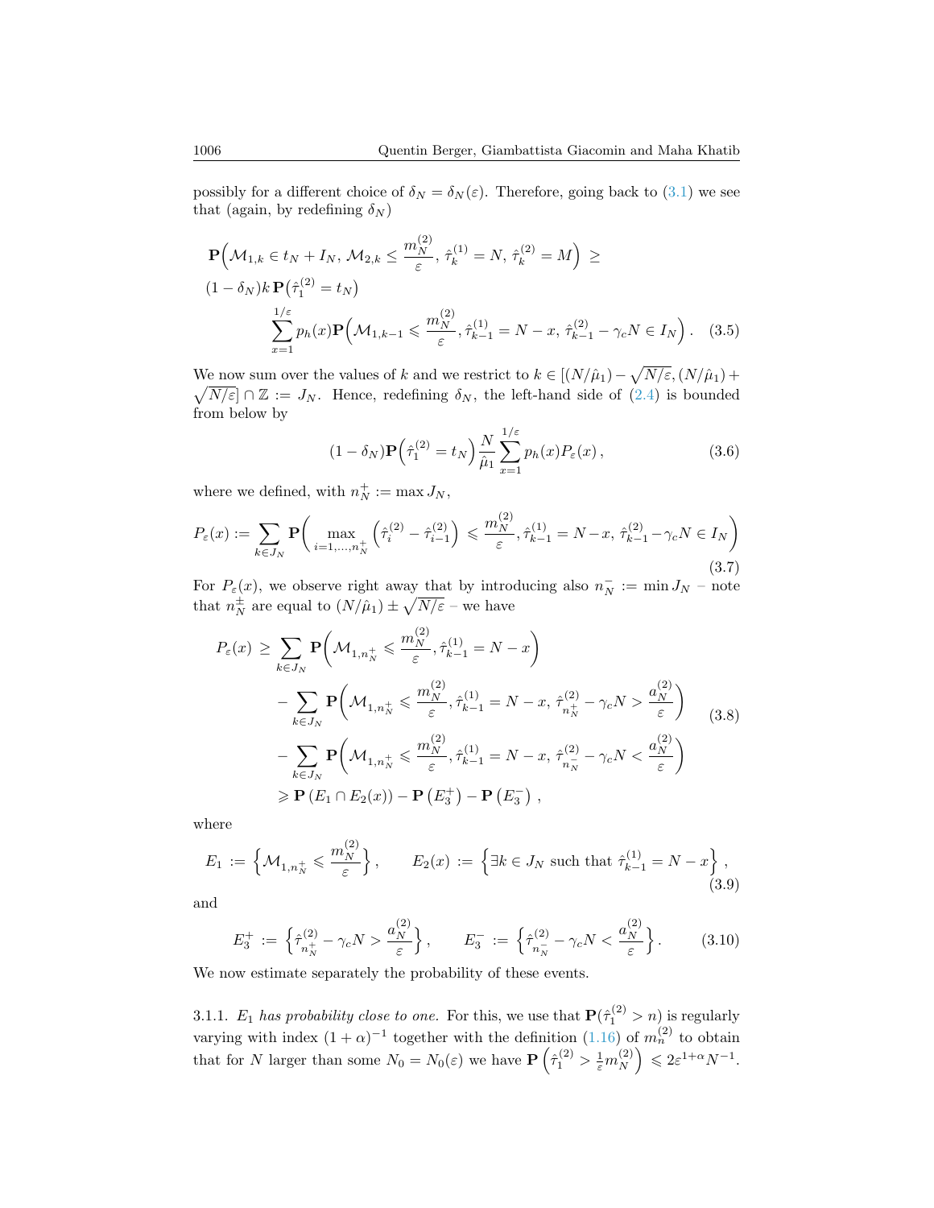possibly for a different choice of $\delta_N = \delta_N(\varepsilon)$. Therefore, going back to (3.1) we see that (again, by redefining $\delta_N$)

$$
\begin{aligned}
&\mathbf{P}\Big(\mathcal{M}_{1,k} \in t_N + I_N,\, \mathcal{M}_{2,k} \le \frac{m_N^{(2)}}{\varepsilon},\, \hat{\tau}_k^{(1)} = N,\, \hat{\tau}_k^{(2)} = M\Big) \ \ge \\
&(1-\delta_N) k\, \mathbf{P}\big(\hat{\tau}_1^{(2)} = t_N\big) \\
&\qquad\qquad \sum_{x=1}^{1/\varepsilon} p_h(x) \mathbf{P}\Big(\mathcal{M}_{1,k-1} \leqslant \frac{m_N^{(2)}}{\varepsilon}, \hat{\tau}_{k-1}^{(1)} = N - x,\, \hat{\tau}_{k-1}^{(2)} - \gamma_c N \in I_N\Big)\,. \quad (3.5)
\end{aligned}
$$

We now sum over the values of $k$ and we restrict to $k \in [(N/\hat{\mu}_1) - \sqrt{N/\varepsilon}, (N/\hat{\mu}_1) + \sqrt{N/\varepsilon}] \cap \mathbb{Z} := J_N$. Hence, redefining $\delta_N$, the left-hand side of (2.4) is bounded from below by

$$
(1-\delta_N)\mathbf{P}\Big(\hat{\tau}_1^{(2)} = t_N\Big) \frac{N}{\hat{\mu}_1} \sum_{x=1}^{1/\varepsilon} p_h(x) P_\varepsilon(x)\,, \tag{3.6}
$$

where we defined, with $n_N^+ := \max J_N$,

$$
P_\varepsilon(x) := \sum_{k \in J_N} \mathbf{P}\bigg(\max_{i=1,\dots,n_N^+}\Big(\hat{\tau}_i^{(2)} - \hat{\tau}_{i-1}^{(2)}\Big) \leqslant \frac{m_N^{(2)}}{\varepsilon}, \hat{\tau}_{k-1}^{(1)} = N - x,\, \hat{\tau}_{k-1}^{(2)} - \gamma_c N \in I_N\bigg) \tag{3.7}
$$

For $P_\varepsilon(x)$, we observe right away that by introducing also $n_N^- := \min J_N$ – note that $n_N^\pm$ are equal to $(N/\hat{\mu}_1) \pm \sqrt{N/\varepsilon}$ – we have

$$
\begin{aligned}
P_\varepsilon(x) \ \ge\ & \sum_{k \in J_N} \mathbf{P}\bigg(\mathcal{M}_{1,n_N^+} \leqslant \frac{m_N^{(2)}}{\varepsilon}, \hat{\tau}_{k-1}^{(1)} = N - x\bigg) \\
& - \sum_{k \in J_N} \mathbf{P}\bigg(\mathcal{M}_{1,n_N^+} \leqslant \frac{m_N^{(2)}}{\varepsilon}, \hat{\tau}_{k-1}^{(1)} = N - x,\, \hat{\tau}_{n_N^+}^{(2)} - \gamma_c N > \frac{a_N^{(2)}}{\varepsilon}\bigg) \\
& - \sum_{k \in J_N} \mathbf{P}\bigg(\mathcal{M}_{1,n_N^+} \leqslant \frac{m_N^{(2)}}{\varepsilon}, \hat{\tau}_{k-1}^{(1)} = N - x,\, \hat{\tau}_{n_N^-}^{(2)} - \gamma_c N < \frac{a_N^{(2)}}{\varepsilon}\bigg) \\
& \geqslant \mathbf{P}\left(E_1 \cap E_2(x)\right) - \mathbf{P}\left(E_3^+\right) - \mathbf{P}\left(E_3^-\right)\,,
\end{aligned} \tag{3.8}
$$

where

$$
E_1 := \Big\{\mathcal{M}_{1,n_N^+} \leqslant \frac{m_N^{(2)}}{\varepsilon}\Big\}\,, \qquad E_2(x) := \Big\{\exists k \in J_N \text{ such that } \hat{\tau}_{k-1}^{(1)} = N - x\Big\}\,, \tag{3.9}
$$

and

$$
E_3^+ := \Big\{\hat{\tau}_{n_N^+}^{(2)} - \gamma_c N > \frac{a_N^{(2)}}{\varepsilon}\Big\}\,, \qquad E_3^- := \Big\{\hat{\tau}_{n_N^-}^{(2)} - \gamma_c N < \frac{a_N^{(2)}}{\varepsilon}\Big\}\,. \tag{3.10}
$$

We now estimate separately the probability of these events.

3.1.1. *$E_1$ has probability close to one.* For this, we use that $\mathbf{P}(\hat{\tau}_1^{(2)} > n)$ is regularly varying with index $(1+\alpha)^{-1}$ together with the definition (1.16) of $m_n^{(2)}$ to obtain that for $N$ larger than some $N_0 = N_0(\varepsilon)$ we have $\mathbf{P}\left(\hat{\tau}_1^{(2)} > \frac{1}{\varepsilon} m_N^{(2)}\right) \leqslant 2\varepsilon^{1+\alpha} N^{-1}$.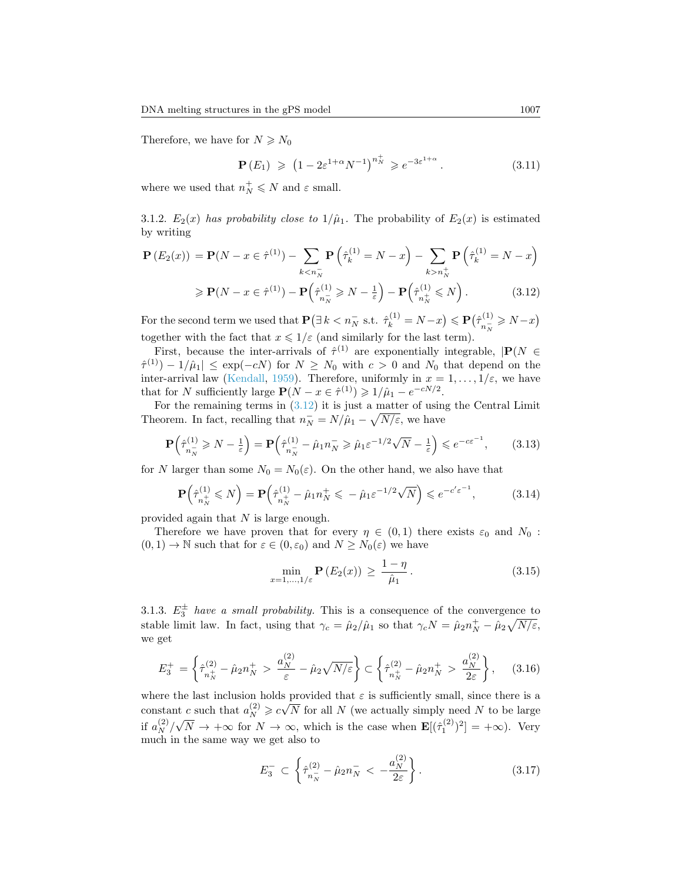Therefore, we have for $N \geqslant N_0$

$$\mathbf{P}(E_1) \geqslant \left(1 - 2\varepsilon^{1+\alpha} N^{-1}\right)^{n_N^+} \geqslant e^{-3\varepsilon^{1+\alpha}}. \tag{3.11}$$

where we used that $n_N^+ \leqslant N$ and $\varepsilon$ small.

3.1.2. *$E_2(x)$ has probability close to $1/\hat{\mu}_1$.* The probability of $E_2(x)$ is estimated by writing

$$\begin{aligned}\mathbf{P}(E_2(x)) &= \mathbf{P}(N - x \in \hat{\tau}^{(1)}) - \sum_{k < n_N^-} \mathbf{P}\left(\hat{\tau}_k^{(1)} = N - x\right) - \sum_{k > n_N^+} \mathbf{P}\left(\hat{\tau}_k^{(1)} = N - x\right) \\ &\geqslant \mathbf{P}(N - x \in \hat{\tau}^{(1)}) - \mathbf{P}\Big(\hat{\tau}_{n_N^-}^{(1)} \geqslant N - \tfrac{1}{\varepsilon}\Big) - \mathbf{P}\Big(\hat{\tau}_{n_N^+}^{(1)} \leqslant N\Big).\end{aligned} \tag{3.12}$$

For the second term we used that $\mathbf{P}\big(\exists\, k < n_N^- \text{ s.t. } \hat{\tau}_k^{(1)} = N - x\big) \leqslant \mathbf{P}\big(\hat{\tau}_{n_N^-}^{(1)} \geqslant N - x\big)$ together with the fact that $x \leqslant 1/\varepsilon$ (and similarly for the last term).

First, because the inter-arrivals of $\hat{\tau}^{(1)}$ are exponentially integrable, $|\mathbf{P}(N \in \hat{\tau}^{(1)}) - 1/\hat{\mu}_1| \leq \exp(-cN)$ for $N \geq N_0$ with $c > 0$ and $N_0$ that depend on the inter-arrival law (Kendall, 1959). Therefore, uniformly in $x = 1, \ldots, 1/\varepsilon$, we have that for $N$ sufficiently large $\mathbf{P}(N - x \in \hat{\tau}^{(1)}) \geqslant 1/\hat{\mu}_1 - e^{-cN/2}$.

For the remaining terms in (3.12) it is just a matter of using the Central Limit Theorem. In fact, recalling that $n_N^- = N/\hat{\mu}_1 - \sqrt{N/\varepsilon}$, we have

$$\mathbf{P}\Big(\hat{\tau}_{n_N^-}^{(1)} \geqslant N - \tfrac{1}{\varepsilon}\Big) = \mathbf{P}\Big(\hat{\tau}_{n_N^-}^{(1)} - \hat{\mu}_1 n_N^- \geqslant \hat{\mu}_1 \varepsilon^{-1/2}\sqrt{N} - \tfrac{1}{\varepsilon}\Big) \leqslant e^{-c\varepsilon^{-1}}, \tag{3.13}$$

for $N$ larger than some $N_0 = N_0(\varepsilon)$. On the other hand, we also have that

$$\mathbf{P}\Big(\hat{\tau}_{n_N^+}^{(1)} \leqslant N\Big) = \mathbf{P}\Big(\hat{\tau}_{n_N^+}^{(1)} - \hat{\mu}_1 n_N^+ \leqslant -\hat{\mu}_1 \varepsilon^{-1/2}\sqrt{N}\Big) \leqslant e^{-c'\varepsilon^{-1}}, \tag{3.14}$$

provided again that $N$ is large enough.

Therefore we have proven that for every $\eta \in (0,1)$ there exists $\varepsilon_0$ and $N_0 : (0,1) \to \mathbb{N}$ such that for $\varepsilon \in (0, \varepsilon_0)$ and $N \geq N_0(\varepsilon)$ we have

$$\min_{x=1,\ldots,1/\varepsilon} \mathbf{P}(E_2(x)) \geq \frac{1-\eta}{\hat{\mu}_1}. \tag{3.15}$$

3.1.3. *$E_3^{\pm}$ have a small probability.* This is a consequence of the convergence to stable limit law. In fact, using that $\gamma_c = \hat{\mu}_2/\hat{\mu}_1$ so that $\gamma_c N = \hat{\mu}_2 n_N^+ - \hat{\mu}_2\sqrt{N/\varepsilon}$, we get

$$E_3^+ = \left\{\hat{\tau}_{n_N^+}^{(2)} - \hat{\mu}_2 n_N^+ > \frac{a_N^{(2)}}{\varepsilon} - \hat{\mu}_2\sqrt{N/\varepsilon}\right\} \subset \left\{\hat{\tau}_{n_N^+}^{(2)} - \hat{\mu}_2 n_N^+ > \frac{a_N^{(2)}}{2\varepsilon}\right\}, \tag{3.16}$$

where the last inclusion holds provided that $\varepsilon$ is sufficiently small, since there is a constant $c$ such that $a_N^{(2)} \geqslant c\sqrt{N}$ for all $N$ (we actually simply need $N$ to be large if $a_N^{(2)}/\sqrt{N} \to +\infty$ for $N \to \infty$, which is the case when $\mathbf{E}[(\hat{\tau}_1^{(2)})^2] = +\infty$). Very much in the same way we get also to

$$E_3^- \subset \left\{\hat{\tau}_{n_N^-}^{(2)} - \hat{\mu}_2 n_N^- < -\frac{a_N^{(2)}}{2\varepsilon}\right\}. \tag{3.17}$$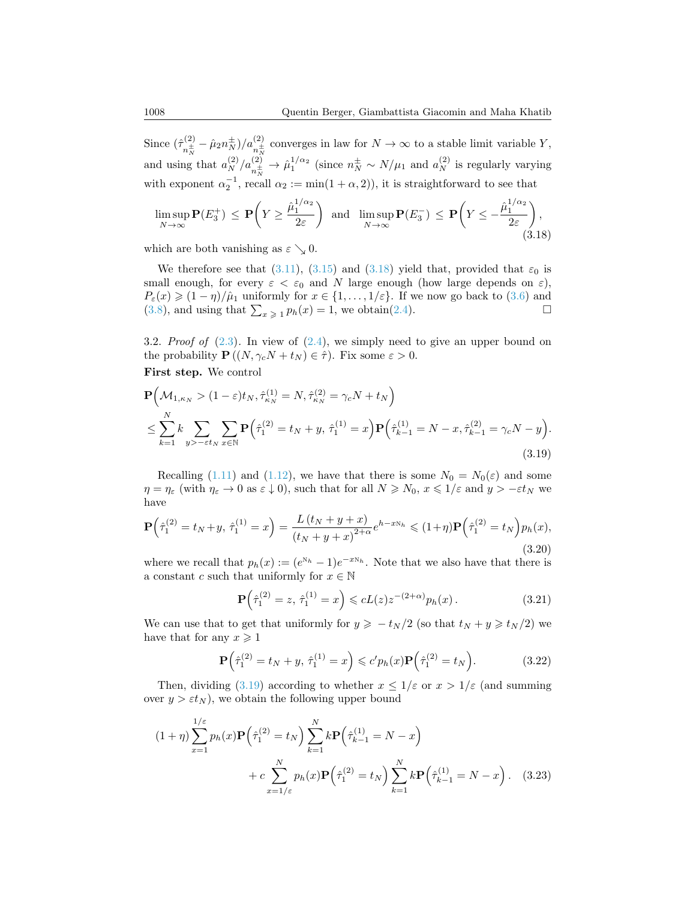Since $(\hat\tau^{(2)}_{n_N^\pm} - \hat\mu_2 n_N^\pm)/a^{(2)}_{n_N^\pm}$ converges in law for $N\to\infty$ to a stable limit variable $Y$, and using that $a_N^{(2)}/a^{(2)}_{n_N^\pm} \to \hat\mu_1^{1/\alpha_2}$ (since $n_N^\pm \sim N/\mu_1$ and $a_N^{(2)}$ is regularly varying with exponent $\alpha_2^{-1}$, recall $\alpha_2 := \min(1+\alpha, 2)$), it is straightforward to see that

$$\limsup_{N\to\infty} \mathbf{P}(E_3^+) \le \mathbf{P}\Big(Y \ge \frac{\hat\mu_1^{1/\alpha_2}}{2\varepsilon}\Big) \quad \text{and} \quad \limsup_{N\to\infty} \mathbf{P}(E_3^-) \le \mathbf{P}\Big(Y \le -\frac{\hat\mu_1^{1/\alpha_2}}{2\varepsilon}\Big), \tag{3.18}$$

which are both vanishing as $\varepsilon \searrow 0$.

We therefore see that (3.11), (3.15) and (3.18) yield that, provided that $\varepsilon_0$ is small enough, for every $\varepsilon < \varepsilon_0$ and $N$ large enough (how large depends on $\varepsilon$), $P_\varepsilon(x) \geqslant (1-\eta)/\hat\mu_1$ uniformly for $x \in \{1, \dots, 1/\varepsilon\}$. If we now go back to (3.6) and (3.8), and using that $\sum_{x\geqslant 1} p_h(x) = 1$, we obtain(2.4). ☐

3.2. *Proof of* (2.3). In view of (2.4), we simply need to give an upper bound on the probability $\mathbf{P}\left((N, \gamma_c N + t_N) \in \hat\tau\right)$. Fix some $\varepsilon > 0$.

**First step.** We control

$$\begin{aligned}
&\mathbf{P}\Big(\mathcal{M}_{1,\kappa_N} > (1-\varepsilon)t_N, \hat\tau^{(1)}_{\kappa_N} = N, \hat\tau^{(2)}_{\kappa_N} = \gamma_c N + t_N\Big) \\
&\le \sum_{k=1}^N k \sum_{y > -\varepsilon t_N} \sum_{x\in\mathbb{N}} \mathbf{P}\Big(\hat\tau^{(2)}_1 = t_N + y,\, \hat\tau^{(1)}_1 = x\Big) \mathbf{P}\Big(\hat\tau^{(1)}_{k-1} = N - x, \hat\tau^{(2)}_{k-1} = \gamma_c N - y\Big).
\end{aligned} \tag{3.19}$$

Recalling (1.11) and (1.12), we have that there is some $N_0 = N_0(\varepsilon)$ and some $\eta = \eta_\varepsilon$ (with $\eta_\varepsilon \to 0$ as $\varepsilon \downarrow 0$), such that for all $N \geqslant N_0$, $x \leqslant 1/\varepsilon$ and $y > -\varepsilon t_N$ we have

$$\mathbf{P}\Big(\hat\tau^{(2)}_1 = t_N + y,\, \hat\tau^{(1)}_1 = x\Big) = \frac{L\left(t_N + y + x\right)}{\left(t_N + y + x\right)^{2+\alpha}} e^{h - x\mathrm{N}_h} \leqslant (1+\eta) \mathbf{P}\Big(\hat\tau^{(2)}_1 = t_N\Big) p_h(x), \tag{3.20}$$

where we recall that $p_h(x) := (e^{\mathrm{N}_h} - 1)e^{-x\mathrm{N}_h}$. Note that we also have that there is a constant $c$ such that uniformly for $x \in \mathbb{N}$

$$\mathbf{P}\Big(\hat\tau^{(2)}_1 = z,\, \hat\tau^{(1)}_1 = x\Big) \leqslant c L(z) z^{-(2+\alpha)} p_h(x)\,. \tag{3.21}$$

We can use that to get that uniformly for $y \geqslant -t_N/2$ (so that $t_N + y \geqslant t_N/2$) we have that for any $x \geqslant 1$

$$\mathbf{P}\Big(\hat\tau^{(2)}_1 = t_N + y,\, \hat\tau^{(1)}_1 = x\Big) \leqslant c' p_h(x) \mathbf{P}\Big(\hat\tau^{(2)}_1 = t_N\Big). \tag{3.22}$$

Then, dividing (3.19) according to whether $x \le 1/\varepsilon$ or $x > 1/\varepsilon$ (and summing over $y > \varepsilon t_N$), we obtain the following upper bound

$$\begin{aligned}
(1+\eta) \sum_{x=1}^{1/\varepsilon} p_h(x) \mathbf{P}\Big(\hat\tau^{(2)}_1 = t_N\Big) \sum_{k=1}^N k \mathbf{P}\Big(\hat\tau^{(1)}_{k-1} = N - x\Big) \\
+ c \sum_{x=1/\varepsilon}^N p_h(x) \mathbf{P}\Big(\hat\tau^{(2)}_1 = t_N\Big) \sum_{k=1}^N k \mathbf{P}\Big(\hat\tau^{(1)}_{k-1} = N - x\Big).
\end{aligned} \tag{3.23}$$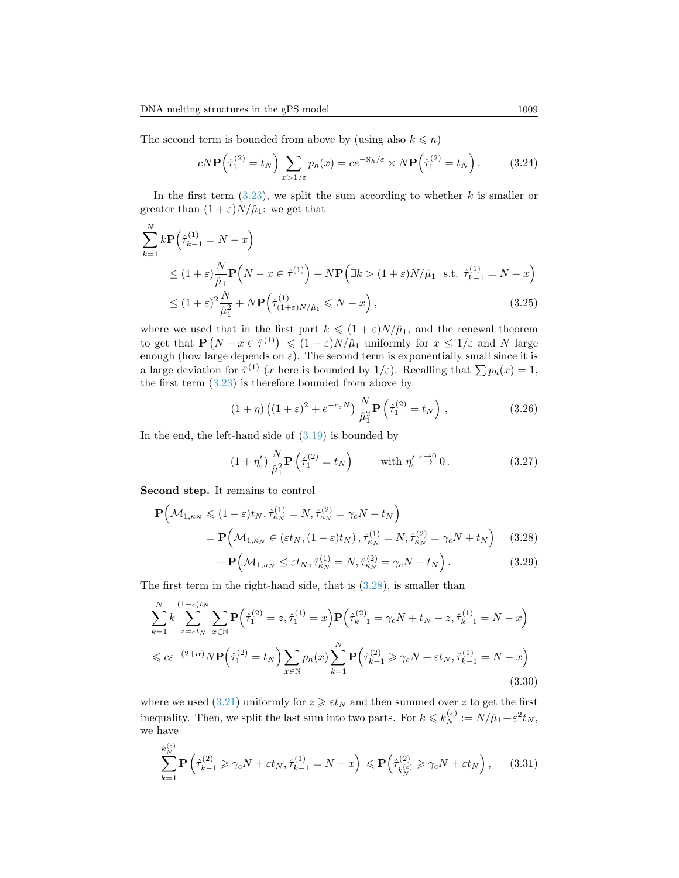The second term is bounded from above by (using also $k \leqslant n$)

$$cN\mathbf{P}\Big(\hat{\tau}_1^{(2)} = t_N\Big) \sum_{x>1/\varepsilon} p_h(x) = ce^{-\mathrm{N}_h/\varepsilon} \times N\mathbf{P}\Big(\hat{\tau}_1^{(2)} = t_N\Big) . \tag{3.24}$$

In the first term (3.23), we split the sum according to whether $k$ is smaller or greater than $(1+\varepsilon)N/\hat{\mu}_1$: we get that

$$\begin{aligned}
\sum_{k=1}^{N} k\mathbf{P}\Big(\hat{\tau}_{k-1}^{(1)} = N - x\Big) \\
&\leq (1+\varepsilon)\frac{N}{\hat{\mu}_1}\mathbf{P}\Big(N - x \in \hat{\tau}^{(1)}\Big) + N\mathbf{P}\Big(\exists k > (1+\varepsilon)N/\hat{\mu}_1 \ \text{ s.t. } \hat{\tau}_{k-1}^{(1)} = N - x\Big) \\
&\leq (1+\varepsilon)^2 \frac{N}{\hat{\mu}_1^2} + N\mathbf{P}\Big(\hat{\tau}^{(1)}_{(1+\varepsilon)N/\hat{\mu}_1} \leqslant N - x\Big) ,
\end{aligned} \tag{3.25}$$

where we used that in the first part $k \leqslant (1+\varepsilon)N/\hat{\mu}_1$, and the renewal theorem to get that $\mathbf{P}\left(N - x \in \hat{\tau}^{(1)}\right) \leqslant (1+\varepsilon)N/\hat{\mu}_1$ uniformly for $x \leq 1/\varepsilon$ and $N$ large enough (how large depends on $\varepsilon$). The second term is exponentially small since it is a large deviation for $\hat{\tau}^{(1)}$ ($x$ here is bounded by $1/\varepsilon$). Recalling that $\sum p_h(x) = 1$, the first term (3.23) is therefore bounded from above by

$$(1+\eta)\left((1+\varepsilon)^2 + e^{-c_\varepsilon N}\right) \frac{N}{\hat{\mu}_1^2}\mathbf{P}\left(\hat{\tau}_1^{(2)} = t_N\right) , \tag{3.26}$$

In the end, the left-hand side of (3.19) is bounded by

$$(1+\eta'_\varepsilon) \frac{N}{\hat{\mu}_1^2}\mathbf{P}\left(\hat{\tau}_1^{(2)} = t_N\right) \qquad \text{with } \eta'_\varepsilon \overset{\varepsilon \to 0}{\to} 0 . \tag{3.27}$$

**Second step.** It remains to control

$$\begin{aligned}
\mathbf{P}\Big(\mathcal{M}_{1,\kappa_N} \leqslant (1-\varepsilon)t_N, \hat{\tau}_{\kappa_N}^{(1)} = N, \hat{\tau}_{\kappa_N}^{(2)} = \gamma_c N + t_N\Big) \\
&= \mathbf{P}\Big(\mathcal{M}_{1,\kappa_N} \in (\varepsilon t_N, (1-\varepsilon)t_N) \,, \hat{\tau}_{\kappa_N}^{(1)} = N, \hat{\tau}_{\kappa_N}^{(2)} = \gamma_c N + t_N\Big) &\quad (3.28) \\
&\quad + \mathbf{P}\Big(\mathcal{M}_{1,\kappa_N} \leq \varepsilon t_N, \hat{\tau}_{\kappa_N}^{(1)} = N, \hat{\tau}_{\kappa_N}^{(2)} = \gamma_c N + t_N\Big) . &\quad (3.29)
\end{aligned}$$

The first term in the right-hand side, that is (3.28), is smaller than

$$\begin{aligned}
&\sum_{k=1}^{N} k \sum_{z=\varepsilon t_N}^{(1-\varepsilon)t_N} \sum_{x \in \mathbb{N}} \mathbf{P}\Big(\hat{\tau}_1^{(2)} = z, \hat{\tau}_1^{(1)} = x\Big)\mathbf{P}\Big(\hat{\tau}_{k-1}^{(2)} = \gamma_c N + t_N - z, \hat{\tau}_{k-1}^{(1)} = N - x\Big) \\
&\leqslant c\varepsilon^{-(2+\alpha)} N\mathbf{P}\Big(\hat{\tau}_1^{(2)} = t_N\Big) \sum_{x \in \mathbb{N}} p_h(x) \sum_{k=1}^{N} \mathbf{P}\Big(\hat{\tau}_{k-1}^{(2)} \geqslant \gamma_c N + \varepsilon t_N, \hat{\tau}_{k-1}^{(1)} = N - x\Big)
\end{aligned} \tag{3.30}$$

where we used (3.21) uniformly for $z \geqslant \varepsilon t_N$ and then summed over $z$ to get the first inequality. Then, we split the last sum into two parts. For $k \leqslant k_N^{(\varepsilon)} := N/\hat{\mu}_1 + \varepsilon^2 t_N$, we have

$$\sum_{k=1}^{k_N^{(\varepsilon)}} \mathbf{P}\left(\hat{\tau}_{k-1}^{(2)} \geqslant \gamma_c N + \varepsilon t_N, \hat{\tau}_{k-1}^{(1)} = N - x\right) \leqslant \mathbf{P}\Big(\hat{\tau}^{(2)}_{k_N^{(\varepsilon)}} \geqslant \gamma_c N + \varepsilon t_N\Big) , \tag{3.31}$$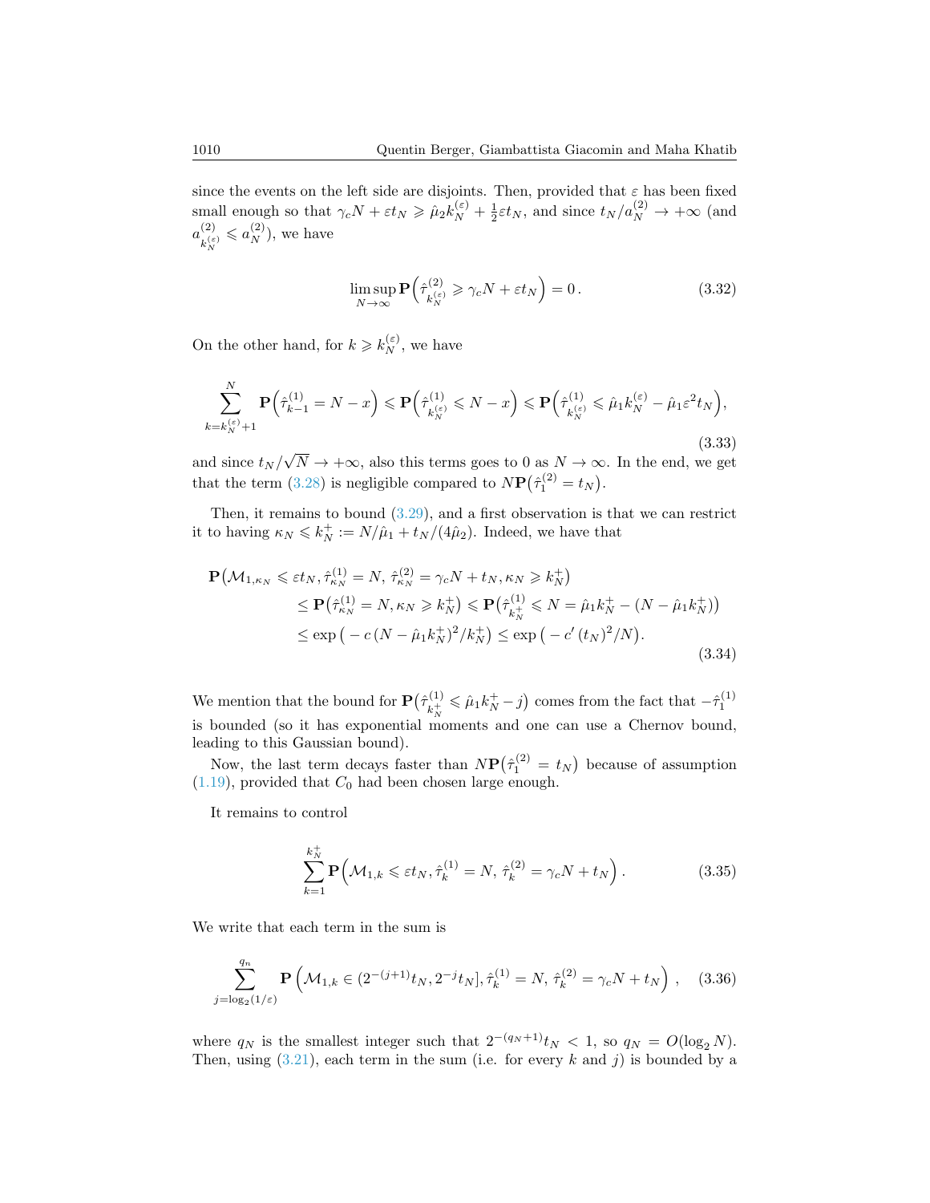since the events on the left side are disjoints. Then, provided that $\varepsilon$ has been fixed small enough so that $\gamma_c N + \varepsilon t_N \geqslant \hat{\mu}_2 k_N^{(\varepsilon)} + \frac{1}{2}\varepsilon t_N$, and since $t_N / a_N^{(2)} \to +\infty$ (and $a^{(2)}_{k_N^{(\varepsilon)}} \leqslant a_N^{(2)}$), we have

$$
\limsup_{N\to\infty} \mathbf{P}\Big(\hat{\tau}^{(2)}_{k_N^{(\varepsilon)}} \geqslant \gamma_c N + \varepsilon t_N\Big) = 0\,. \tag{3.32}
$$

On the other hand, for $k \geqslant k_N^{(\varepsilon)}$, we have

$$
\sum_{k=k_N^{(\varepsilon)}+1}^{N} \mathbf{P}\Big(\hat{\tau}^{(1)}_{k-1} = N - x\Big) \leqslant \mathbf{P}\Big(\hat{\tau}^{(1)}_{k_N^{(\varepsilon)}} \leqslant N - x\Big) \leqslant \mathbf{P}\Big(\hat{\tau}^{(1)}_{k_N^{(\varepsilon)}} \leqslant \hat{\mu}_1 k_N^{(\varepsilon)} - \hat{\mu}_1 \varepsilon^2 t_N\Big), \tag{3.33}
$$

and since $t_N/\sqrt{N} \to +\infty$, also this terms goes to 0 as $N \to \infty$. In the end, we get that the term (3.28) is negligible compared to $N\mathbf{P}\big(\hat{\tau}_1^{(2)} = t_N\big)$.

Then, it remains to bound (3.29), and a first observation is that we can restrict it to having $\kappa_N \leqslant k_N^+ := N/\hat{\mu}_1 + t_N/(4\hat{\mu}_2)$. Indeed, we have that

$$
\begin{aligned}
\mathbf{P}\big(\mathcal{M}_{1,\kappa_N} \leqslant \varepsilon t_N, \hat{\tau}^{(1)}_{\kappa_N} = N, \,\hat{\tau}^{(2)}_{\kappa_N} = \gamma_c N + t_N, \kappa_N \geqslant k_N^+\big) \\
\leq \mathbf{P}\big(\hat{\tau}^{(1)}_{\kappa_N} = N, \kappa_N \geqslant k_N^+\big) \leqslant \mathbf{P}\big(\hat{\tau}^{(1)}_{k_N^+} \leqslant N = \hat{\mu}_1 k_N^+ - (N - \hat{\mu}_1 k_N^+)\big) \\
\leq \exp\big(-c\,(N - \hat{\mu}_1 k_N^+)^2/k_N^+\big) \leq \exp\big(-c'\,(t_N)^2/N\big).
\end{aligned} \tag{3.34}
$$

We mention that the bound for $\mathbf{P}\big(\hat{\tau}^{(1)}_{k_N^+} \leqslant \hat{\mu}_1 k_N^+ - j\big)$ comes from the fact that $-\hat{\tau}_1^{(1)}$ is bounded (so it has exponential moments and one can use a Chernov bound, leading to this Gaussian bound).

Now, the last term decays faster than $N\mathbf{P}\big(\hat{\tau}_1^{(2)} = t_N\big)$ because of assumption (1.19), provided that $C_0$ had been chosen large enough.

It remains to control

$$
\sum_{k=1}^{k_N^+} \mathbf{P}\Big(\mathcal{M}_{1,k} \leqslant \varepsilon t_N, \hat{\tau}_k^{(1)} = N, \,\hat{\tau}_k^{(2)} = \gamma_c N + t_N\Big)\,. \tag{3.35}
$$

We write that each term in the sum is

$$
\sum_{j=\log_2(1/\varepsilon)}^{q_n} \mathbf{P}\left(\mathcal{M}_{1,k} \in (2^{-(j+1)} t_N, 2^{-j} t_N], \hat{\tau}_k^{(1)} = N, \,\hat{\tau}_k^{(2)} = \gamma_c N + t_N\right)\,, \tag{3.36}
$$

where $q_N$ is the smallest integer such that $2^{-(q_N+1)} t_N < 1$, so $q_N = O(\log_2 N)$. Then, using (3.21), each term in the sum (i.e. for every $k$ and $j$) is bounded by a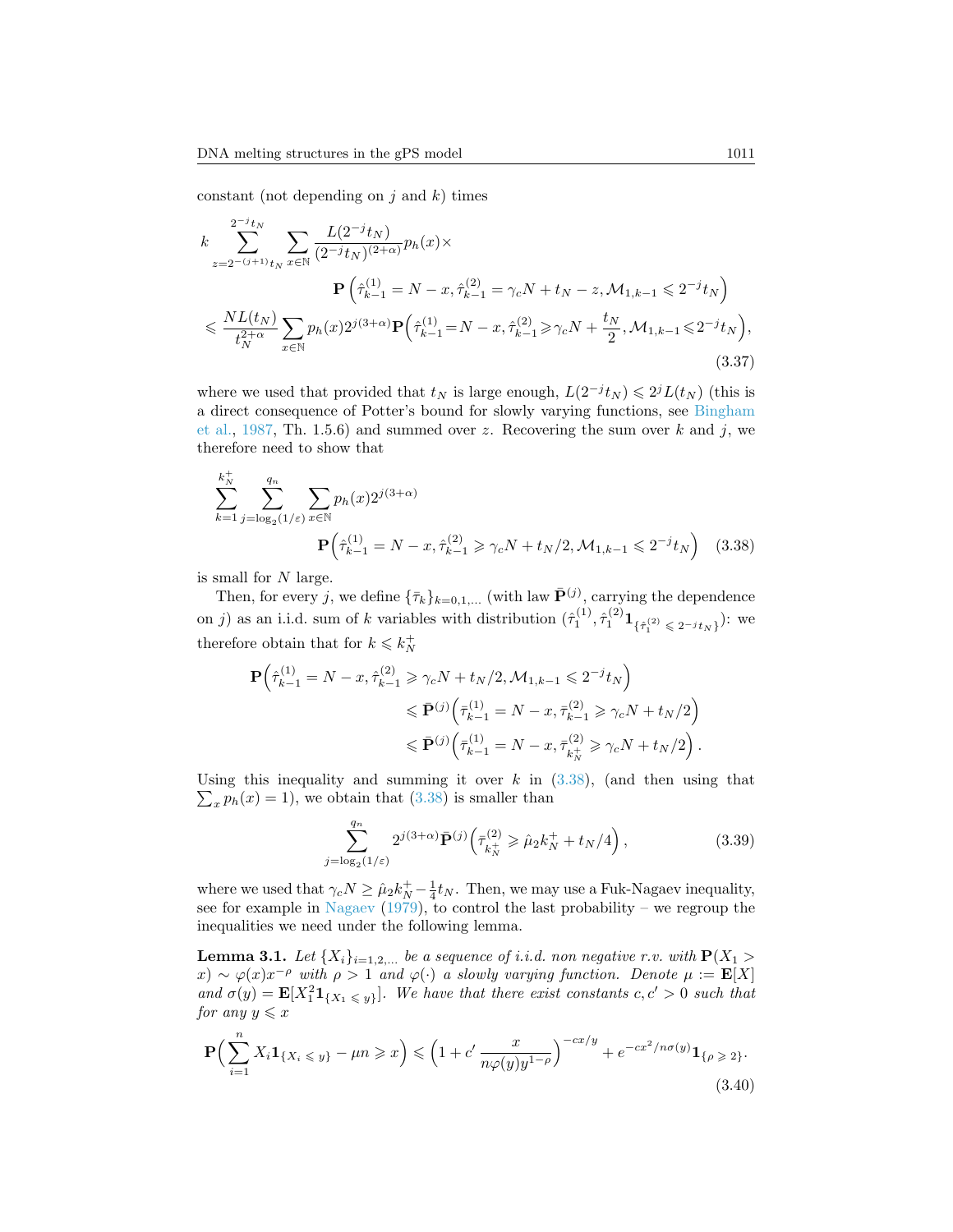constant (not depending on $j$ and $k$) times

$$
\begin{aligned}
&k \sum_{z=2^{-(j+1)}t_N}^{2^{-j}t_N} \sum_{x\in\mathbb{N}} \frac{L(2^{-j}t_N)}{(2^{-j}t_N)^{(2+\alpha)}} p_h(x) \times \\
&\qquad\qquad \mathbf{P}\left(\hat{\tau}_{k-1}^{(1)} = N-x, \hat{\tau}_{k-1}^{(2)} = \gamma_c N + t_N - z, \mathcal{M}_{1,k-1} \leqslant 2^{-j}t_N\right) \\
&\leqslant \frac{NL(t_N)}{t_N^{2+\alpha}} \sum_{x\in\mathbb{N}} p_h(x) 2^{j(3+\alpha)} \mathbf{P}\Big(\hat{\tau}_{k-1}^{(1)} = N-x, \hat{\tau}_{k-1}^{(2)} \geqslant \gamma_c N + \frac{t_N}{2}, \mathcal{M}_{1,k-1} \leqslant 2^{-j}t_N\Big),
\end{aligned}
\tag{3.37}
$$

where we used that provided that $t_N$ is large enough, $L(2^{-j}t_N) \leqslant 2^j L(t_N)$ (this is a direct consequence of Potter's bound for slowly varying functions, see Bingham et al., 1987, Th. 1.5.6) and summed over $z$. Recovering the sum over $k$ and $j$, we therefore need to show that

$$
\sum_{k=1}^{k_N^+} \sum_{j=\log_2(1/\varepsilon)}^{q_n} \sum_{x\in\mathbb{N}} p_h(x) 2^{j(3+\alpha)} \mathbf{P}\Big(\hat{\tau}_{k-1}^{(1)} = N-x, \hat{\tau}_{k-1}^{(2)} \geqslant \gamma_c N + t_N/2, \mathcal{M}_{1,k-1} \leqslant 2^{-j}t_N\Big) \tag{3.38}
$$

is small for $N$ large.

Then, for every $j$, we define $\{\bar{\tau}_k\}_{k=0,1,\ldots}$ (with law $\bar{\mathbf{P}}^{(j)}$, carrying the dependence on $j$) as an i.i.d. sum of $k$ variables with distribution $(\hat{\tau}_1^{(1)}, \hat{\tau}_1^{(2)} \mathbf{1}_{\{\hat{\tau}_1^{(2)} \leqslant 2^{-j}t_N\}})$: we therefore obtain that for $k \leqslant k_N^+$

$$
\begin{aligned}
\mathbf{P}\Big(\hat{\tau}_{k-1}^{(1)} = N-x, \hat{\tau}_{k-1}^{(2)} \geqslant \gamma_c N + t_N/2, \mathcal{M}_{1,k-1} \leqslant 2^{-j}t_N\Big) \\
\leqslant \bar{\mathbf{P}}^{(j)}\Big(\bar{\tau}_{k-1}^{(1)} = N-x, \bar{\tau}_{k-1}^{(2)} \geqslant \gamma_c N + t_N/2\Big) \\
\leqslant \bar{\mathbf{P}}^{(j)}\Big(\bar{\tau}_{k-1}^{(1)} = N-x, \bar{\tau}_{k_N^+}^{(2)} \geqslant \gamma_c N + t_N/2\Big).
\end{aligned}
$$

Using this inequality and summing it over $k$ in (3.38), (and then using that $\sum_x p_h(x) = 1$), we obtain that (3.38) is smaller than

$$
\sum_{j=\log_2(1/\varepsilon)}^{q_n} 2^{j(3+\alpha)} \bar{\mathbf{P}}^{(j)}\Big(\bar{\tau}_{k_N^+}^{(2)} \geqslant \hat{\mu}_2 k_N^+ + t_N/4\Big), \tag{3.39}
$$

where we used that $\gamma_c N \geq \hat{\mu}_2 k_N^+ - \frac{1}{4}t_N$. Then, we may use a Fuk-Nagaev inequality, see for example in Nagaev (1979), to control the last probability – we regroup the inequalities we need under the following lemma.

**Lemma 3.1.** *Let $\{X_i\}_{i=1,2,\ldots}$ be a sequence of i.i.d. non negative r.v. with $\mathbf{P}(X_1 > x) \sim \varphi(x)x^{-\rho}$ with $\rho > 1$ and $\varphi(\cdot)$ a slowly varying function. Denote $\mu := \mathbf{E}[X]$ and $\sigma(y) = \mathbf{E}[X_1^2 \mathbf{1}_{\{X_1 \leqslant y\}}]$. We have that there exist constants $c, c' > 0$ such that for any $y \leqslant x$*

$$
\mathbf{P}\Big(\sum_{i=1}^n X_i \mathbf{1}_{\{X_i \leqslant y\}} - \mu n \geqslant x\Big) \leqslant \Big(1 + c' \frac{x}{n\varphi(y)y^{1-\rho}}\Big)^{-cx/y} + e^{-cx^2/n\sigma(y)} \mathbf{1}_{\{\rho \geqslant 2\}}. \tag{3.40}
$$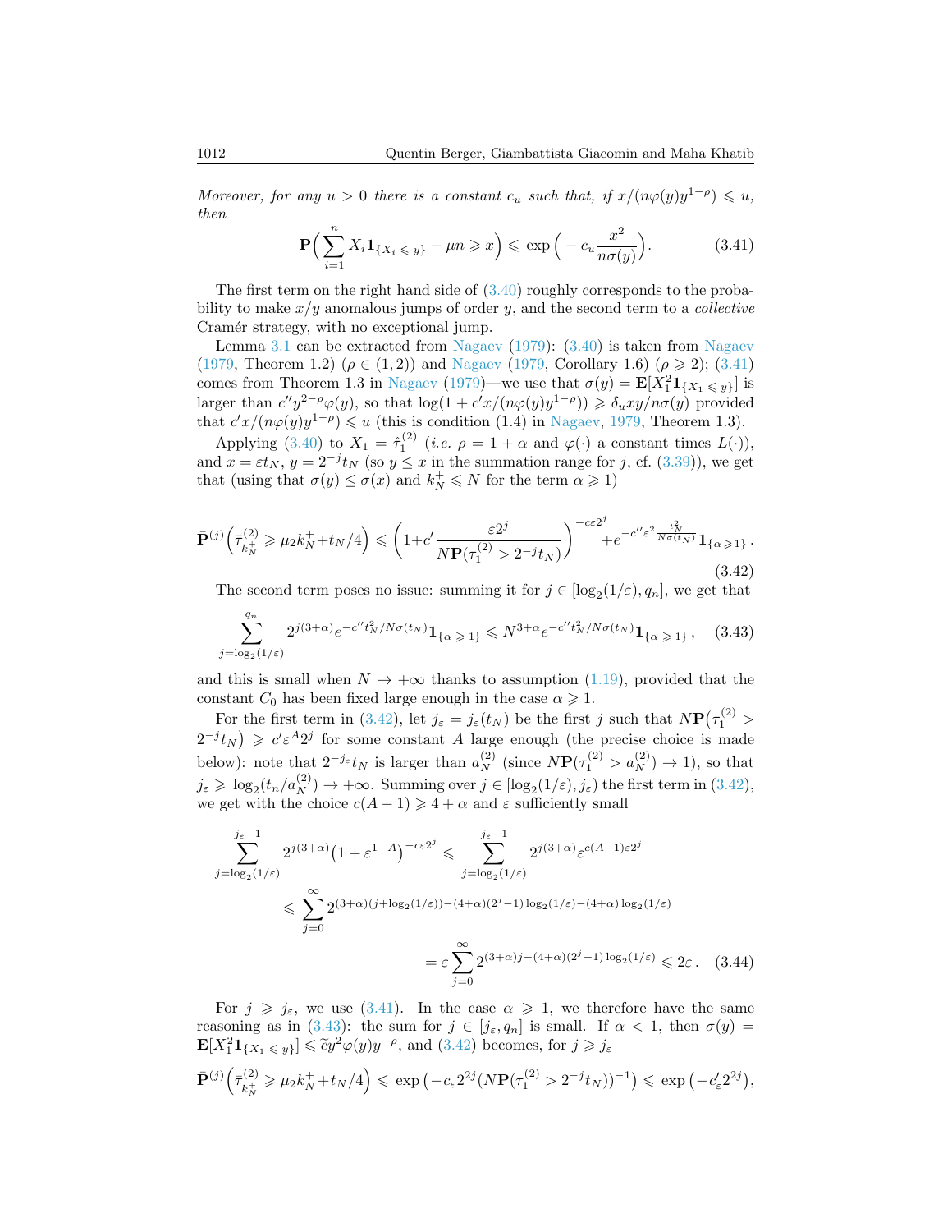*Moreover, for any $u > 0$ there is a constant $c_u$ such that, if $x/(n\varphi(y)y^{1-\rho}) \leqslant u$, then*

$$\mathbf{P}\Big(\sum_{i=1}^{n} X_i \mathbf{1}_{\{X_i \leqslant y\}} - \mu n \geqslant x\Big) \leqslant \exp\Big(-c_u \frac{x^2}{n\sigma(y)}\Big). \tag{3.41}$$

The first term on the right hand side of (3.40) roughly corresponds to the probability to make $x/y$ anomalous jumps of order $y$, and the second term to a *collective* Cramér strategy, with no exceptional jump.

Lemma 3.1 can be extracted from Nagaev (1979): (3.40) is taken from Nagaev (1979, Theorem 1.2) ($\rho \in (1,2)$) and Nagaev (1979, Corollary 1.6) ($\rho \geqslant 2$); (3.41) comes from Theorem 1.3 in Nagaev (1979)—we use that $\sigma(y) = \mathbf{E}[X_1^2 \mathbf{1}_{\{X_1 \leqslant y\}}]$ is larger than $c'' y^{2-\rho}\varphi(y)$, so that $\log(1 + c'x/(n\varphi(y)y^{1-\rho})) \geqslant \delta_u xy/n\sigma(y)$ provided that $c'x/(n\varphi(y)y^{1-\rho}) \leqslant u$ (this is condition (1.4) in Nagaev, 1979, Theorem 1.3).

Applying (3.40) to $X_1 = \hat{\tau}_1^{(2)}$ (*i.e.* $\rho = 1+\alpha$ and $\varphi(\cdot)$ a constant times $L(\cdot)$), and $x = \varepsilon t_N$, $y = 2^{-j} t_N$ (so $y \le x$ in the summation range for $j$, cf. (3.39)), we get that (using that $\sigma(y) \le \sigma(x)$ and $k_N^+ \leqslant N$ for the term $\alpha \geqslant 1$)

$$\bar{\mathbf{P}}^{(j)}\Big(\bar{\tau}^{(2)}_{k_N^+} \geqslant \mu_2 k_N^+ + t_N/4\Big) \leqslant \bigg(1 + c' \frac{\varepsilon 2^j}{N\mathbf{P}(\tau_1^{(2)} > 2^{-j} t_N)}\bigg)^{-c\varepsilon 2^j} + e^{-c''\varepsilon^2 \frac{t_N^2}{N\sigma(t_N)}} \mathbf{1}_{\{\alpha \geqslant 1\}}. \tag{3.42}$$

The second term poses no issue: summing it for $j \in [\log_2(1/\varepsilon), q_n]$, we get that

$$\sum_{j=\log_2(1/\varepsilon)}^{q_n} 2^{j(3+\alpha)} e^{-c'' t_N^2/N\sigma(t_N)} \mathbf{1}_{\{\alpha \geqslant 1\}} \leqslant N^{3+\alpha} e^{-c'' t_N^2/N\sigma(t_N)} \mathbf{1}_{\{\alpha \geqslant 1\}}, \tag{3.43}$$

and this is small when $N \to +\infty$ thanks to assumption (1.19), provided that the constant $C_0$ has been fixed large enough in the case $\alpha \geqslant 1$.

For the first term in (3.42), let $j_\varepsilon = j_\varepsilon(t_N)$ be the first $j$ such that $N\mathbf{P}\big(\tau_1^{(2)} > 2^{-j} t_N\big) \geqslant c' \varepsilon^A 2^j$ for some constant $A$ large enough (the precise choice is made below): note that $2^{-j_\varepsilon} t_N$ is larger than $a_N^{(2)}$ (since $N\mathbf{P}(\tau_1^{(2)} > a_N^{(2)}) \to 1$), so that $j_\varepsilon \geqslant \log_2(t_n/a_N^{(2)}) \to +\infty$. Summing over $j \in [\log_2(1/\varepsilon), j_\varepsilon)$ the first term in (3.42), we get with the choice $c(A-1) \geqslant 4+\alpha$ and $\varepsilon$ sufficiently small

$$\begin{aligned}
\sum_{j=\log_2(1/\varepsilon)}^{j_\varepsilon - 1} 2^{j(3+\alpha)} \big(1 + \varepsilon^{1-A}\big)^{-c\varepsilon 2^j} &\leqslant \sum_{j=\log_2(1/\varepsilon)}^{j_\varepsilon - 1} 2^{j(3+\alpha)} \varepsilon^{c(A-1)\varepsilon 2^j} \\
&\leqslant \sum_{j=0}^{\infty} 2^{(3+\alpha)(j+\log_2(1/\varepsilon)) - (4+\alpha)(2^j - 1)\log_2(1/\varepsilon) - (4+\alpha)\log_2(1/\varepsilon)} \\
&= \varepsilon \sum_{j=0}^{\infty} 2^{(3+\alpha)j - (4+\alpha)(2^j-1)\log_2(1/\varepsilon)} \leqslant 2\varepsilon.
\end{aligned} \tag{3.44}$$

For $j \geqslant j_\varepsilon$, we use (3.41). In the case $\alpha \geqslant 1$, we therefore have the same reasoning as in (3.43): the sum for $j \in [j_\varepsilon, q_n]$ is small. If $\alpha < 1$, then $\sigma(y) = \mathbf{E}[X_1^2 \mathbf{1}_{\{X_1 \leqslant y\}}] \leqslant \tilde{c} y^2 \varphi(y) y^{-\rho}$, and (3.42) becomes, for $j \geqslant j_\varepsilon$

$$\bar{\mathbf{P}}^{(j)}\Big(\bar{\tau}^{(2)}_{k_N^+} \geqslant \mu_2 k_N^+ + t_N/4\Big) \leqslant \exp\big(-c_\varepsilon 2^{2j} (N\mathbf{P}(\tau_1^{(2)} > 2^{-j} t_N))^{-1}\big) \leqslant \exp\big(-c'_\varepsilon 2^{2j}\big),$$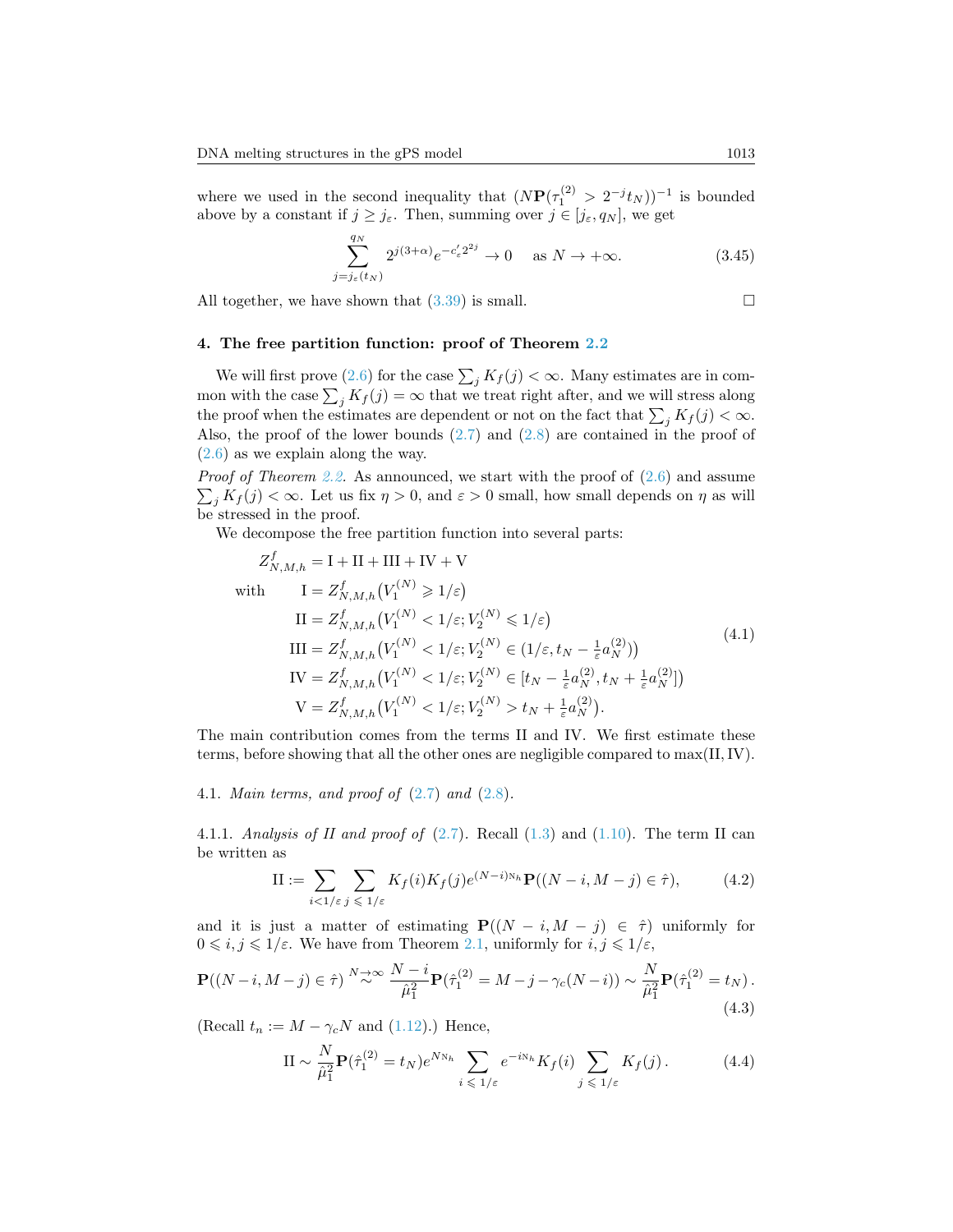where we used in the second inequality that $(N\mathbf{P}(\tau_1^{(2)} > 2^{-j}t_N))^{-1}$ is bounded above by a constant if $j \geq j_\varepsilon$. Then, summing over $j \in [j_\varepsilon, q_N]$, we get

$$\sum_{j=j_\varepsilon(t_N)}^{q_N} 2^{j(3+\alpha)} e^{-c'_\varepsilon 2^{2j}} \to 0 \quad \text{as } N \to +\infty. \tag{3.45}$$

All together, we have shown that (3.39) is small. □

## 4. The free partition function: proof of Theorem 2.2

We will first prove (2.6) for the case $\sum_j K_f(j) < \infty$. Many estimates are in common with the case $\sum_j K_f(j) = \infty$ that we treat right after, and we will stress along the proof when the estimates are dependent or not on the fact that $\sum_j K_f(j) < \infty$. Also, the proof of the lower bounds (2.7) and (2.8) are contained in the proof of (2.6) as we explain along the way.

*Proof of Theorem 2.2.* As announced, we start with the proof of (2.6) and assume $\sum_j K_f(j) < \infty$. Let us fix $\eta > 0$, and $\varepsilon > 0$ small, how small depends on $\eta$ as will be stressed in the proof.

We decompose the free partition function into several parts:

$$\begin{aligned}
Z^f_{N,M,h} &= \mathrm{I} + \mathrm{II} + \mathrm{III} + \mathrm{IV} + \mathrm{V} \\
\text{with} \qquad \mathrm{I} &= Z^f_{N,M,h}\big(V_1^{(N)} \geqslant 1/\varepsilon\big) \\
\mathrm{II} &= Z^f_{N,M,h}\big(V_1^{(N)} < 1/\varepsilon; V_2^{(N)} \leqslant 1/\varepsilon\big) \\
\mathrm{III} &= Z^f_{N,M,h}\big(V_1^{(N)} < 1/\varepsilon; V_2^{(N)} \in (1/\varepsilon, t_N - \tfrac{1}{\varepsilon}a_N^{(2)})\big) \\
\mathrm{IV} &= Z^f_{N,M,h}\big(V_1^{(N)} < 1/\varepsilon; V_2^{(N)} \in [t_N - \tfrac{1}{\varepsilon}a_N^{(2)}, t_N + \tfrac{1}{\varepsilon}a_N^{(2)}]\big) \\
\mathrm{V} &= Z^f_{N,M,h}\big(V_1^{(N)} < 1/\varepsilon; V_2^{(N)} > t_N + \tfrac{1}{\varepsilon}a_N^{(2)}\big).
\end{aligned} \tag{4.1}$$

The main contribution comes from the terms II and IV. We first estimate these terms, before showing that all the other ones are negligible compared to $\max(\mathrm{II}, \mathrm{IV})$.

### 4.1. *Main terms, and proof of (2.7) and (2.8).*

#### 4.1.1. *Analysis of II and proof of (2.7).*

Recall (1.3) and (1.10). The term II can be written as

$$\mathrm{II} := \sum_{i<1/\varepsilon} \sum_{j \leqslant 1/\varepsilon} K_f(i) K_f(j) e^{(N-i)\mathtt{N}_h} \mathbf{P}((N-i, M-j) \in \hat{\tau}), \tag{4.2}$$

and it is just a matter of estimating $\mathbf{P}((N-i, M-j) \in \hat{\tau})$ uniformly for $0 \leqslant i, j \leqslant 1/\varepsilon$. We have from Theorem 2.1, uniformly for $i, j \leqslant 1/\varepsilon$,

$$\mathbf{P}((N-i, M-j) \in \hat{\tau}) \overset{N\to\infty}{\sim} \frac{N-i}{\hat{\mu}_1^2} \mathbf{P}(\hat{\tau}_1^{(2)} = M-j-\gamma_c(N-i)) \sim \frac{N}{\hat{\mu}_1^2} \mathbf{P}(\hat{\tau}_1^{(2)} = t_N)\,. \tag{4.3}$$

(Recall $t_n := M - \gamma_c N$ and (1.12).) Hence,

$$\mathrm{II} \sim \frac{N}{\hat{\mu}_1^2} \mathbf{P}(\hat{\tau}_1^{(2)} = t_N) e^{N\mathtt{N}_h} \sum_{i \leqslant 1/\varepsilon} e^{-i\mathtt{N}_h} K_f(i) \sum_{j \leqslant 1/\varepsilon} K_f(j)\,. \tag{4.4}$$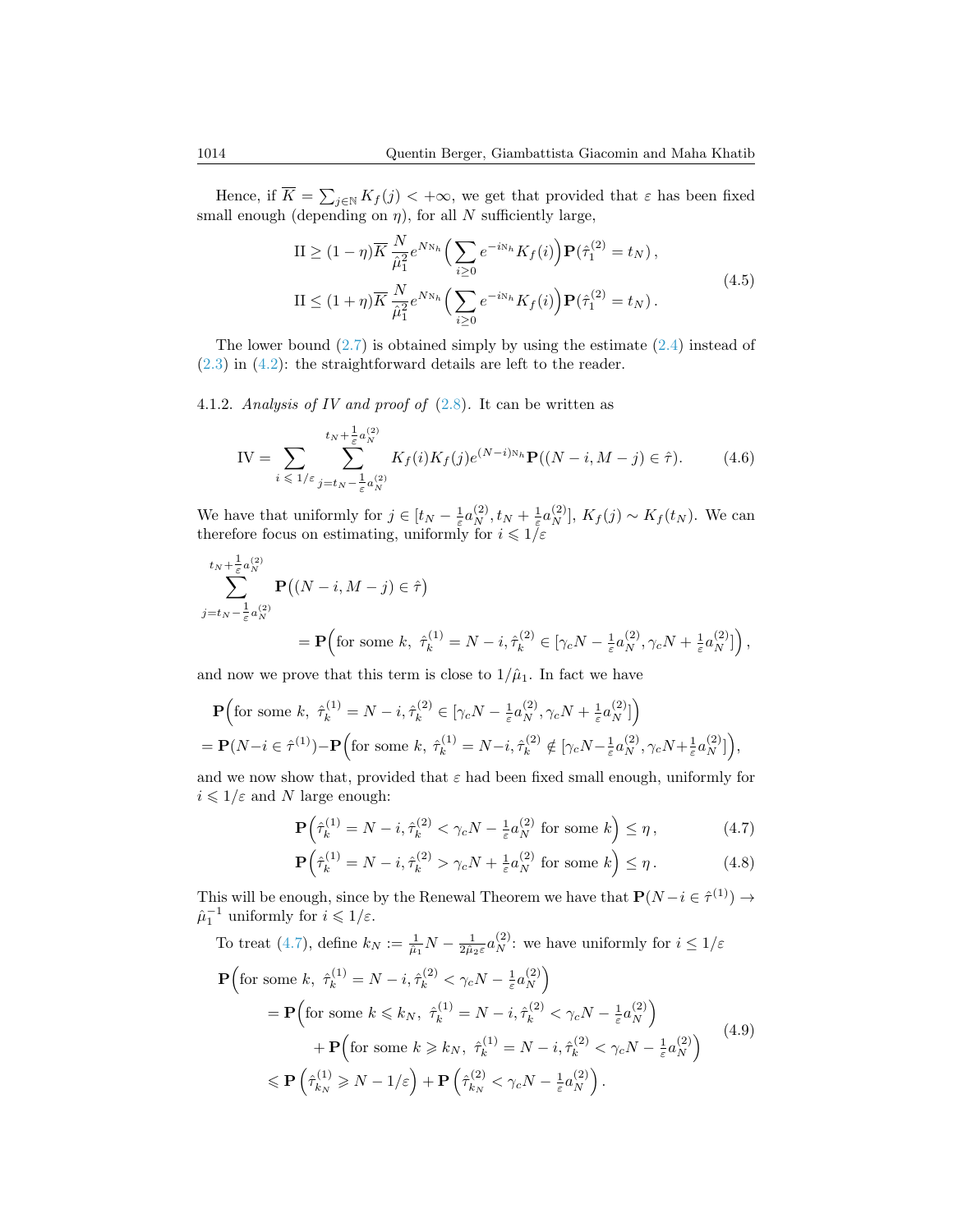Hence, if $\overline{K} = \sum_{j\in\mathbb{N}} K_f(j) < +\infty$, we get that provided that $\varepsilon$ has been fixed small enough (depending on $\eta$), for all $N$ sufficiently large,

$$
\begin{aligned}
\mathrm{II} &\geq (1-\eta)\overline{K}\,\frac{N}{\hat{\mu}_1^2} e^{N\mathtt{N}_h}\Big(\sum_{i\geq 0} e^{-i\mathtt{N}_h} K_f(i)\Big)\mathbf{P}(\hat{\tau}_1^{(2)} = t_N)\,,\\
\mathrm{II} &\leq (1+\eta)\overline{K}\,\frac{N}{\hat{\mu}_1^2} e^{N\mathtt{N}_h}\Big(\sum_{i\geq 0} e^{-i\mathtt{N}_h} K_f(i)\Big)\mathbf{P}(\hat{\tau}_1^{(2)} = t_N)\,.
\end{aligned}
\tag{4.5}
$$

The lower bound (2.7) is obtained simply by using the estimate (2.4) instead of (2.3) in (4.2): the straightforward details are left to the reader.

4.1.2. *Analysis of IV and proof of* (2.8). It can be written as

$$
\mathrm{IV} = \sum_{i\leqslant 1/\varepsilon}\ \sum_{j=t_N-\frac{1}{\varepsilon}a_N^{(2)}}^{t_N+\frac{1}{\varepsilon}a_N^{(2)}} K_f(i)K_f(j)e^{(N-i)\mathtt{N}_h}\mathbf{P}((N-i,M-j)\in\hat{\tau}). \tag{4.6}
$$

We have that uniformly for $j\in[t_N-\frac{1}{\varepsilon}a_N^{(2)}, t_N+\frac{1}{\varepsilon}a_N^{(2)}]$, $K_f(j)\sim K_f(t_N)$. We can therefore focus on estimating, uniformly for $i\leqslant 1/\varepsilon$

$$
\sum_{j=t_N-\frac{1}{\varepsilon}a_N^{(2)}}^{t_N+\frac{1}{\varepsilon}a_N^{(2)}} \mathbf{P}\big((N-i,M-j)\in\hat{\tau}\big)
= \mathbf{P}\Big(\text{for some } k,\ \hat{\tau}_k^{(1)} = N-i, \hat{\tau}_k^{(2)}\in[\gamma_c N-\tfrac{1}{\varepsilon}a_N^{(2)}, \gamma_c N+\tfrac{1}{\varepsilon}a_N^{(2)}]\Big)\,,
$$

and now we prove that this term is close to $1/\hat{\mu}_1$. In fact we have

$$
\begin{aligned}
&\mathbf{P}\Big(\text{for some } k,\ \hat{\tau}_k^{(1)} = N-i, \hat{\tau}_k^{(2)}\in[\gamma_c N-\tfrac{1}{\varepsilon}a_N^{(2)}, \gamma_c N+\tfrac{1}{\varepsilon}a_N^{(2)}]\Big)\\
&= \mathbf{P}(N-i\in\hat{\tau}^{(1)}) - \mathbf{P}\Big(\text{for some } k,\ \hat{\tau}_k^{(1)} = N-i, \hat{\tau}_k^{(2)}\notin[\gamma_c N-\tfrac{1}{\varepsilon}a_N^{(2)}, \gamma_c N+\tfrac{1}{\varepsilon}a_N^{(2)}]\Big),
\end{aligned}
$$

and we now show that, provided that $\varepsilon$ had been fixed small enough, uniformly for $i\leqslant 1/\varepsilon$ and $N$ large enough:

$$
\mathbf{P}\Big(\hat{\tau}_k^{(1)} = N-i, \hat{\tau}_k^{(2)} < \gamma_c N-\tfrac{1}{\varepsilon}a_N^{(2)} \text{ for some } k\Big) \leq \eta\,, \tag{4.7}
$$

$$
\mathbf{P}\Big(\hat{\tau}_k^{(1)} = N-i, \hat{\tau}_k^{(2)} > \gamma_c N+\tfrac{1}{\varepsilon}a_N^{(2)} \text{ for some } k\Big) \leq \eta\,. \tag{4.8}
$$

This will be enough, since by the Renewal Theorem we have that $\mathbf{P}(N-i\in\hat{\tau}^{(1)})\to\hat{\mu}_1^{-1}$ uniformly for $i\leqslant 1/\varepsilon$.

To treat (4.7), define $k_N := \frac{1}{\hat{\mu}_1}N - \frac{1}{2\hat{\mu}_2\varepsilon}a_N^{(2)}$: we have uniformly for $i\leq 1/\varepsilon$

$$
\begin{aligned}
&\mathbf{P}\Big(\text{for some } k,\ \hat{\tau}_k^{(1)} = N-i, \hat{\tau}_k^{(2)} < \gamma_c N-\tfrac{1}{\varepsilon}a_N^{(2)}\Big)\\
&\quad= \mathbf{P}\Big(\text{for some } k\leqslant k_N,\ \hat{\tau}_k^{(1)} = N-i, \hat{\tau}_k^{(2)} < \gamma_c N-\tfrac{1}{\varepsilon}a_N^{(2)}\Big)\\
&\qquad\quad+ \mathbf{P}\Big(\text{for some } k\geqslant k_N,\ \hat{\tau}_k^{(1)} = N-i, \hat{\tau}_k^{(2)} < \gamma_c N-\tfrac{1}{\varepsilon}a_N^{(2)}\Big)\\
&\quad\leqslant \mathbf{P}\left(\hat{\tau}_{k_N}^{(1)}\geqslant N-1/\varepsilon\right) + \mathbf{P}\left(\hat{\tau}_{k_N}^{(2)} < \gamma_c N-\tfrac{1}{\varepsilon}a_N^{(2)}\right).
\end{aligned}
\tag{4.9}
$$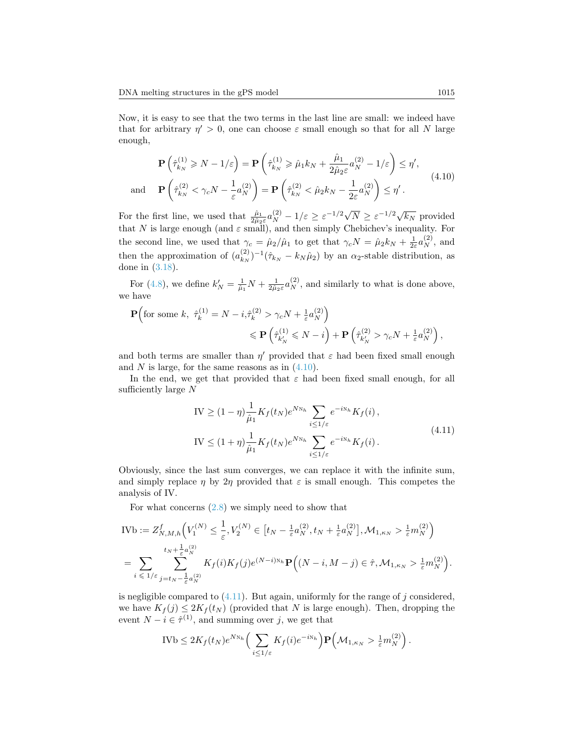Now, it is easy to see that the two terms in the last line are small: we indeed have that for arbitrary $\eta' > 0$, one can choose $\varepsilon$ small enough so that for all $N$ large enough,

$$
\begin{aligned}
&\mathbf{P}\left(\hat{\tau}^{(1)}_{k_N} \geqslant N - 1/\varepsilon\right) = \mathbf{P}\left(\hat{\tau}^{(1)}_{k_N} \geqslant \hat{\mu}_1 k_N + \frac{\hat{\mu}_1}{2\hat{\mu}_2 \varepsilon} a_N^{(2)} - 1/\varepsilon\right) \leq \eta', \\
\text{and} \quad &\mathbf{P}\left(\hat{\tau}^{(2)}_{k_N} < \gamma_c N - \frac{1}{\varepsilon} a_N^{(2)}\right) = \mathbf{P}\left(\hat{\tau}^{(2)}_{k_N} < \hat{\mu}_2 k_N - \frac{1}{2\varepsilon} a_N^{(2)}\right) \leq \eta' .
\end{aligned}
\tag{4.10}
$$

For the first line, we used that $\frac{\hat{\mu}_1}{2\hat{\mu}_2 \varepsilon} a_N^{(2)} - 1/\varepsilon \geq \varepsilon^{-1/2}\sqrt{N} \geq \varepsilon^{-1/2}\sqrt{k_N}$ provided that $N$ is large enough (and $\varepsilon$ small), and then simply Chebichev's inequality. For the second line, we used that $\gamma_c = \hat{\mu}_2/\hat{\mu}_1$ to get that $\gamma_c N = \hat{\mu}_2 k_N + \frac{1}{2\varepsilon} a_N^{(2)}$, and then the approximation of $(a^{(2)}_{k_N})^{-1}(\hat{\tau}_{k_N} - k_N \hat{\mu}_2)$ by an $\alpha_2$-stable distribution, as done in (3.18).

For (4.8), we define $k_N' = \frac{1}{\hat{\mu}_1} N + \frac{1}{2\hat{\mu}_2 \varepsilon} a_N^{(2)}$, and similarly to what is done above, we have

$$
\begin{aligned}
\mathbf{P}\Big(&\text{for some } k,\ \hat{\tau}^{(1)}_k = N - i, \hat{\tau}^{(2)}_k > \gamma_c N + \tfrac{1}{\varepsilon} a_N^{(2)}\Big) \\
&\leqslant \mathbf{P}\left(\hat{\tau}^{(1)}_{k_N'} \leqslant N - i\right) + \mathbf{P}\left(\hat{\tau}^{(2)}_{k_N'} > \gamma_c N + \tfrac{1}{\varepsilon} a_N^{(2)}\right),
\end{aligned}
$$

and both terms are smaller than $\eta'$ provided that $\varepsilon$ had been fixed small enough and $N$ is large, for the same reasons as in (4.10).

In the end, we get that provided that $\varepsilon$ had been fixed small enough, for all sufficiently large $N$

$$
\begin{aligned}
\text{IV} &\geq (1-\eta) \frac{1}{\hat{\mu}_1} K_f(t_N) e^{N \mathrm{N}_h} \sum_{i \leq 1/\varepsilon} e^{-i \mathrm{N}_h} K_f(i) , \\
\text{IV} &\leq (1+\eta) \frac{1}{\hat{\mu}_1} K_f(t_N) e^{N \mathrm{N}_h} \sum_{i \leq 1/\varepsilon} e^{-i \mathrm{N}_h} K_f(i) .
\end{aligned}
\tag{4.11}
$$

Obviously, since the last sum converges, we can replace it with the infinite sum, and simply replace $\eta$ by $2\eta$ provided that $\varepsilon$ is small enough. This competes the analysis of IV.

For what concerns (2.8) we simply need to show that

$$
\begin{aligned}
\text{IVb} &:= Z^f_{N,M,h}\Big(V_1^{(N)} \leq \frac{1}{\varepsilon}, V_2^{(N)} \in \big[t_N - \tfrac{1}{\varepsilon} a_N^{(2)}, t_N + \tfrac{1}{\varepsilon} a_N^{(2)}\big], \mathcal{M}_{1,\kappa_N} > \tfrac{1}{\varepsilon} m_N^{(2)}\Big) \\
&= \sum_{i \leqslant 1/\varepsilon} \sum_{j = t_N - \frac{1}{\varepsilon} a_N^{(2)}}^{t_N + \frac{1}{\varepsilon} a_N^{(2)}} K_f(i) K_f(j) e^{(N-i)\mathrm{N}_h} \mathbf{P}\Big((N-i, M-j) \in \hat{\tau}, \mathcal{M}_{1,\kappa_N} > \tfrac{1}{\varepsilon} m_N^{(2)}\Big).
\end{aligned}
$$

is negligible compared to (4.11). But again, uniformly for the range of $j$ considered, we have $K_f(j) \leq 2K_f(t_N)$ (provided that $N$ is large enough). Then, dropping the event $N - i \in \hat{\tau}^{(1)}$, and summing over $j$, we get that

$$
\text{IVb} \leq 2K_f(t_N) e^{N \mathrm{N}_h} \Big(\sum_{i \leq 1/\varepsilon} K_f(i) e^{-i \mathrm{N}_h}\Big) \mathbf{P}\Big(\mathcal{M}_{1,\kappa_N} > \tfrac{1}{\varepsilon} m_N^{(2)}\Big) .
$$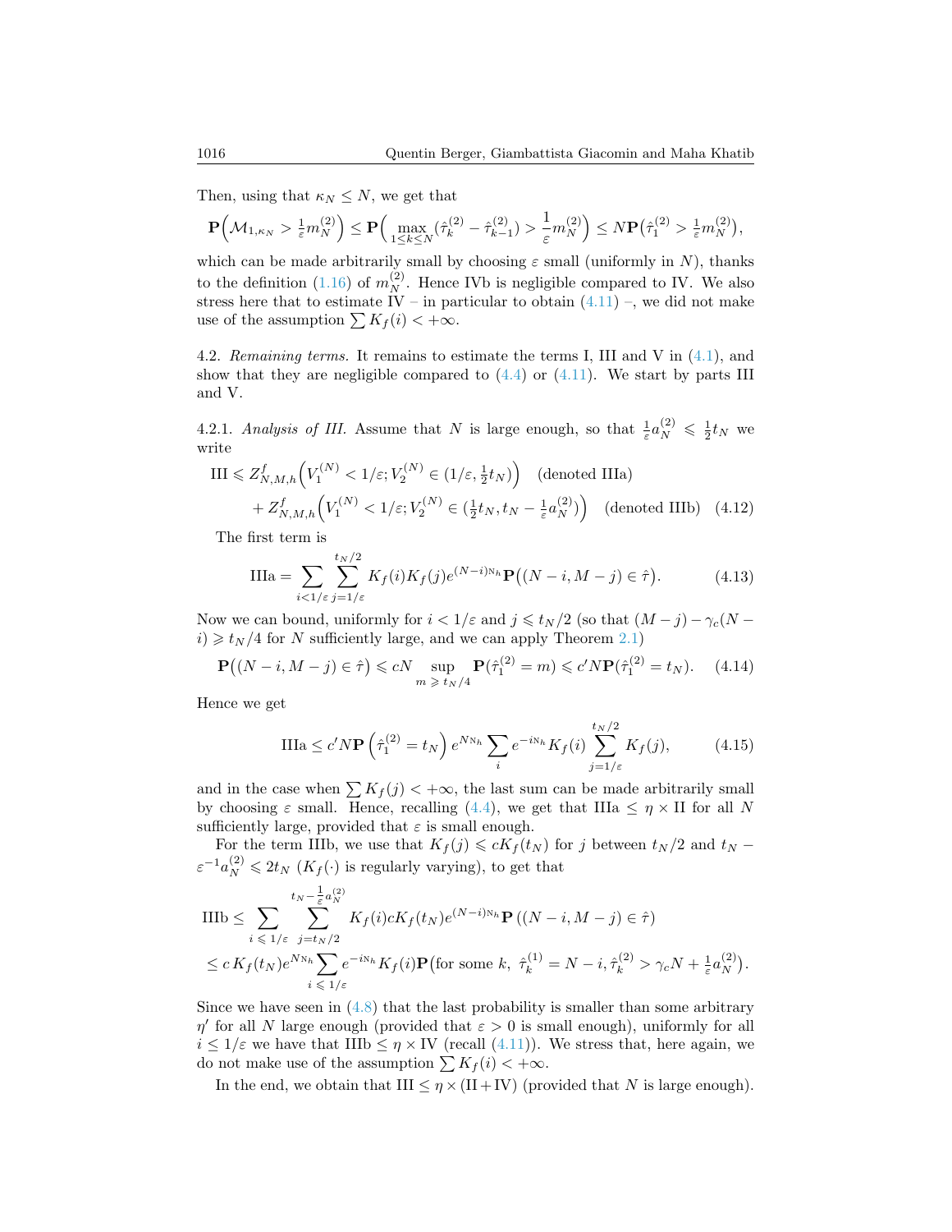Then, using that $\kappa_N \le N$, we get that

$$\mathbf{P}\Big(\mathcal{M}_{1,\kappa_N} > \tfrac{1}{\varepsilon} m_N^{(2)}\Big) \le \mathbf{P}\Big( \max_{1\le k\le N} (\hat\tau_k^{(2)} - \hat\tau_{k-1}^{(2)}) > \frac{1}{\varepsilon} m_N^{(2)}\Big) \le N\mathbf{P}\big(\hat\tau_1^{(2)} > \tfrac{1}{\varepsilon} m_N^{(2)}\big),$$

which can be made arbitrarily small by choosing $\varepsilon$ small (uniformly in $N$), thanks to the definition (1.16) of $m_N^{(2)}$. Hence IVb is negligible compared to IV. We also stress here that to estimate IV – in particular to obtain (4.11) –, we did not make use of the assumption $\sum K_f(i) < +\infty$.

4.2. *Remaining terms.* It remains to estimate the terms I, III and V in (4.1), and show that they are negligible compared to (4.4) or (4.11). We start by parts III and V.

4.2.1. *Analysis of III.* Assume that $N$ is large enough, so that $\frac{1}{\varepsilon} a_N^{(2)} \leqslant \frac12 t_N$ we write

$$\begin{aligned} \text{III} \leqslant\ & Z^f_{N,M,h}\Big(V_1^{(N)} < 1/\varepsilon; V_2^{(N)} \in (1/\varepsilon, \tfrac12 t_N)\Big) \quad \text{(denoted IIIa)} \\ & + Z^f_{N,M,h}\Big(V_1^{(N)} < 1/\varepsilon; V_2^{(N)} \in (\tfrac12 t_N, t_N - \tfrac{1}{\varepsilon} a_N^{(2)})\Big) \quad \text{(denoted IIIb)} \qquad (4.12) \end{aligned}$$

The first term is

$$\text{IIIa} = \sum_{i<1/\varepsilon} \sum_{j=1/\varepsilon}^{t_N/2} K_f(i) K_f(j) e^{(N-i)\mathtt{N}_h} \mathbf{P}\big((N-i, M-j) \in \hat\tau\big). \qquad (4.13)$$

Now we can bound, uniformly for $i < 1/\varepsilon$ and $j \leqslant t_N/2$ (so that $(M-j) - \gamma_c(N-i) \geqslant t_N/4$ for $N$ sufficiently large, and we can apply Theorem 2.1)

$$\mathbf{P}\big((N-i, M-j) \in \hat\tau\big) \leqslant cN \sup_{m \geqslant t_N/4} \mathbf{P}(\hat\tau_1^{(2)} = m) \leqslant c' N \mathbf{P}(\hat\tau_1^{(2)} = t_N). \qquad (4.14)$$

Hence we get

$$\text{IIIa} \le c' N \mathbf{P}\left(\hat\tau_1^{(2)} = t_N\right) e^{N\mathtt{N}_h} \sum_i e^{-i\mathtt{N}_h} K_f(i) \sum_{j=1/\varepsilon}^{t_N/2} K_f(j), \qquad (4.15)$$

and in the case when $\sum K_f(j) < +\infty$, the last sum can be made arbitrarily small by choosing $\varepsilon$ small. Hence, recalling (4.4), we get that $\text{IIIa} \le \eta \times \text{II}$ for all $N$ sufficiently large, provided that $\varepsilon$ is small enough.

For the term IIIb, we use that $K_f(j) \leqslant c K_f(t_N)$ for $j$ between $t_N/2$ and $t_N - \varepsilon^{-1} a_N^{(2)} \leqslant 2t_N$ ($K_f(\cdot)$ is regularly varying), to get that

$$\begin{aligned} \text{IIIb} &\le \sum_{i \leqslant 1/\varepsilon} \sum_{j=t_N/2}^{t_N - \frac{1}{\varepsilon} a_N^{(2)}} K_f(i) c K_f(t_N) e^{(N-i)\mathtt{N}_h} \mathbf{P}\left((N-i, M-j) \in \hat\tau\right) \\ &\le c\, K_f(t_N) e^{N\mathtt{N}_h} \sum_{i \leqslant 1/\varepsilon} e^{-i\mathtt{N}_h} K_f(i) \mathbf{P}\big(\text{for some } k,\ \hat\tau_k^{(1)} = N-i, \hat\tau_k^{(2)} > \gamma_c N + \tfrac{1}{\varepsilon} a_N^{(2)}\big). \end{aligned}$$

Since we have seen in (4.8) that the last probability is smaller than some arbitrary $\eta'$ for all $N$ large enough (provided that $\varepsilon > 0$ is small enough), uniformly for all $i \le 1/\varepsilon$ we have that $\text{IIIb} \le \eta \times \text{IV}$ (recall (4.11)). We stress that, here again, we do not make use of the assumption $\sum K_f(i) < +\infty$.

In the end, we obtain that $\text{III} \le \eta \times (\text{II} + \text{IV})$ (provided that $N$ is large enough).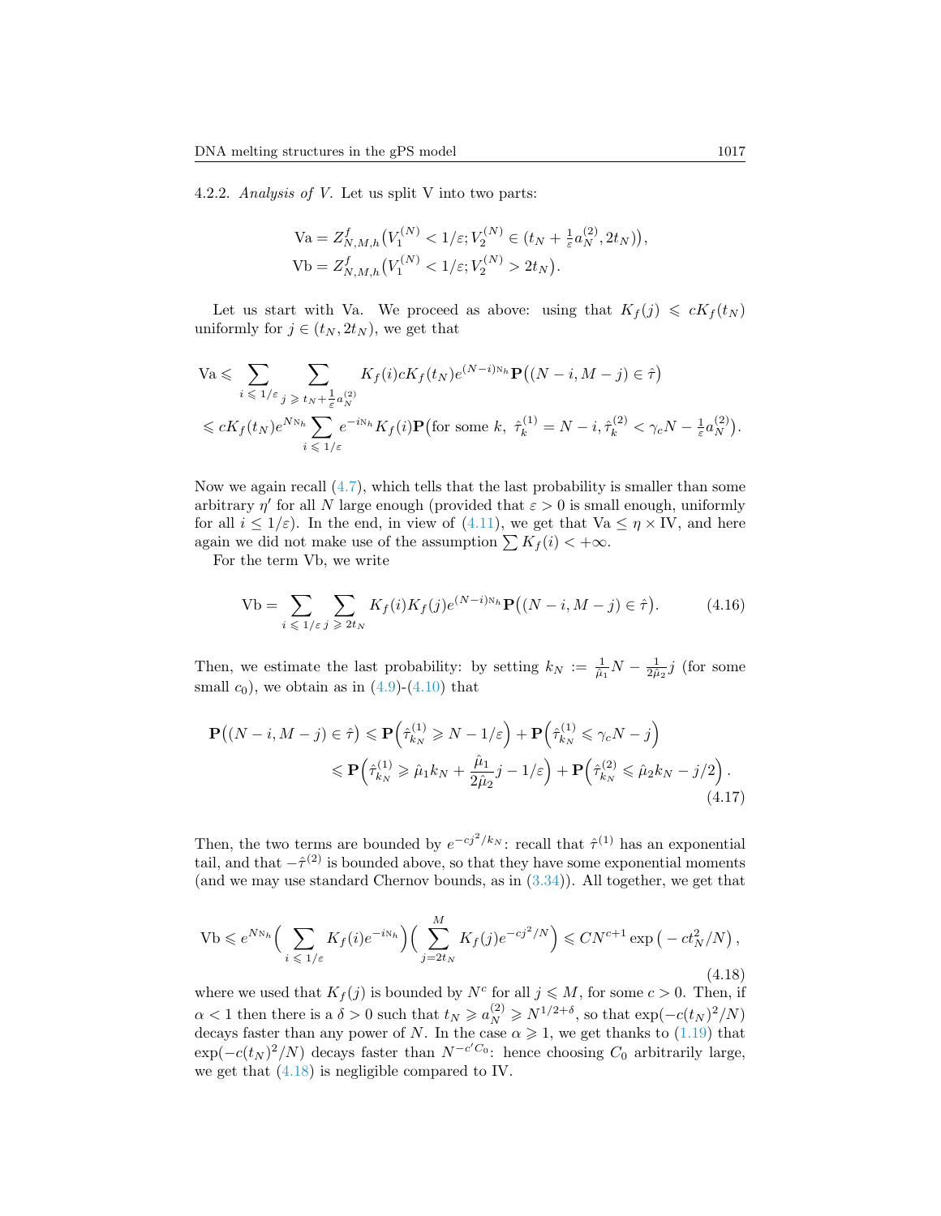4.2.2. *Analysis of V.* Let us split V into two parts:

$$\mathrm{Va} = Z^f_{N,M,h}\big(V_1^{(N)} < 1/\varepsilon ; V_2^{(N)} \in (t_N + \tfrac{1}{\varepsilon} a_N^{(2)}, 2t_N)\big),$$
$$\mathrm{Vb} = Z^f_{N,M,h}\big(V_1^{(N)} < 1/\varepsilon ; V_2^{(N)} > 2t_N\big).$$

Let us start with Va. We proceed as above: using that $K_f(j) \leqslant c K_f(t_N)$ uniformly for $j \in (t_N, 2t_N)$, we get that

$$\begin{aligned}\mathrm{Va} &\leqslant \sum_{i \leqslant 1/\varepsilon} \sum_{j \geqslant t_N + \frac{1}{\varepsilon} a_N^{(2)}} K_f(i) c K_f(t_N) e^{(N-i)\mathrm{N}_h} \mathbf{P}\big((N-i, M-j) \in \hat\tau\big) \\ &\leqslant c K_f(t_N) e^{N \mathrm{N}_h} \sum_{i \leqslant 1/\varepsilon} e^{-i\mathrm{N}_h} K_f(i) \mathbf{P}\big(\text{for some } k,\ \hat\tau_k^{(1)} = N-i, \hat\tau_k^{(2)} < \gamma_c N - \tfrac{1}{\varepsilon} a_N^{(2)}\big).\end{aligned}$$

Now we again recall (4.7), which tells that the last probability is smaller than some arbitrary $\eta'$ for all $N$ large enough (provided that $\varepsilon > 0$ is small enough, uniformly for all $i \le 1/\varepsilon$). In the end, in view of (4.11), we get that $\mathrm{Va} \le \eta \times \mathrm{IV}$, and here again we did not make use of the assumption $\sum K_f(i) < +\infty$.

For the term Vb, we write

$$\mathrm{Vb} = \sum_{i \leqslant 1/\varepsilon} \sum_{j \geqslant 2t_N} K_f(i) K_f(j) e^{(N-i)\mathrm{N}_h} \mathbf{P}\big((N-i, M-j) \in \hat\tau\big). \tag{4.16}$$

Then, we estimate the last probability: by setting $k_N := \frac{1}{\hat\mu_1} N - \frac{1}{2\hat\mu_2} j$ (for some small $c_0$), we obtain as in (4.9)-(4.10) that

$$\begin{aligned}\mathbf{P}\big((N-i, M-j) \in \hat\tau\big) &\leqslant \mathbf{P}\Big(\hat\tau^{(1)}_{k_N} \geqslant N - 1/\varepsilon\Big) + \mathbf{P}\Big(\hat\tau^{(1)}_{k_N} \leqslant \gamma_c N - j\Big) \\ &\leqslant \mathbf{P}\Big(\hat\tau^{(1)}_{k_N} \geqslant \hat\mu_1 k_N + \frac{\hat\mu_1}{2\hat\mu_2} j - 1/\varepsilon\Big) + \mathbf{P}\Big(\hat\tau^{(2)}_{k_N} \leqslant \hat\mu_2 k_N - j/2\Big).\end{aligned} \tag{4.17}$$

Then, the two terms are bounded by $e^{-cj^2/k_N}$: recall that $\hat\tau^{(1)}$ has an exponential tail, and that $-\hat\tau^{(2)}$ is bounded above, so that they have some exponential moments (and we may use standard Chernov bounds, as in (3.34)). All together, we get that

$$\mathrm{Vb} \leqslant e^{N\mathrm{N}_h} \Big( \sum_{i \leqslant 1/\varepsilon} K_f(i) e^{-i\mathrm{N}_h} \Big) \Big( \sum_{j = 2t_N}^{M} K_f(j) e^{-cj^2/N} \Big) \leqslant C N^{c+1} \exp\big(-c t_N^2/N\big), \tag{4.18}$$

where we used that $K_f(j)$ is bounded by $N^c$ for all $j \leqslant M$, for some $c > 0$. Then, if $\alpha < 1$ then there is a $\delta > 0$ such that $t_N \geqslant a_N^{(2)} \geqslant N^{1/2+\delta}$, so that $\exp(-c(t_N)^2/N)$ decays faster than any power of $N$. In the case $\alpha \geqslant 1$, we get thanks to (1.19) that $\exp(-c(t_N)^2/N)$ decays faster than $N^{-c' C_0}$: hence choosing $C_0$ arbitrarily large, we get that (4.18) is negligible compared to IV.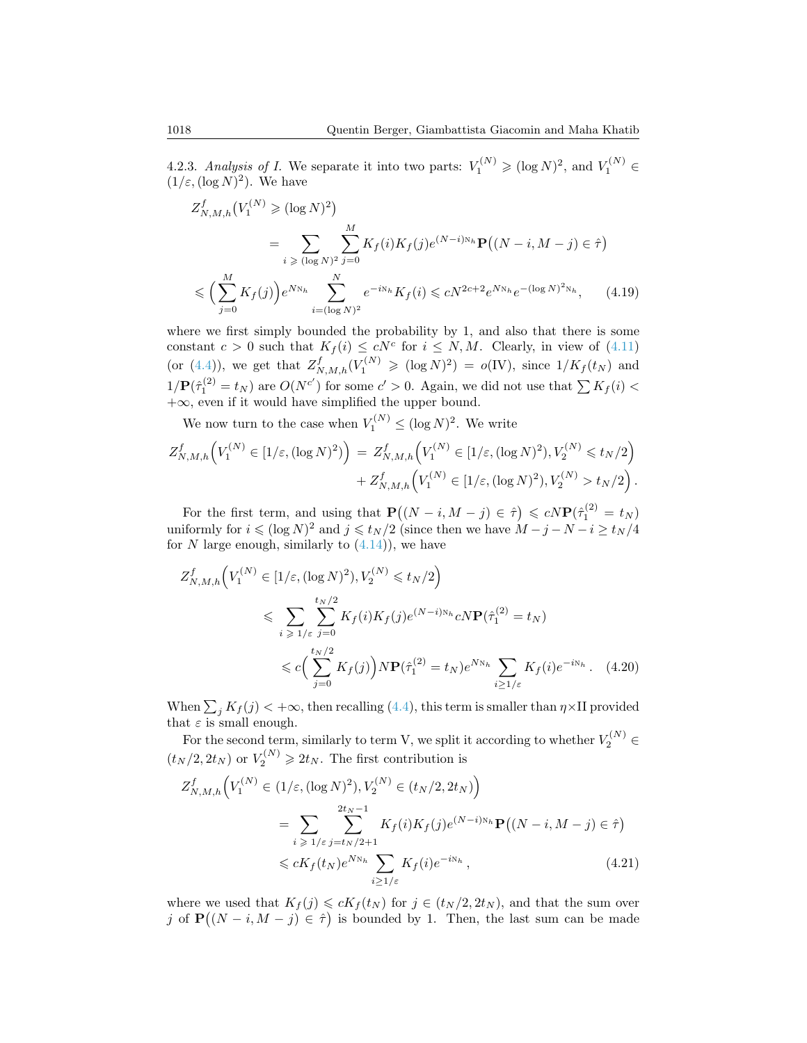4.2.3. *Analysis of I.* We separate it into two parts: $V_1^{(N)} \geqslant (\log N)^2$, and $V_1^{(N)} \in (1/\varepsilon, (\log N)^2)$. We have

$$
\begin{aligned}
Z^f_{N,M,h}\big(V_1^{(N)} \geqslant (\log N)^2\big) &= \sum_{i \geqslant (\log N)^2} \sum_{j=0}^{M} K_f(i) K_f(j) e^{(N-i)\mathrm{N}_h} \mathbf{P}\big((N-i, M-j) \in \hat\tau\big) \\
&\leqslant \Big(\sum_{j=0}^{M} K_f(j)\Big) e^{N\mathrm{N}_h} \sum_{i=(\log N)^2}^{N} e^{-i\mathrm{N}_h} K_f(i) \leqslant c N^{2c+2} e^{N\mathrm{N}_h} e^{-(\log N)^2 \mathrm{N}_h}, \qquad (4.19)
\end{aligned}
$$

where we first simply bounded the probability by 1, and also that there is some constant $c > 0$ such that $K_f(i) \leq cN^c$ for $i \leq N, M$. Clearly, in view of (4.11) (or (4.4)), we get that $Z^f_{N,M,h}(V_1^{(N)} \geqslant (\log N)^2) = o(\mathrm{IV})$, since $1/K_f(t_N)$ and $1/\mathbf{P}(\hat\tau_1^{(2)} = t_N)$ are $O(N^{c'})$ for some $c' > 0$. Again, we did not use that $\sum K_f(i) < +\infty$, even if it would have simplified the upper bound.

We now turn to the case when $V_1^{(N)} \leq (\log N)^2$. We write

$$
\begin{aligned}
Z^f_{N,M,h}\Big(V_1^{(N)} \in [1/\varepsilon, (\log N)^2)\Big) \;=\; & Z^f_{N,M,h}\Big(V_1^{(N)} \in [1/\varepsilon, (\log N)^2), V_2^{(N)} \leqslant t_N/2\Big) \\
&+ Z^f_{N,M,h}\Big(V_1^{(N)} \in [1/\varepsilon, (\log N)^2), V_2^{(N)} > t_N/2\Big).
\end{aligned}
$$

For the first term, and using that $\mathbf{P}\big((N-i, M-j) \in \hat\tau\big) \leqslant cN\mathbf{P}(\hat\tau_1^{(2)} = t_N)$ uniformly for $i \leqslant (\log N)^2$ and $j \leqslant t_N/2$ (since then we have $M-j-N-i \geq t_N/4$ for $N$ large enough, similarly to (4.14)), we have

$$
\begin{aligned}
Z^f_{N,M,h}\Big(&V_1^{(N)} \in [1/\varepsilon, (\log N)^2), V_2^{(N)} \leqslant t_N/2\Big) \\
&\leqslant \sum_{i \geqslant 1/\varepsilon} \sum_{j=0}^{t_N/2} K_f(i) K_f(j) e^{(N-i)\mathrm{N}_h} cN\mathbf{P}(\hat\tau_1^{(2)} = t_N) \\
&\leqslant c\Big(\sum_{j=0}^{t_N/2} K_f(j)\Big) N\mathbf{P}(\hat\tau_1^{(2)} = t_N) e^{N\mathrm{N}_h} \sum_{i \geq 1/\varepsilon} K_f(i) e^{-i\mathrm{N}_h}. \quad (4.20)
\end{aligned}
$$

When $\sum_j K_f(j) < +\infty$, then recalling (4.4), this term is smaller than $\eta \times \mathrm{II}$ provided that $\varepsilon$ is small enough.

For the second term, similarly to term V, we split it according to whether $V_2^{(N)} \in (t_N/2, 2t_N)$ or $V_2^{(N)} \geqslant 2t_N$. The first contribution is

$$
\begin{aligned}
Z^f_{N,M,h}\Big(&V_1^{(N)} \in (1/\varepsilon, (\log N)^2), V_2^{(N)} \in (t_N/2, 2t_N)\Big) \\
&= \sum_{i \geqslant 1/\varepsilon} \sum_{j=t_N/2+1}^{2t_N-1} K_f(i) K_f(j) e^{(N-i)\mathrm{N}_h} \mathbf{P}\big((N-i, M-j) \in \hat\tau\big) \\
&\leqslant c K_f(t_N) e^{N\mathrm{N}_h} \sum_{i \geq 1/\varepsilon} K_f(i) e^{-i\mathrm{N}_h}, \qquad (4.21)
\end{aligned}
$$

where we used that $K_f(j) \leqslant cK_f(t_N)$ for $j \in (t_N/2, 2t_N)$, and that the sum over $j$ of $\mathbf{P}\big((N-i, M-j) \in \hat\tau\big)$ is bounded by 1. Then, the last sum can be made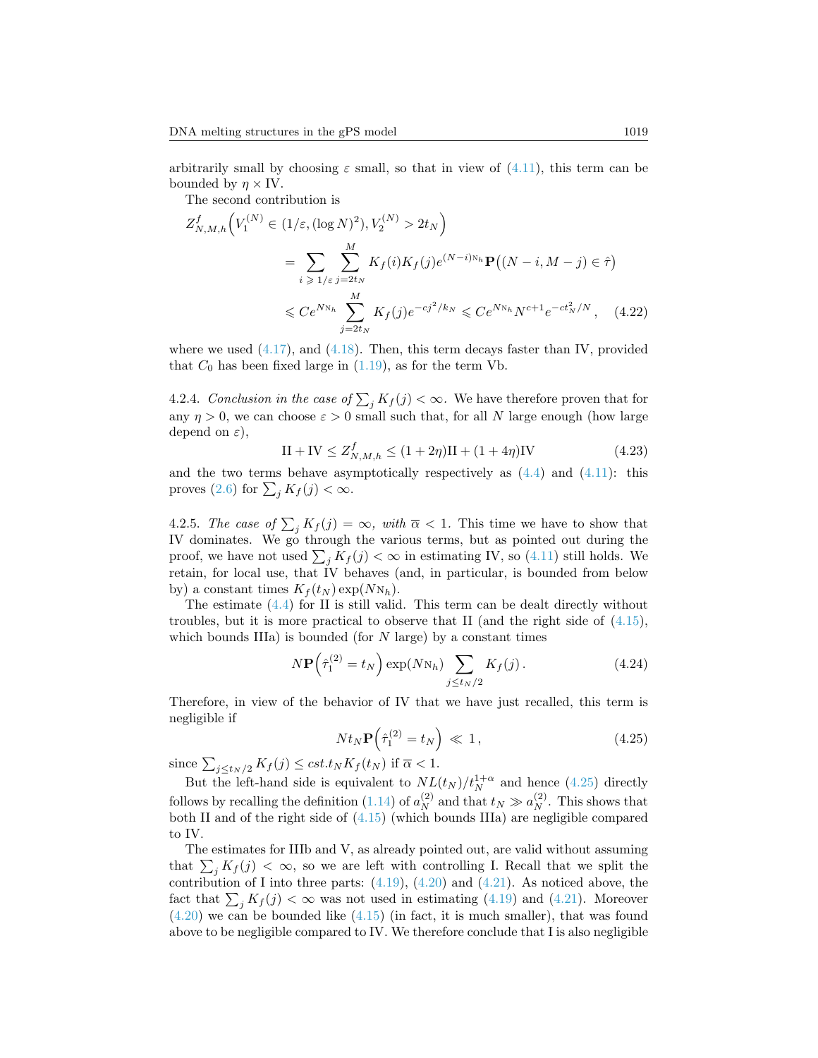arbitrarily small by choosing $\varepsilon$ small, so that in view of (4.11), this term can be bounded by $\eta \times \mathrm{IV}$.

The second contribution is

$$
\begin{aligned}
Z^f_{N,M,h}\Big(V_1^{(N)} \in (1/\varepsilon, (\log N)^2), V_2^{(N)} > 2t_N\Big) \\
&= \sum_{i \geqslant 1/\varepsilon} \sum_{j=2t_N}^{M} K_f(i) K_f(j) e^{(N-i)\mathrm{N}_h} \mathbf{P}\big((N-i, M-j) \in \hat{\tau}\big) \\
&\leqslant C e^{N\mathrm{N}_h} \sum_{j=2t_N}^{M} K_f(j) e^{-cj^2/k_N} \leqslant C e^{N\mathrm{N}_h} N^{c+1} e^{-ct_N^2/N}, \qquad (4.22)
\end{aligned}
$$

where we used (4.17), and (4.18). Then, this term decays faster than IV, provided that $C_0$ has been fixed large in (1.19), as for the term Vb.

4.2.4. *Conclusion in the case of* $\sum_j K_f(j) < \infty$. We have therefore proven that for any $\eta > 0$, we can choose $\varepsilon > 0$ small such that, for all $N$ large enough (how large depend on $\varepsilon$),

$$
\mathrm{II} + \mathrm{IV} \le Z^f_{N,M,h} \le (1+2\eta)\mathrm{II} + (1+4\eta)\mathrm{IV} \qquad (4.23)
$$

and the two terms behave asymptotically respectively as (4.4) and (4.11): this proves (2.6) for $\sum_j K_f(j) < \infty$.

4.2.5. *The case of* $\sum_j K_f(j) = \infty$*, with* $\overline{\alpha} < 1$. This time we have to show that IV dominates. We go through the various terms, but as pointed out during the proof, we have not used $\sum_j K_f(j) < \infty$ in estimating IV, so (4.11) still holds. We retain, for local use, that IV behaves (and, in particular, is bounded from below by) a constant times $K_f(t_N)\exp(N\mathrm{N}_h)$.

The estimate (4.4) for II is still valid. This term can be dealt directly without troubles, but it is more practical to observe that II (and the right side of (4.15), which bounds IIIa) is bounded (for $N$ large) by a constant times

$$
N\mathbf{P}\Big(\hat{\tau}_1^{(2)} = t_N\Big) \exp(N\mathrm{N}_h) \sum_{j \le t_N/2} K_f(j)\,. \qquad (4.24)
$$

Therefore, in view of the behavior of IV that we have just recalled, this term is negligible if

$$
N t_N \mathbf{P}\Big(\hat{\tau}_1^{(2)} = t_N\Big) \ll 1\,, \qquad (4.25)
$$

since $\sum_{j \le t_N/2} K_f(j) \le cst.t_N K_f(t_N)$ if $\overline{\alpha} < 1$.

But the left-hand side is equivalent to $NL(t_N)/t_N^{1+\alpha}$ and hence (4.25) directly follows by recalling the definition (1.14) of $a_N^{(2)}$ and that $t_N \gg a_N^{(2)}$. This shows that both II and of the right side of (4.15) (which bounds IIIa) are negligible compared to IV.

The estimates for IIIb and V, as already pointed out, are valid without assuming that $\sum_j K_f(j) < \infty$, so we are left with controlling I. Recall that we split the contribution of I into three parts: (4.19), (4.20) and (4.21). As noticed above, the fact that $\sum_j K_f(j) < \infty$ was not used in estimating (4.19) and (4.21). Moreover (4.20) we can be bounded like (4.15) (in fact, it is much smaller), that was found above to be negligible compared to IV. We therefore conclude that I is also negligible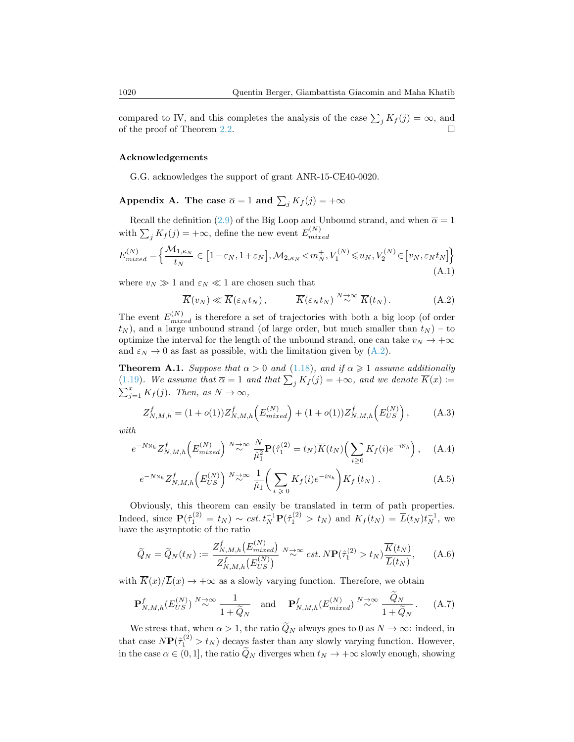compared to IV, and this completes the analysis of the case $\sum_j K_f(j) = \infty$, and of the proof of Theorem 2.2. $\square$

### Acknowledgements

G.G. acknowledges the support of grant ANR-15-CE40-0020.

## Appendix A. The case $\overline{\alpha} = 1$ and $\sum_j K_f(j) = +\infty$

Recall the definition (2.9) of the Big Loop and Unbound strand, and when $\overline{\alpha} = 1$ with $\sum_j K_f(j) = +\infty$, define the new event $E^{(N)}_{mixed}$

$$E^{(N)}_{mixed} = \Big\{ \frac{\mathcal{M}_{1,\kappa_N}}{t_N} \in \big[1-\varepsilon_N, 1+\varepsilon_N\big], \mathcal{M}_{2,\kappa_N} < m_N^+, V_1^{(N)} \leqslant u_N, V_2^{(N)} \in \big[v_N, \varepsilon_N t_N\big] \Big\} \tag{A.1}$$

where $v_N \gg 1$ and $\varepsilon_N \ll 1$ are chosen such that

$$\overline{K}(v_N) \ll \overline{K}(\varepsilon_N t_N), \qquad \overline{K}(\varepsilon_N t_N) \overset{N\to\infty}{\sim} \overline{K}(t_N). \tag{A.2}$$

The event $E^{(N)}_{mixed}$ is therefore a set of trajectories with both a big loop (of order $t_N$), and a large unbound strand (of large order, but much smaller than $t_N$) – to optimize the interval for the length of the unbound strand, one can take $v_N \to +\infty$ and $\varepsilon_N \to 0$ as fast as possible, with the limitation given by (A.2).

**Theorem A.1.** *Suppose that $\alpha > 0$ and (1.18), and if $\alpha \geqslant 1$ assume additionally (1.19). We assume that $\overline{\alpha} = 1$ and that $\sum_j K_f(j) = +\infty$, and we denote $\overline{K}(x) := \sum_{j=1}^{x} K_f(j)$. Then, as $N \to \infty$,*

$$Z^f_{N,M,h} = (1+o(1)) Z^f_{N,M,h}\Big(E^{(N)}_{mixed}\Big) + (1+o(1)) Z^f_{N,M,h}\Big(E^{(N)}_{US}\Big), \tag{A.3}$$

*with*

$$e^{-N\mathtt{N}_h} Z^f_{N,M,h}\Big(E^{(N)}_{mixed}\Big) \overset{N\to\infty}{\sim} \frac{N}{\hat{\mu}_1^2} \mathbf{P}(\hat{\tau}_1^{(2)} = t_N) \overline{K}(t_N) \Big( \sum_{i\geq 0} K_f(i) e^{-i\mathtt{N}_h} \Big), \tag{A.4}$$

$$e^{-N\mathtt{N}_h} Z^f_{N,M,h}\Big(E^{(N)}_{US}\Big) \overset{N\to\infty}{\sim} \frac{1}{\hat{\mu}_1} \bigg( \sum_{i\,\geqslant\, 0} K_f(i) e^{-i\mathtt{N}_h} \bigg) K_f\,(t_N)\,. \tag{A.5}$$

Obviously, this theorem can easily be translated in term of path properties. Indeed, since $\mathbf{P}(\hat{\tau}_1^{(2)} = t_N) \sim cst.\, t_N^{-1} \mathbf{P}(\hat{\tau}_1^{(2)} > t_N)$ and $K_f(t_N) = \overline{L}(t_N) t_N^{-1}$, we have the asymptotic of the ratio

$$\widetilde{Q}_N = \widetilde{Q}_N(t_N) := \frac{Z^f_{N,M,h}\big(E^{(N)}_{mixed}\big)}{Z^f_{N,M,h}\big(E^{(N)}_{US}\big)} \overset{N\to\infty}{\sim} cst.\, N\mathbf{P}(\hat{\tau}_1^{(2)} > t_N) \frac{\overline{K}(t_N)}{\overline{L}(t_N)}, \tag{A.6}$$

with $\overline{K}(x)/\overline{L}(x) \to +\infty$ as a slowly varying function. Therefore, we obtain

$$\mathbf{P}^f_{N,M,h}(E^{(N)}_{US}) \overset{N\to\infty}{\sim} \frac{1}{1+\widetilde{Q}_N} \quad \text{and} \quad \mathbf{P}^f_{N,M,h}(E^{(N)}_{mixed}) \overset{N\to\infty}{\sim} \frac{\widetilde{Q}_N}{1+\widetilde{Q}_N}\,. \tag{A.7}$$

We stress that, when $\alpha > 1$, the ratio $\widetilde{Q}_N$ always goes to 0 as $N \to \infty$: indeed, in that case $N\mathbf{P}(\hat{\tau}_1^{(2)} > t_N)$ decays faster than any slowly varying function. However, in the case $\alpha \in (0,1]$, the ratio $\widetilde{Q}_N$ diverges when $t_N \to +\infty$ slowly enough, showing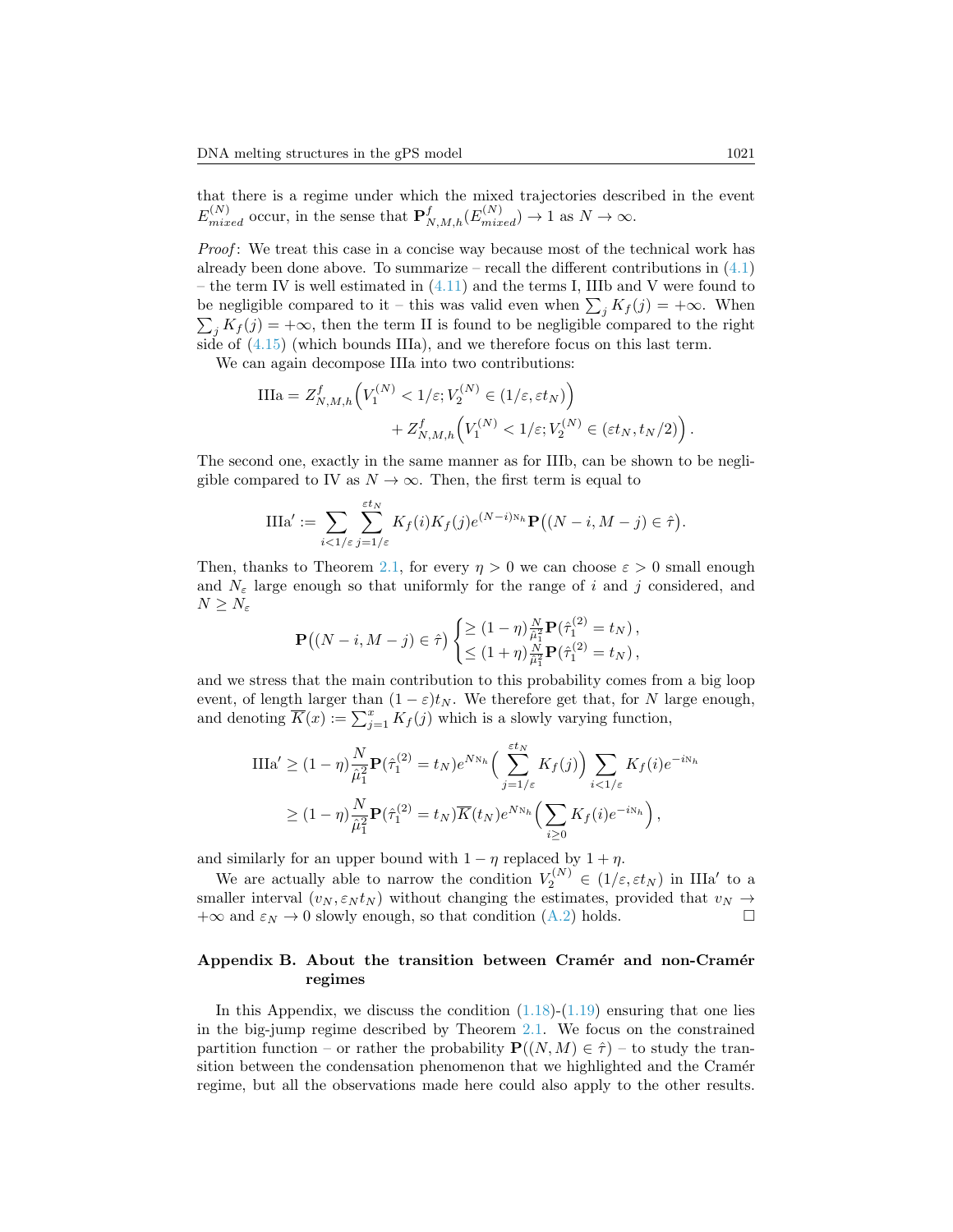that there is a regime under which the mixed trajectories described in the event $E^{(N)}_{mixed}$ occur, in the sense that $\mathbf{P}^f_{N,M,h}(E^{(N)}_{mixed}) \to 1$ as $N \to \infty$.

*Proof*: We treat this case in a concise way because most of the technical work has already been done above. To summarize – recall the different contributions in (4.1) – the term IV is well estimated in (4.11) and the terms I, IIIb and V were found to be negligible compared to it – this was valid even when $\sum_j K_f(j) = +\infty$. When $\sum_j K_f(j) = +\infty$, then the term II is found to be negligible compared to the right side of (4.15) (which bounds IIIa), and we therefore focus on this last term.

We can again decompose IIIa into two contributions:

$$
\mathrm{IIIa} = Z^f_{N,M,h}\Big(V_1^{(N)} < 1/\varepsilon; V_2^{(N)} \in (1/\varepsilon, \varepsilon t_N)\Big) + Z^f_{N,M,h}\Big(V_1^{(N)} < 1/\varepsilon; V_2^{(N)} \in (\varepsilon t_N, t_N/2)\Big)\,.
$$

The second one, exactly in the same manner as for IIIb, can be shown to be negligible compared to IV as $N \to \infty$. Then, the first term is equal to

$$
\mathrm{IIIa}' := \sum_{i<1/\varepsilon} \sum_{j=1/\varepsilon}^{\varepsilon t_N} K_f(i) K_f(j) e^{(N-i)\mathtt{N}_h} \mathbf{P}\big((N-i, M-j) \in \hat{\tau}\big).
$$

Then, thanks to Theorem 2.1, for every $\eta > 0$ we can choose $\varepsilon > 0$ small enough and $N_\varepsilon$ large enough so that uniformly for the range of $i$ and $j$ considered, and $N \geq N_\varepsilon$

$$
\mathbf{P}\big((N-i, M-j) \in \hat{\tau}\big) \begin{cases} \geq (1-\eta)\frac{N}{\hat{\mu}_1^2}\mathbf{P}(\hat{\tau}_1^{(2)} = t_N)\,, \\ \leq (1+\eta)\frac{N}{\hat{\mu}_1^2}\mathbf{P}(\hat{\tau}_1^{(2)} = t_N)\,, \end{cases}
$$

and we stress that the main contribution to this probability comes from a big loop event, of length larger than $(1-\varepsilon)t_N$. We therefore get that, for $N$ large enough, and denoting $\overline{K}(x) := \sum_{j=1}^{x} K_f(j)$ which is a slowly varying function,

$$
\begin{aligned}
\mathrm{IIIa}' &\geq (1-\eta)\frac{N}{\hat{\mu}_1^2}\mathbf{P}(\hat{\tau}_1^{(2)} = t_N) e^{N\mathtt{N}_h}\Big(\sum_{j=1/\varepsilon}^{\varepsilon t_N} K_f(j)\Big) \sum_{i<1/\varepsilon} K_f(i) e^{-i\mathtt{N}_h} \\
&\geq (1-\eta)\frac{N}{\hat{\mu}_1^2}\mathbf{P}(\hat{\tau}_1^{(2)} = t_N)\overline{K}(t_N) e^{N\mathtt{N}_h}\Big(\sum_{i\geq 0} K_f(i) e^{-i\mathtt{N}_h}\Big)\,,
\end{aligned}
$$

and similarly for an upper bound with $1-\eta$ replaced by $1+\eta$.

We are actually able to narrow the condition $V_2^{(N)} \in (1/\varepsilon, \varepsilon t_N)$ in IIIa$'$ to a smaller interval $(v_N, \varepsilon_N t_N)$ without changing the estimates, provided that $v_N \to +\infty$ and $\varepsilon_N \to 0$ slowly enough, so that condition (A.2) holds. ☐

## Appendix B. About the transition between Cramér and non-Cramér regimes

In this Appendix, we discuss the condition (1.18)-(1.19) ensuring that one lies in the big-jump regime described by Theorem 2.1. We focus on the constrained partition function – or rather the probability $\mathbf{P}((N, M) \in \hat{\tau})$ – to study the transition between the condensation phenomenon that we highlighted and the Cramér regime, but all the observations made here could also apply to the other results.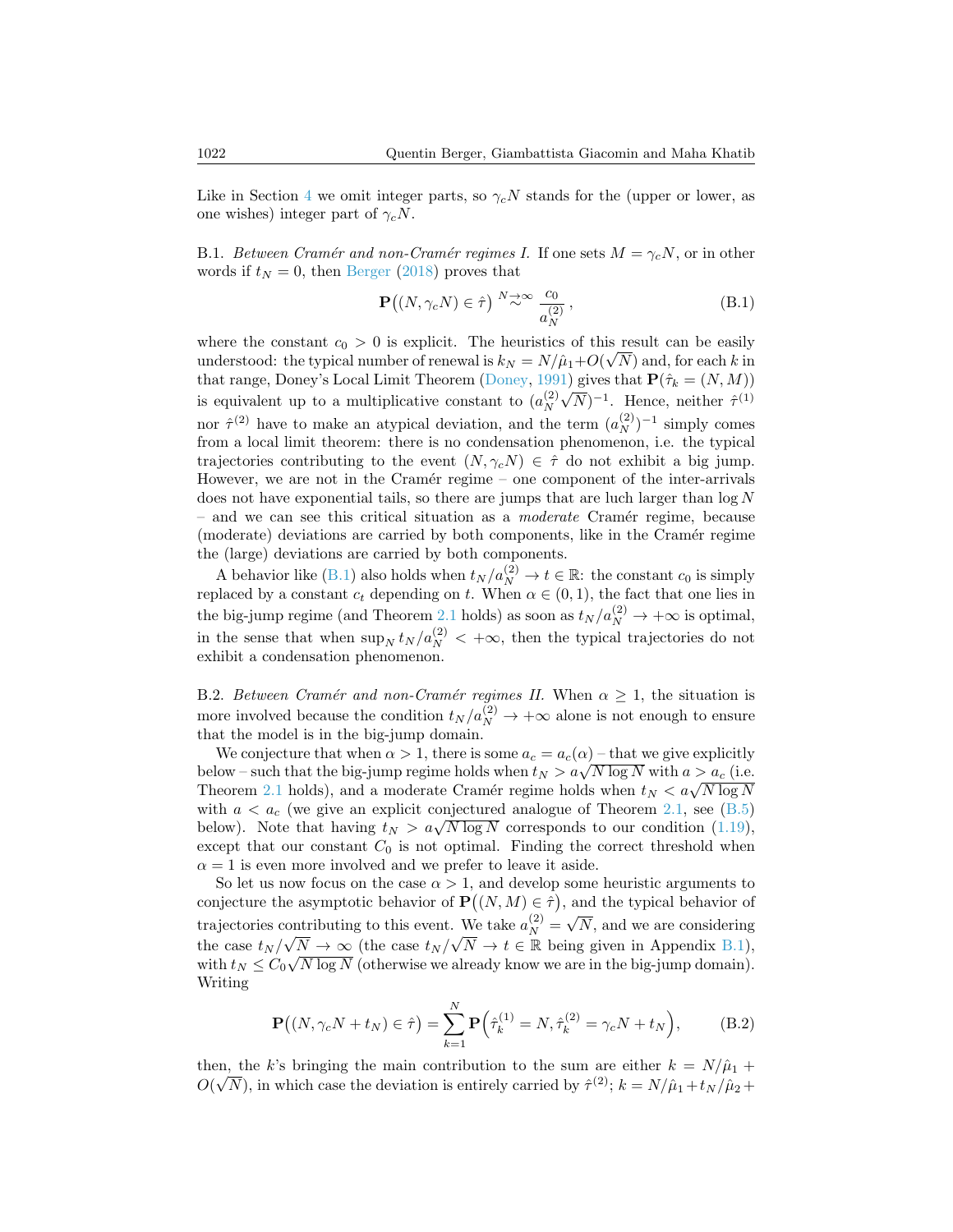Like in Section 4 we omit integer parts, so $\gamma_c N$ stands for the (upper or lower, as one wishes) integer part of $\gamma_c N$.

B.1. *Between Cramér and non-Cramér regimes I.* If one sets $M = \gamma_c N$, or in other words if $t_N = 0$, then Berger (2018) proves that

$$\mathbf{P}\big((N, \gamma_c N) \in \hat{\tau}\big) \overset{N\to\infty}{\sim} \frac{c_0}{a_N^{(2)}}, \tag{B.1}$$

where the constant $c_0 > 0$ is explicit. The heuristics of this result can be easily understood: the typical number of renewal is $k_N = N/\hat{\mu}_1 + O(\sqrt{N})$ and, for each $k$ in that range, Doney's Local Limit Theorem (Doney, 1991) gives that $\mathbf{P}(\hat{\tau}_k = (N, M))$ is equivalent up to a multiplicative constant to $(a_N^{(2)}\sqrt{N})^{-1}$. Hence, neither $\hat{\tau}^{(1)}$ nor $\hat{\tau}^{(2)}$ have to make an atypical deviation, and the term $(a_N^{(2)})^{-1}$ simply comes from a local limit theorem: there is no condensation phenomenon, i.e. the typical trajectories contributing to the event $(N, \gamma_c N) \in \hat{\tau}$ do not exhibit a big jump. However, we are not in the Cramér regime – one component of the inter-arrivals does not have exponential tails, so there are jumps that are luch larger than $\log N$ – and we can see this critical situation as a *moderate* Cramér regime, because (moderate) deviations are carried by both components, like in the Cramér regime the (large) deviations are carried by both components.

A behavior like (B.1) also holds when $t_N / a_N^{(2)} \to t \in \mathbb{R}$: the constant $c_0$ is simply replaced by a constant $c_t$ depending on $t$. When $\alpha \in (0,1)$, the fact that one lies in the big-jump regime (and Theorem 2.1 holds) as soon as $t_N / a_N^{(2)} \to +\infty$ is optimal, in the sense that when $\sup_N t_N / a_N^{(2)} < +\infty$, then the typical trajectories do not exhibit a condensation phenomenon.

B.2. *Between Cramér and non-Cramér regimes II.* When $\alpha \geq 1$, the situation is more involved because the condition $t_N / a_N^{(2)} \to +\infty$ alone is not enough to ensure that the model is in the big-jump domain.

We conjecture that when $\alpha > 1$, there is some $a_c = a_c(\alpha)$ – that we give explicitly below – such that the big-jump regime holds when $t_N > a\sqrt{N \log N}$ with $a > a_c$ (i.e. Theorem 2.1 holds), and a moderate Cramér regime holds when $t_N < a\sqrt{N \log N}$ with $a < a_c$ (we give an explicit conjectured analogue of Theorem 2.1, see (B.5) below). Note that having $t_N > a\sqrt{N \log N}$ corresponds to our condition (1.19), except that our constant $C_0$ is not optimal. Finding the correct threshold when $\alpha = 1$ is even more involved and we prefer to leave it aside.

So let us now focus on the case $\alpha > 1$, and develop some heuristic arguments to conjecture the asymptotic behavior of $\mathbf{P}\big((N, M) \in \hat{\tau}\big)$, and the typical behavior of trajectories contributing to this event. We take $a_N^{(2)} = \sqrt{N}$, and we are considering the case $t_N/\sqrt{N} \to \infty$ (the case $t_N/\sqrt{N} \to t \in \mathbb{R}$ being given in Appendix B.1), with $t_N \leq C_0\sqrt{N \log N}$ (otherwise we already know we are in the big-jump domain). Writing

$$\mathbf{P}\big((N, \gamma_c N + t_N) \in \hat{\tau}\big) = \sum_{k=1}^{N} \mathbf{P}\Big(\hat{\tau}_k^{(1)} = N, \hat{\tau}_k^{(2)} = \gamma_c N + t_N\Big), \tag{B.2}$$

then, the $k$'s bringing the main contribution to the sum are either $k = N/\hat{\mu}_1 + O(\sqrt{N})$, in which case the deviation is entirely carried by $\hat{\tau}^{(2)}$; $k = N/\hat{\mu}_1 + t_N/\hat{\mu}_2 +$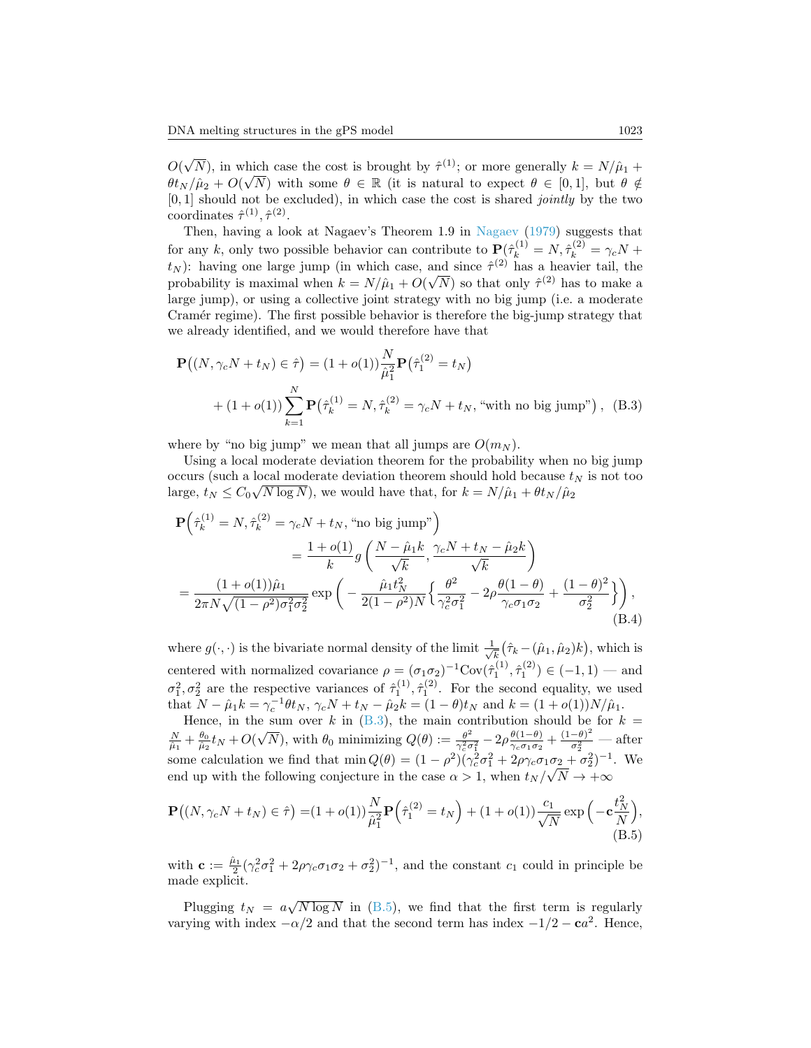$O(\sqrt{N})$, in which case the cost is brought by $\hat\tau^{(1)}$; or more generally $k = N/\hat\mu_1 + \theta t_N/\hat\mu_2 + O(\sqrt{N})$ with some $\theta \in \mathbb{R}$ (it is natural to expect $\theta \in [0,1]$, but $\theta \notin [0,1]$ should not be excluded), in which case the cost is shared *jointly* by the two coordinates $\hat\tau^{(1)}, \hat\tau^{(2)}$.

Then, having a look at Nagaev's Theorem 1.9 in Nagaev (1979) suggests that for any $k$, only two possible behavior can contribute to $\mathbf{P}(\hat\tau^{(1)}_k = N, \hat\tau^{(2)}_k = \gamma_c N + t_N)$: having one large jump (in which case, and since $\hat\tau^{(2)}$ has a heavier tail, the probability is maximal when $k = N/\hat\mu_1 + O(\sqrt{N})$ so that only $\hat\tau^{(2)}$ has to make a large jump), or using a collective joint strategy with no big jump (i.e. a moderate Cramér regime). The first possible behavior is therefore the big-jump strategy that we already identified, and we would therefore have that

$$
\begin{aligned}
\mathbf{P}\big((N, \gamma_c N + t_N) \in \hat\tau\big) &= (1+o(1))\frac{N}{\hat\mu_1^2}\mathbf{P}\big(\hat\tau^{(2)}_1 = t_N\big) \\
&+ (1+o(1))\sum_{k=1}^{N}\mathbf{P}\big(\hat\tau^{(1)}_k = N, \hat\tau^{(2)}_k = \gamma_c N + t_N, \text{“with no big jump”}\big)\,, \quad \text{(B.3)}
\end{aligned}
$$

where by “no big jump” we mean that all jumps are $O(m_N)$.

Using a local moderate deviation theorem for the probability when no big jump occurs (such a local moderate deviation theorem should hold because $t_N$ is not too large, $t_N \le C_0\sqrt{N\log N}$), we would have that, for $k = N/\hat\mu_1 + \theta t_N/\hat\mu_2$

$$
\begin{aligned}
&\mathbf{P}\Big(\hat\tau^{(1)}_k = N, \hat\tau^{(2)}_k = \gamma_c N + t_N, \text{“no big jump”}\Big) \\
&\qquad = \frac{1+o(1)}{k}\, g\left(\frac{N-\hat\mu_1 k}{\sqrt{k}}, \frac{\gamma_c N + t_N - \hat\mu_2 k}{\sqrt{k}}\right) \\
&= \frac{(1+o(1))\hat\mu_1}{2\pi N\sqrt{(1-\rho^2)\sigma_1^2\sigma_2^2}}\exp\left(-\frac{\hat\mu_1 t_N^2}{2(1-\rho^2)N}\Big\{\frac{\theta^2}{\gamma_c^2\sigma_1^2} - 2\rho\frac{\theta(1-\theta)}{\gamma_c\sigma_1\sigma_2} + \frac{(1-\theta)^2}{\sigma_2^2}\Big\}\right), \quad \text{(B.4)}
\end{aligned}
$$

where $g(\cdot,\cdot)$ is the bivariate normal density of the limit $\frac{1}{\sqrt{k}}\big(\hat\tau_k - (\hat\mu_1, \hat\mu_2)k\big)$, which is centered with normalized covariance $\rho = (\sigma_1\sigma_2)^{-1}\mathrm{Cov}(\hat\tau^{(1)}_1, \hat\tau^{(2)}_1) \in (-1,1)$ — and $\sigma_1^2, \sigma_2^2$ are the respective variances of $\hat\tau^{(1)}_1, \hat\tau^{(2)}_1$. For the second equality, we used that $N - \hat\mu_1 k = \gamma_c^{-1}\theta t_N$, $\gamma_c N + t_N - \hat\mu_2 k = (1-\theta)t_N$ and $k = (1+o(1))N/\hat\mu_1$.

Hence, in the sum over $k$ in (B.3), the main contribution should be for $k = \frac{N}{\hat\mu_1} + \frac{\theta_0}{\hat\mu_2}t_N + O(\sqrt{N})$, with $\theta_0$ minimizing $Q(\theta) := \frac{\theta^2}{\gamma_c^2\sigma_1^2} - 2\rho\frac{\theta(1-\theta)}{\gamma_c\sigma_1\sigma_2} + \frac{(1-\theta)^2}{\sigma_2^2}$ — after some calculation we find that $\min Q(\theta) = (1-\rho^2)(\gamma_c^2\sigma_1^2 + 2\rho\gamma_c\sigma_1\sigma_2 + \sigma_2^2)^{-1}$. We end up with the following conjecture in the case $\alpha > 1$, when $t_N/\sqrt{N} \to +\infty$

$$
\mathbf{P}\big((N, \gamma_c N + t_N) \in \hat\tau\big) = (1+o(1))\frac{N}{\hat\mu_1^2}\mathbf{P}\Big(\hat\tau^{(2)}_1 = t_N\Big) + (1+o(1))\frac{c_1}{\sqrt{N}}\exp\Big(-\mathbf{c}\frac{t_N^2}{N}\Big), \quad \text{(B.5)}
$$

with $\mathbf{c} := \frac{\hat\mu_1}{2}(\gamma_c^2\sigma_1^2 + 2\rho\gamma_c\sigma_1\sigma_2 + \sigma_2^2)^{-1}$, and the constant $c_1$ could in principle be made explicit.

Plugging $t_N = a\sqrt{N\log N}$ in (B.5), we find that the first term is regularly varying with index $-\alpha/2$ and that the second term has index $-1/2 - \mathbf{c}a^2$. Hence,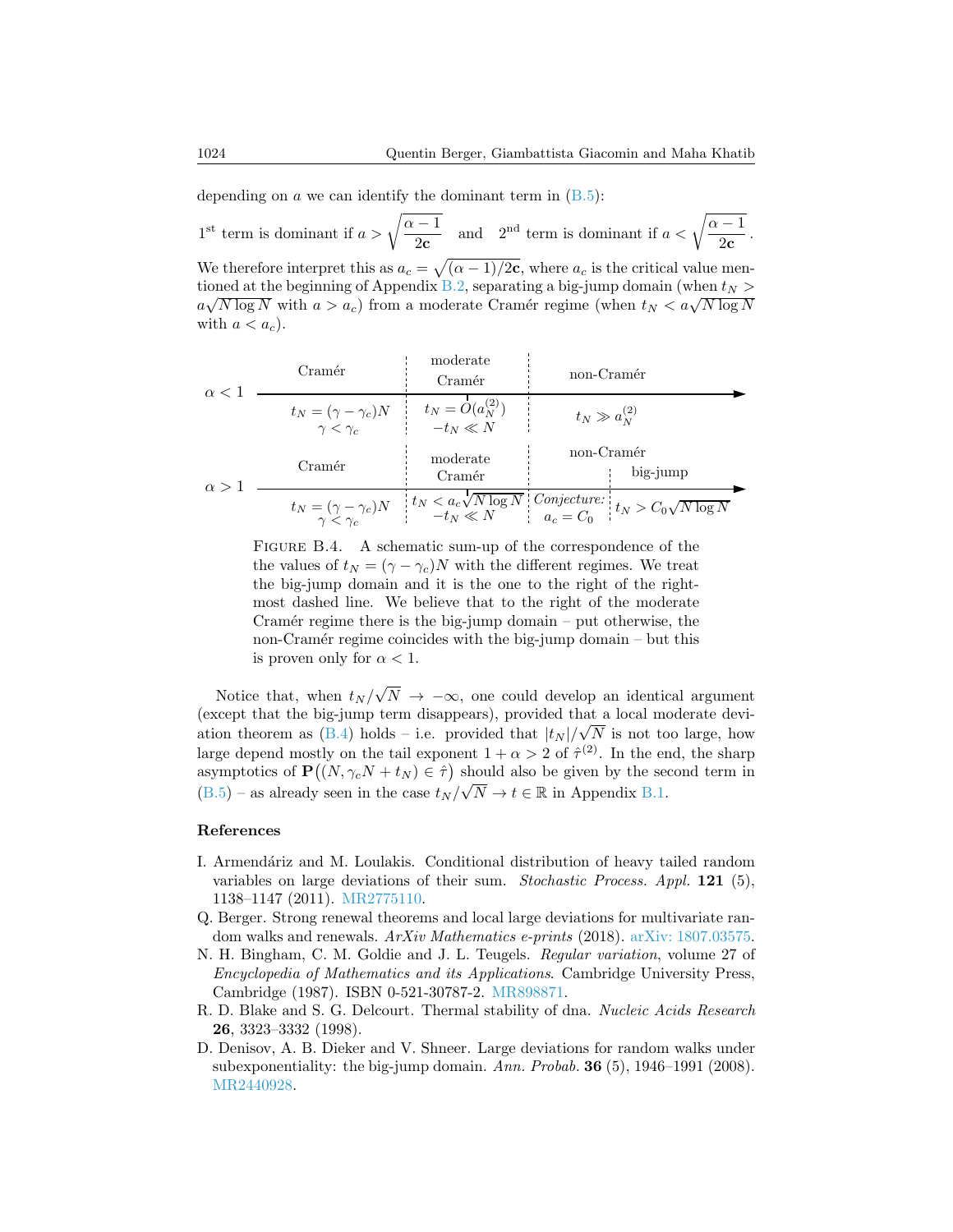depending on $a$ we can identify the dominant term in (B.5):

1[st] term is dominant if $a > \sqrt{\frac{\alpha-1}{2\mathbf{c}}}$ and 2[nd] term is dominant if $a < \sqrt{\frac{\alpha-1}{2\mathbf{c}}}$.

We therefore interpret this as $a_c = \sqrt{(\alpha-1)/2\mathbf{c}}$, where $a_c$ is the critical value mentioned at the beginning of Appendix B.2, separating a big-jump domain (when $t_N > a\sqrt{N \log N}$ with $a > a_c$) from a moderate Cramér regime (when $t_N < a\sqrt{N \log N}$ with $a < a_c$).

| | Cramér | moderate Cramér | non-Cramér | |
|---|---|---|---|---|
| $\alpha < 1$ | $t_N = (\gamma - \gamma_c)N$, $\gamma < \gamma_c$ | $t_N = O(a_N^{(2)})$, $-t_N \ll N$ | $t_N \gg a_N^{(2)}$ | |
| | Cramér | moderate Cramér | non-Cramér | big-jump |
| $\alpha > 1$ | $t_N = (\gamma - \gamma_c)N$, $\gamma < \gamma_c$ | $t_N < a_c\sqrt{N \log N}$, $-t_N \ll N$ | *Conjecture:* $a_c = C_0$ | $t_N > C_0\sqrt{N \log N}$ |

Figure B.4. A schematic sum-up of the correspondence of the the values of $t_N = (\gamma - \gamma_c)N$ with the different regimes. We treat the big-jump domain and it is the one to the right of the rightmost dashed line. We believe that to the right of the moderate Cramér regime there is the big-jump domain – put otherwise, the non-Cramér regime coincides with the big-jump domain – but this is proven only for $\alpha < 1$.

Notice that, when $t_N/\sqrt{N} \to -\infty$, one could develop an identical argument (except that the big-jump term disappears), provided that a local moderate deviation theorem as (B.4) holds – i.e. provided that $|t_N|/\sqrt{N}$ is not too large, how large depend mostly on the tail exponent $1 + \alpha > 2$ of $\hat{\tau}^{(2)}$. In the end, the sharp asymptotics of $\mathbf{P}\big((N, \gamma_c N + t_N) \in \hat{\tau}\big)$ should also be given by the second term in (B.5) – as already seen in the case $t_N/\sqrt{N} \to t \in \mathbb{R}$ in Appendix B.1.

## References

I. Armendáriz and M. Loulakis. Conditional distribution of heavy tailed random variables on large deviations of their sum. *Stochastic Process. Appl.* **121** (5), 1138–1147 (2011). MR2775110.

Q. Berger. Strong renewal theorems and local large deviations for multivariate random walks and renewals. *ArXiv Mathematics e-prints* (2018). arXiv: 1807.03575.

N. H. Bingham, C. M. Goldie and J. L. Teugels. *Regular variation*, volume 27 of *Encyclopedia of Mathematics and its Applications*. Cambridge University Press, Cambridge (1987). ISBN 0-521-30787-2. MR898871.

R. D. Blake and S. G. Delcourt. Thermal stability of dna. *Nucleic Acids Research* **26**, 3323–3332 (1998).

D. Denisov, A. B. Dieker and V. Shneer. Large deviations for random walks under subexponentiality: the big-jump domain. *Ann. Probab.* **36** (5), 1946–1991 (2008). MR2440928.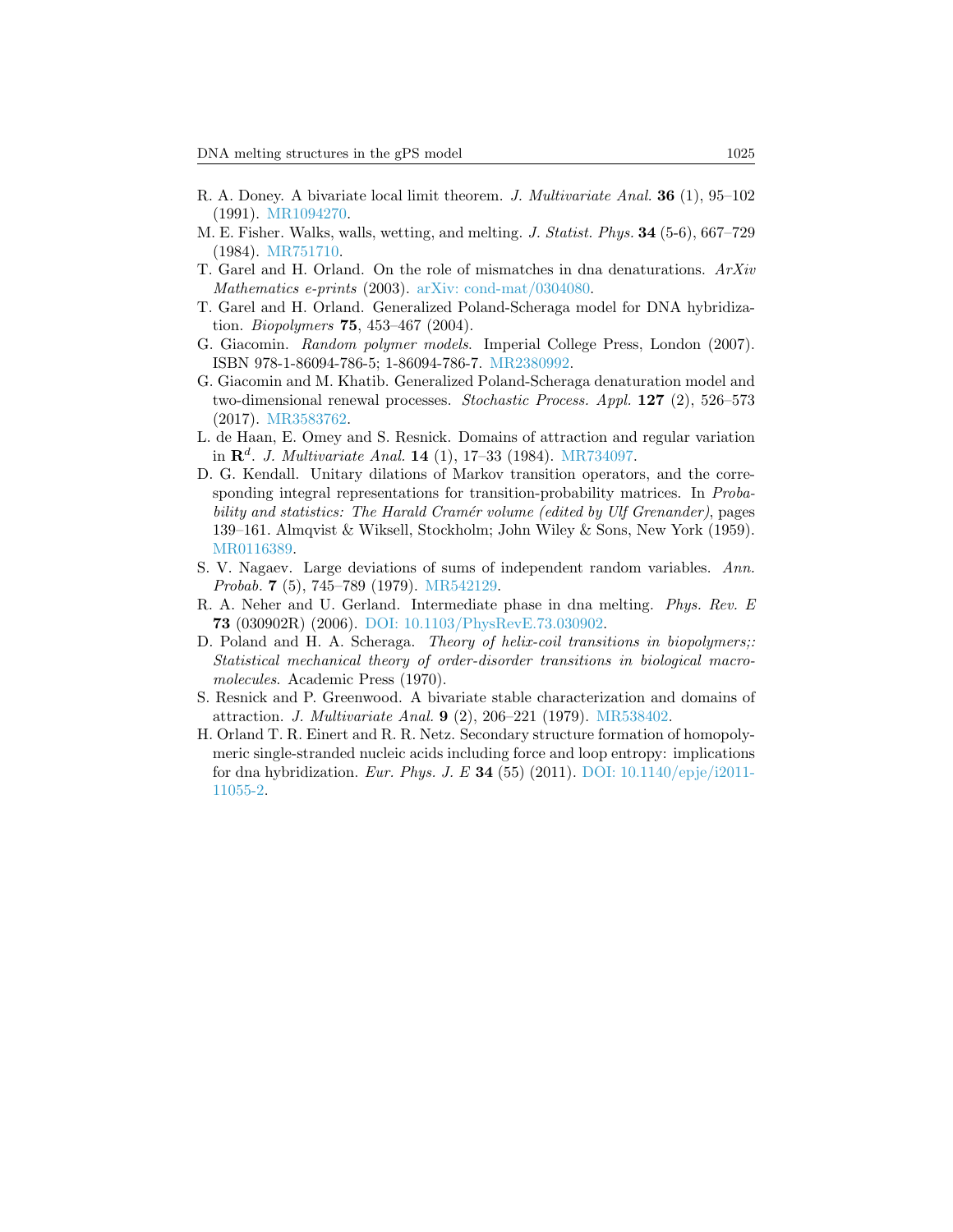R. A. Doney. A bivariate local limit theorem. *J. Multivariate Anal.* **36** (1), 95–102 (1991). MR1094270.

M. E. Fisher. Walks, walls, wetting, and melting. *J. Statist. Phys.* **34** (5-6), 667–729 (1984). MR751710.

T. Garel and H. Orland. On the role of mismatches in dna denaturations. *ArXiv Mathematics e-prints* (2003). arXiv: cond-mat/0304080.

T. Garel and H. Orland. Generalized Poland-Scheraga model for DNA hybridization. *Biopolymers* **75**, 453–467 (2004).

G. Giacomin. *Random polymer models*. Imperial College Press, London (2007). ISBN 978-1-86094-786-5; 1-86094-786-7. MR2380992.

G. Giacomin and M. Khatib. Generalized Poland-Scheraga denaturation model and two-dimensional renewal processes. *Stochastic Process. Appl.* **127** (2), 526–573 (2017). MR3583762.

L. de Haan, E. Omey and S. Resnick. Domains of attraction and regular variation in $\mathbf{R}^d$. *J. Multivariate Anal.* **14** (1), 17–33 (1984). MR734097.

D. G. Kendall. Unitary dilations of Markov transition operators, and the corresponding integral representations for transition-probability matrices. In *Probability and statistics: The Harald Cramér volume (edited by Ulf Grenander)*, pages 139–161. Almqvist & Wiksell, Stockholm; John Wiley & Sons, New York (1959). MR0116389.

S. V. Nagaev. Large deviations of sums of independent random variables. *Ann. Probab.* **7** (5), 745–789 (1979). MR542129.

R. A. Neher and U. Gerland. Intermediate phase in dna melting. *Phys. Rev. E* **73** (030902R) (2006). DOI: 10.1103/PhysRevE.73.030902.

D. Poland and H. A. Scheraga. *Theory of helix-coil transitions in biopolymers;: Statistical mechanical theory of order-disorder transitions in biological macromolecules*. Academic Press (1970).

S. Resnick and P. Greenwood. A bivariate stable characterization and domains of attraction. *J. Multivariate Anal.* **9** (2), 206–221 (1979). MR538402.

H. Orland T. R. Einert and R. R. Netz. Secondary structure formation of homopolymeric single-stranded nucleic acids including force and loop entropy: implications for dna hybridization. *Eur. Phys. J. E* **34** (55) (2011). DOI: 10.1140/epje/i2011-11055-2.